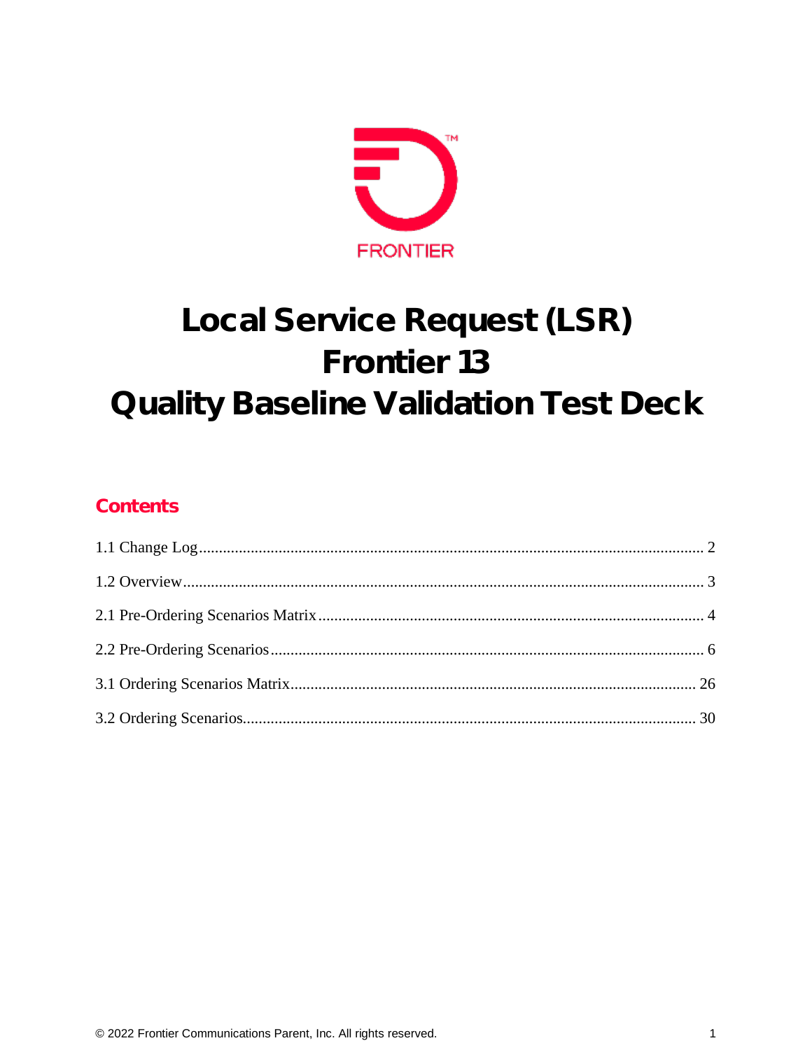FRONTIER

# Local Service Request (LSR)
# Frontier 13
# Quality Baseline Validation Test Deck

## Contents

1.1 Change Log .......... 2

1.2 Overview .......... 3

2.1 Pre-Ordering Scenarios Matrix .......... 4

2.2 Pre-Ordering Scenarios .......... 6

3.1 Ordering Scenarios Matrix .......... 26

3.2 Ordering Scenarios .......... 30

© 2022 Frontier Communications Parent, Inc. All rights reserved.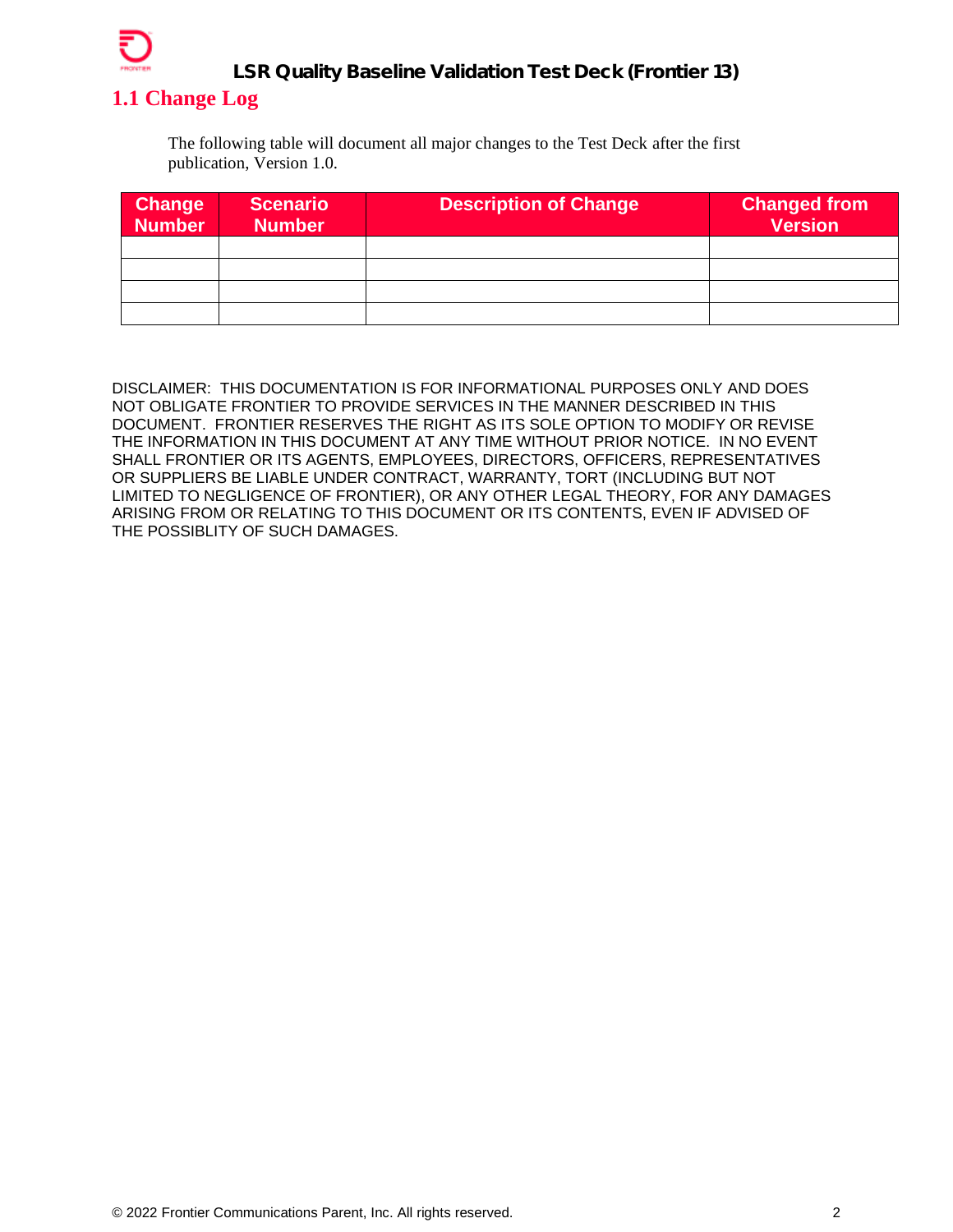## 1.1 Change Log

The following table will document all major changes to the Test Deck after the first publication, Version 1.0.

| Change Number | Scenario Number | Description of Change | Changed from Version |
|---|---|---|---|
| | | | |
| | | | |
| | | | |
| | | | |

DISCLAIMER: THIS DOCUMENTATION IS FOR INFORMATIONAL PURPOSES ONLY AND DOES NOT OBLIGATE FRONTIER TO PROVIDE SERVICES IN THE MANNER DESCRIBED IN THIS DOCUMENT. FRONTIER RESERVES THE RIGHT AS ITS SOLE OPTION TO MODIFY OR REVISE THE INFORMATION IN THIS DOCUMENT AT ANY TIME WITHOUT PRIOR NOTICE. IN NO EVENT SHALL FRONTIER OR ITS AGENTS, EMPLOYEES, DIRECTORS, OFFICERS, REPRESENTATIVES OR SUPPLIERS BE LIABLE UNDER CONTRACT, WARRANTY, TORT (INCLUDING BUT NOT LIMITED TO NEGLIGENCE OF FRONTIER), OR ANY OTHER LEGAL THEORY, FOR ANY DAMAGES ARISING FROM OR RELATING TO THIS DOCUMENT OR ITS CONTENTS, EVEN IF ADVISED OF THE POSSIBLITY OF SUCH DAMAGES.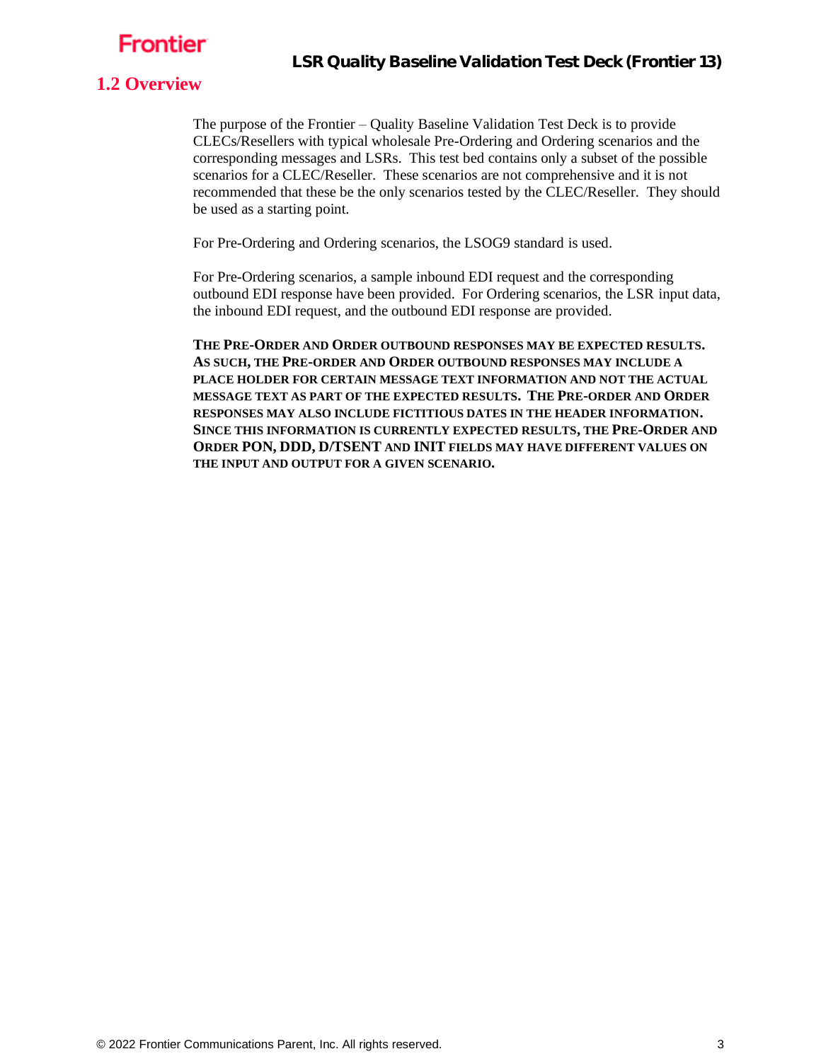## 1.2 Overview

The purpose of the Frontier – Quality Baseline Validation Test Deck is to provide CLECs/Resellers with typical wholesale Pre-Ordering and Ordering scenarios and the corresponding messages and LSRs. This test bed contains only a subset of the possible scenarios for a CLEC/Reseller. These scenarios are not comprehensive and it is not recommended that these be the only scenarios tested by the CLEC/Reseller. They should be used as a starting point.

For Pre-Ordering and Ordering scenarios, the LSOG9 standard is used.

For Pre-Ordering scenarios, a sample inbound EDI request and the corresponding outbound EDI response have been provided. For Ordering scenarios, the LSR input data, the inbound EDI request, and the outbound EDI response are provided.

**THE PRE-ORDER AND ORDER OUTBOUND RESPONSES MAY BE EXPECTED RESULTS. AS SUCH, THE PRE-ORDER AND ORDER OUTBOUND RESPONSES MAY INCLUDE A PLACE HOLDER FOR CERTAIN MESSAGE TEXT INFORMATION AND NOT THE ACTUAL MESSAGE TEXT AS PART OF THE EXPECTED RESULTS. THE PRE-ORDER AND ORDER RESPONSES MAY ALSO INCLUDE FICTITIOUS DATES IN THE HEADER INFORMATION. SINCE THIS INFORMATION IS CURRENTLY EXPECTED RESULTS, THE PRE-ORDER AND ORDER PON, DDD, D/TSENT AND INIT FIELDS MAY HAVE DIFFERENT VALUES ON THE INPUT AND OUTPUT FOR A GIVEN SCENARIO.**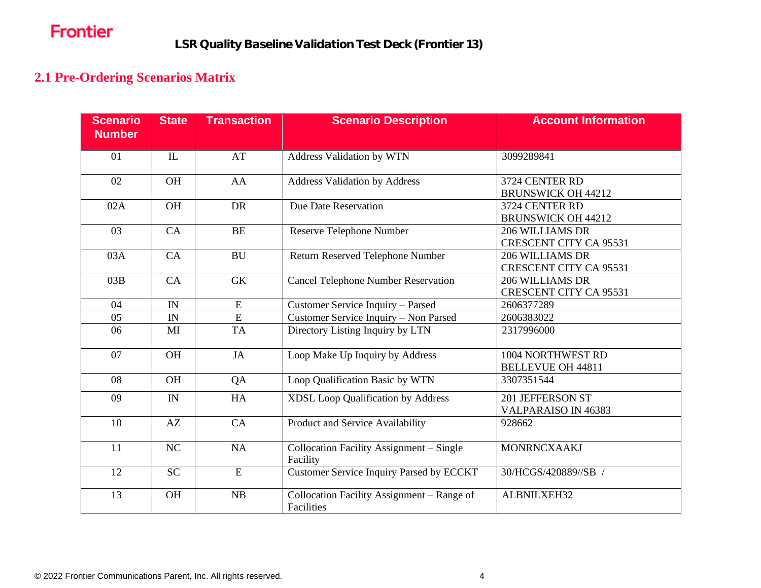## 2.1 Pre-Ordering Scenarios Matrix

| Scenario Number | State | Transaction | Scenario Description | Account Information |
|---|---|---|---|---|
| 01 | IL | AT | Address Validation by WTN | 3099289841 |
| 02 | OH | AA | Address Validation by Address | 3724 CENTER RD BRUNSWICK OH 44212 |
| 02A | OH | DR | Due Date Reservation | 3724 CENTER RD BRUNSWICK OH 44212 |
| 03 | CA | BE | Reserve Telephone Number | 206 WILLIAMS DR CRESCENT CITY CA 95531 |
| 03A | CA | BU | Return Reserved Telephone Number | 206 WILLIAMS DR CRESCENT CITY CA 95531 |
| 03B | CA | GK | Cancel Telephone Number Reservation | 206 WILLIAMS DR CRESCENT CITY CA 95531 |
| 04 | IN | E | Customer Service Inquiry – Parsed | 2606377289 |
| 05 | IN | E | Customer Service Inquiry – Non Parsed | 2606383022 |
| 06 | MI | TA | Directory Listing Inquiry by LTN | 2317996000 |
| 07 | OH | JA | Loop Make Up Inquiry by Address | 1004 NORTHWEST RD BELLEVUE OH 44811 |
| 08 | OH | QA | Loop Qualification Basic by WTN | 3307351544 |
| 09 | IN | HA | XDSL Loop Qualification by Address | 201 JEFFERSON ST VALPARAISO IN 46383 |
| 10 | AZ | CA | Product and Service Availability | 928662 |
| 11 | NC | NA | Collocation Facility Assignment – Single Facility | MONRNCXAAKJ |
| 12 | SC | E | Customer Service Inquiry Parsed by ECCKT | 30/HCGS/420889//SB / |
| 13 | OH | NB | Collocation Facility Assignment – Range of Facilities | ALBNILXEH32 |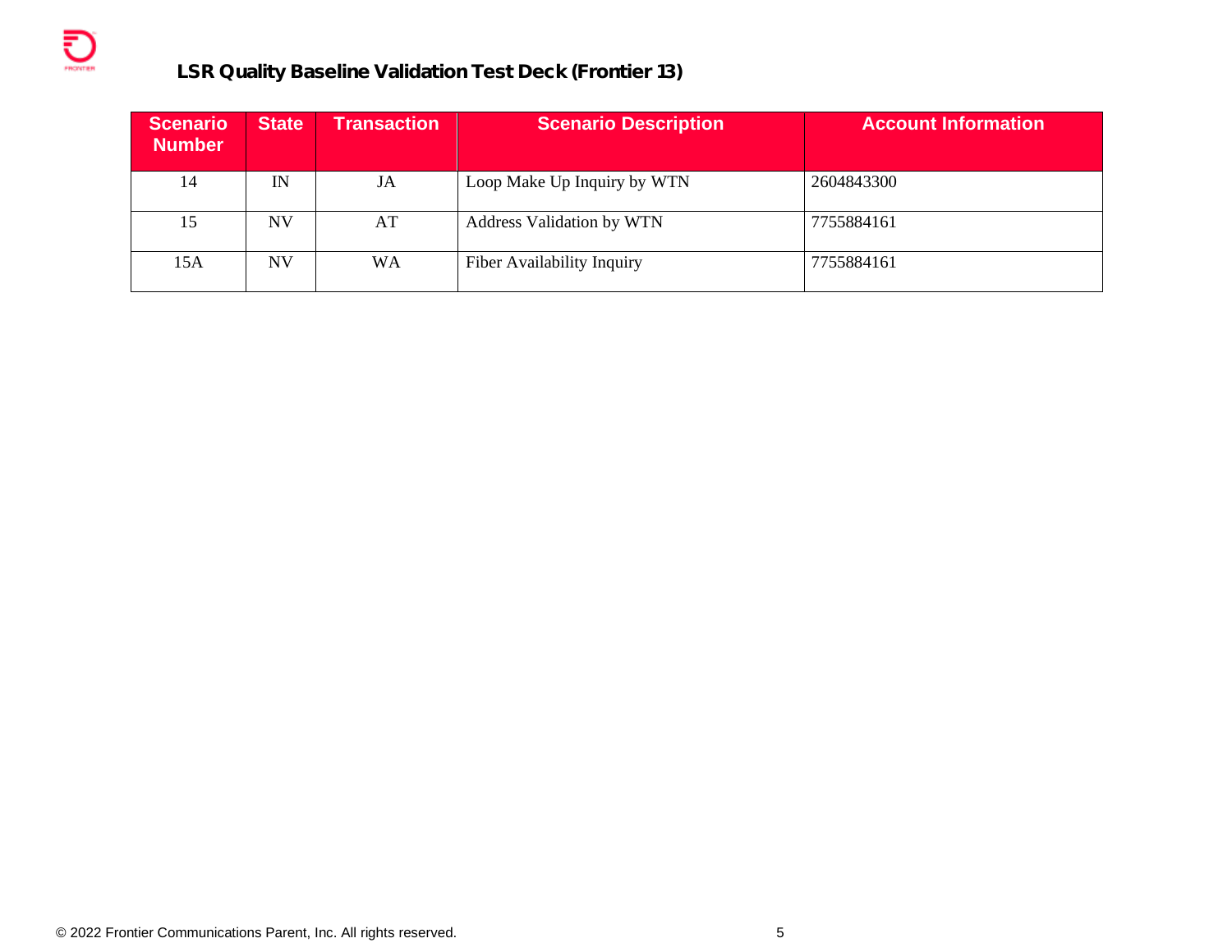## LSR Quality Baseline Validation Test Deck (Frontier 13)

| Scenario Number | State | Transaction | Scenario Description | Account Information |
|---|---|---|---|---|
| 14 | IN | JA | Loop Make Up Inquiry by WTN | 2604843300 |
| 15 | NV | AT | Address Validation by WTN | 7755884161 |
| 15A | NV | WA | Fiber Availability Inquiry | 7755884161 |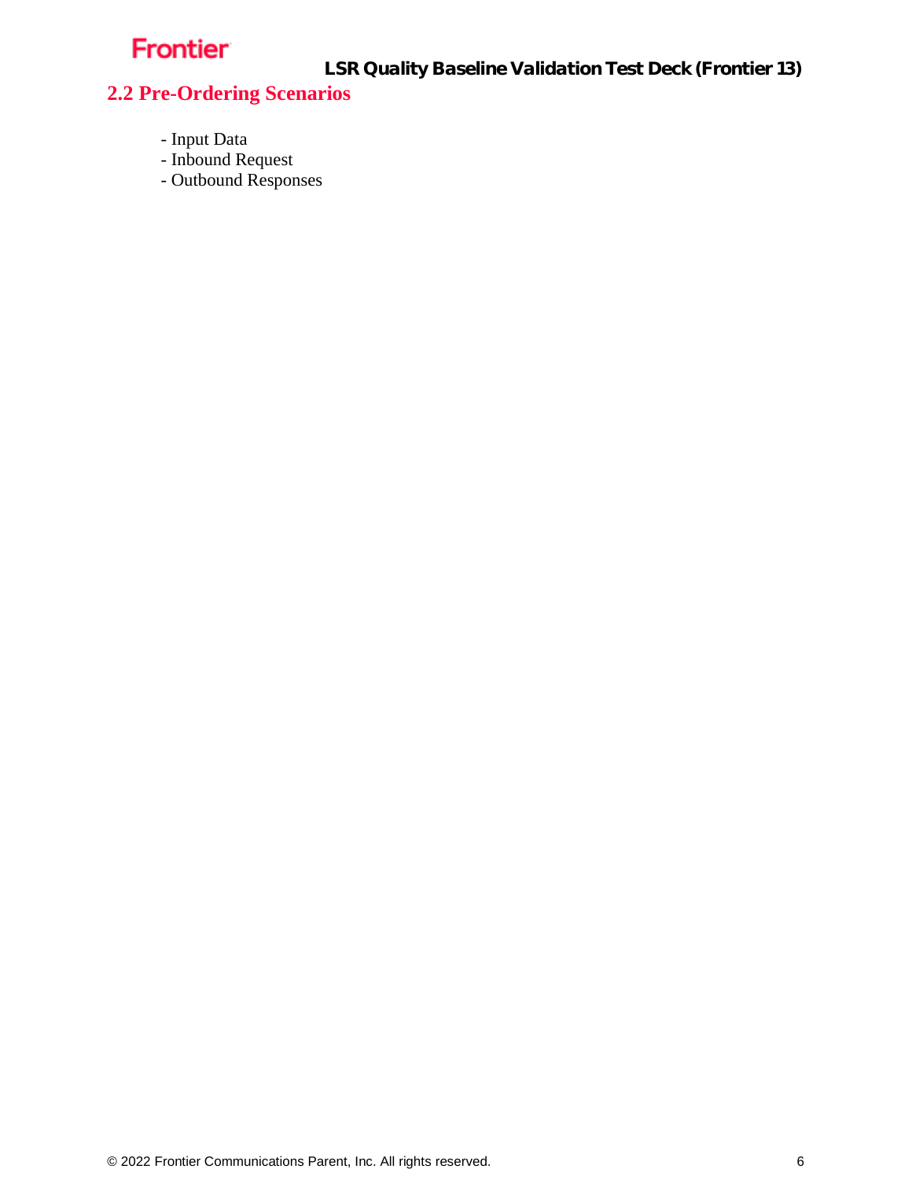## 2.2 Pre-Ordering Scenarios

- Input Data
- Inbound Request
- Outbound Responses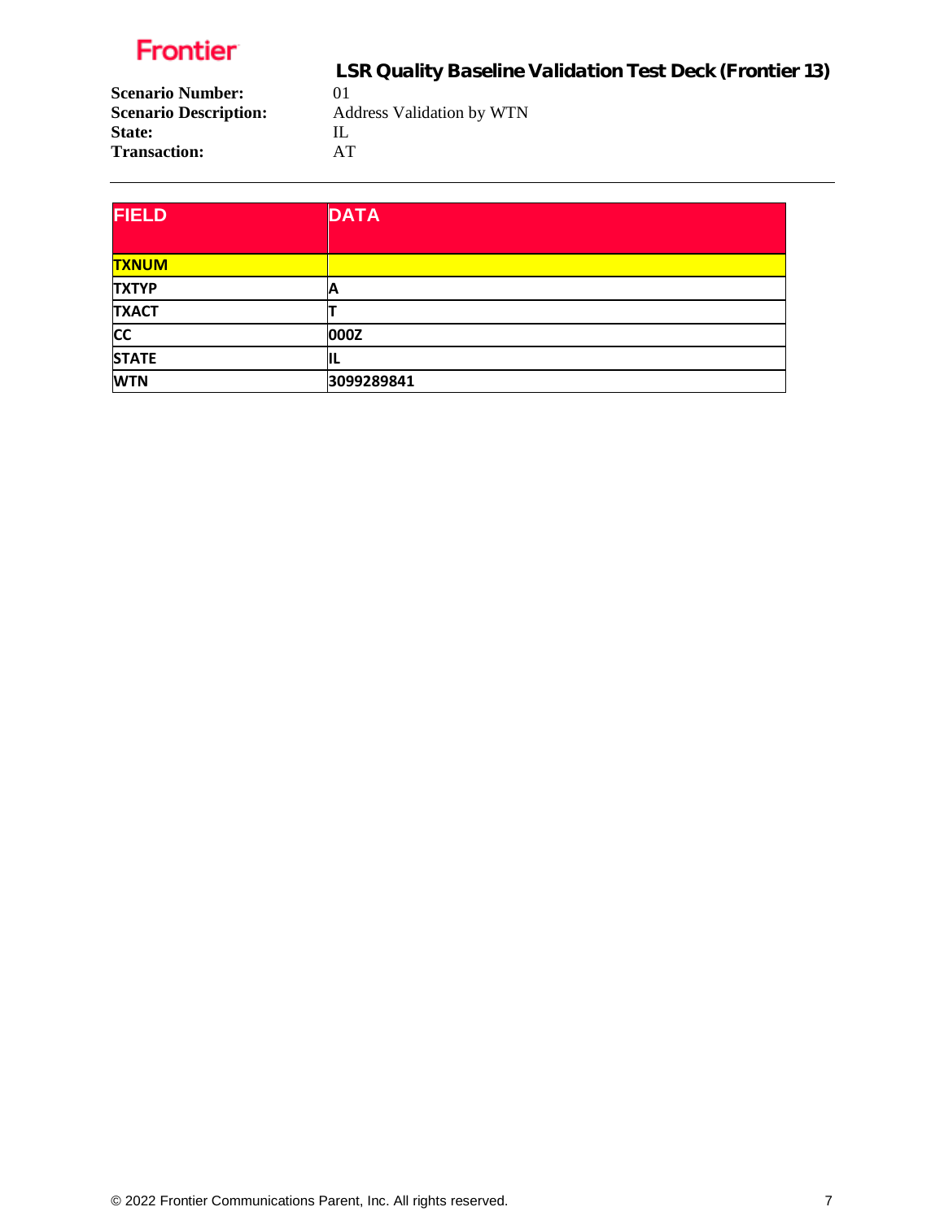**Frontier**

## LSR Quality Baseline Validation Test Deck (Frontier 13)

**Scenario Number:** 01
**Scenario Description:** Address Validation by WTN
**State:** IL
**Transaction:** AT

---

| FIELD | DATA |
|---|---|
| TXNUM | |
| TXTYP | A |
| TXACT | T |
| CC | 000Z |
| STATE | IL |
| WTN | 3099289841 |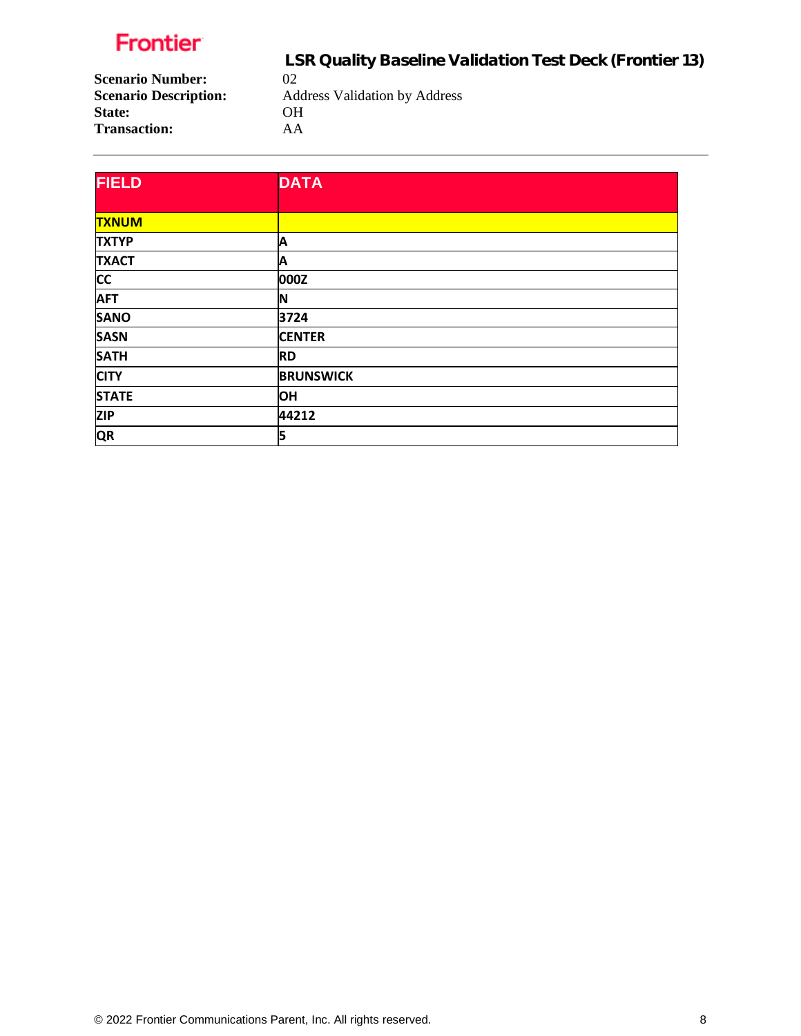## LSR Quality Baseline Validation Test Deck (Frontier 13)

**Scenario Number:** 02
**Scenario Description:** Address Validation by Address
**State:** OH
**Transaction:** AA

---

| FIELD | DATA |
|---|---|
| TXNUM | |
| TXTYP | A |
| TXACT | A |
| CC | 000Z |
| AFT | N |
| SANO | 3724 |
| SASN | CENTER |
| SATH | RD |
| CITY | BRUNSWICK |
| STATE | OH |
| ZIP | 44212 |
| QR | 5 |

© 2022 Frontier Communications Parent, Inc. All rights reserved.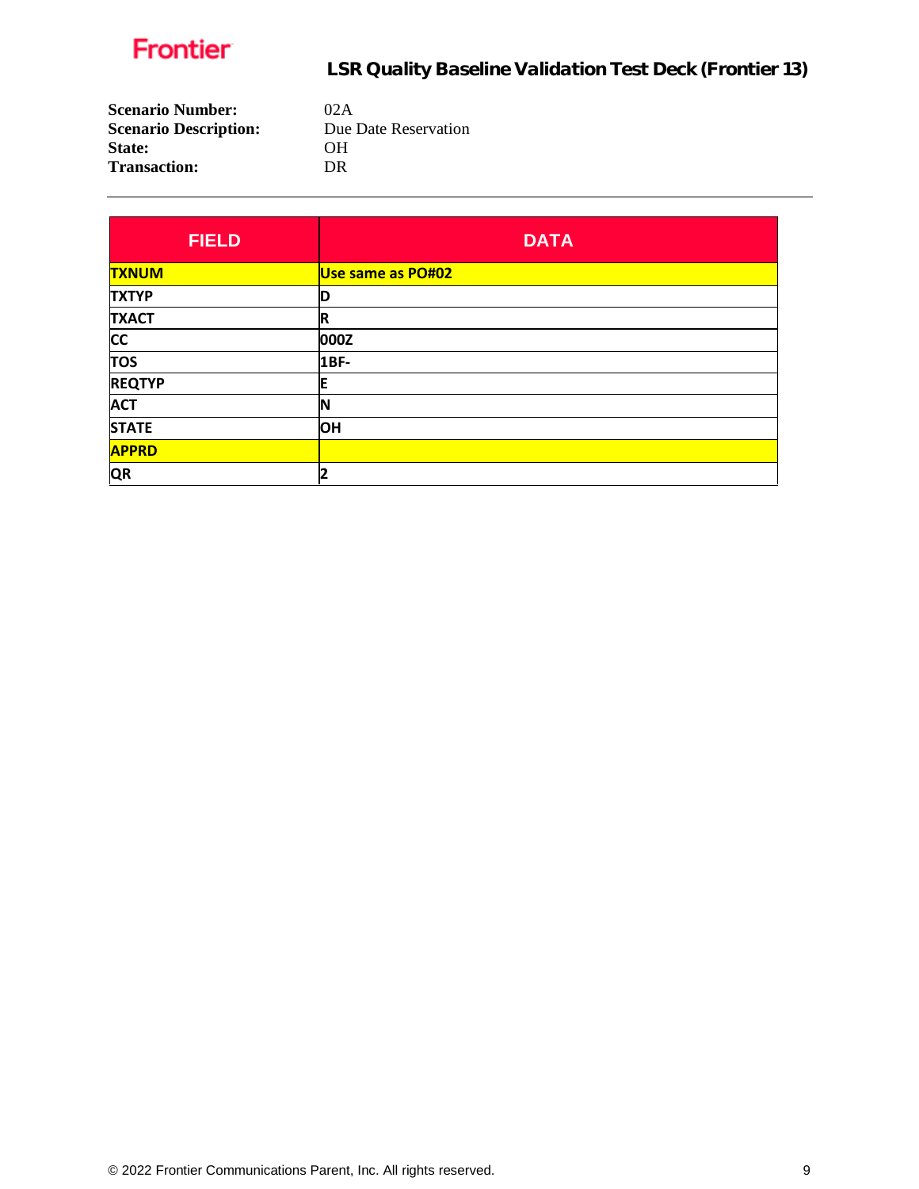**Scenario Number:** 02A
**Scenario Description:** Due Date Reservation
**State:** OH
**Transaction:** DR

---

| FIELD | DATA |
|---|---|
| TXNUM | Use same as PO#02 |
| TXTYP | D |
| TXACT | R |
| CC | 000Z |
| TOS | 1BF- |
| REQTYP | E |
| ACT | N |
| STATE | OH |
| APPRD | |
| QR | 2 |

© 2022 Frontier Communications Parent, Inc. All rights reserved.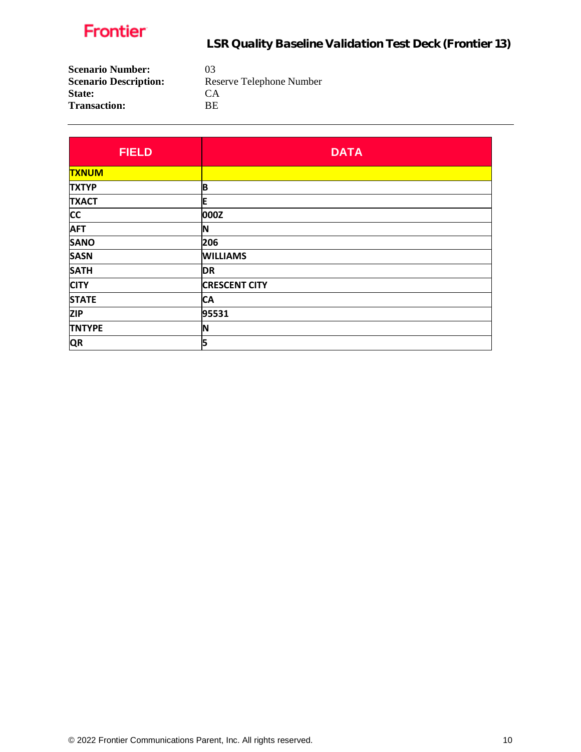**Scenario Number:** 03
**Scenario Description:** Reserve Telephone Number
**State:** CA
**Transaction:** BE

---

| FIELD | DATA |
|---|---|
| TXNUM | |
| TXTYP | B |
| TXACT | E |
| CC | 000Z |
| AFT | N |
| SANO | 206 |
| SASN | WILLIAMS |
| SATH | DR |
| CITY | CRESCENT CITY |
| STATE | CA |
| ZIP | 95531 |
| TNTYPE | N |
| QR | 5 |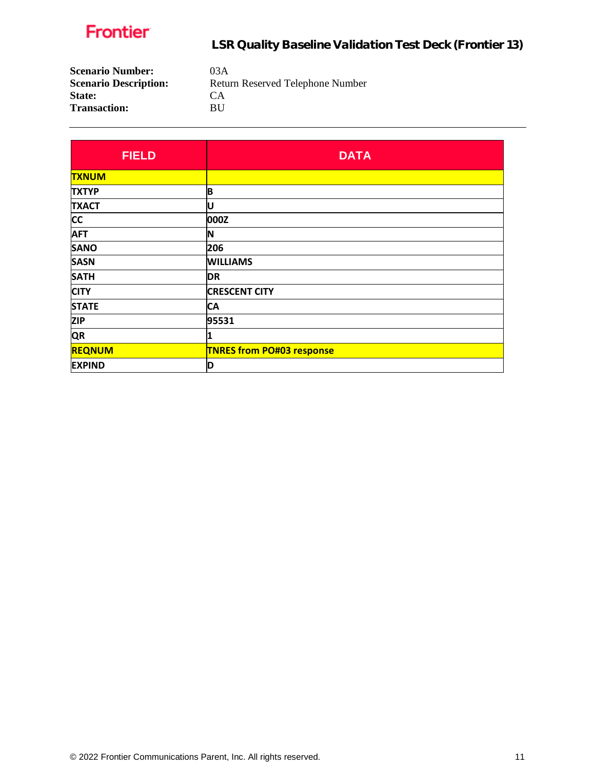**Scenario Number:** 03A
**Scenario Description:** Return Reserved Telephone Number
**State:** CA
**Transaction:** BU

---

| FIELD | DATA |
|---|---|
| TXNUM | |
| TXTYP | B |
| TXACT | U |
| CC | 000Z |
| AFT | N |
| SANO | 206 |
| SASN | WILLIAMS |
| SATH | DR |
| CITY | CRESCENT CITY |
| STATE | CA |
| ZIP | 95531 |
| QR | 1 |
| REQNUM | TNRES from PO#03 response |
| EXPIND | D |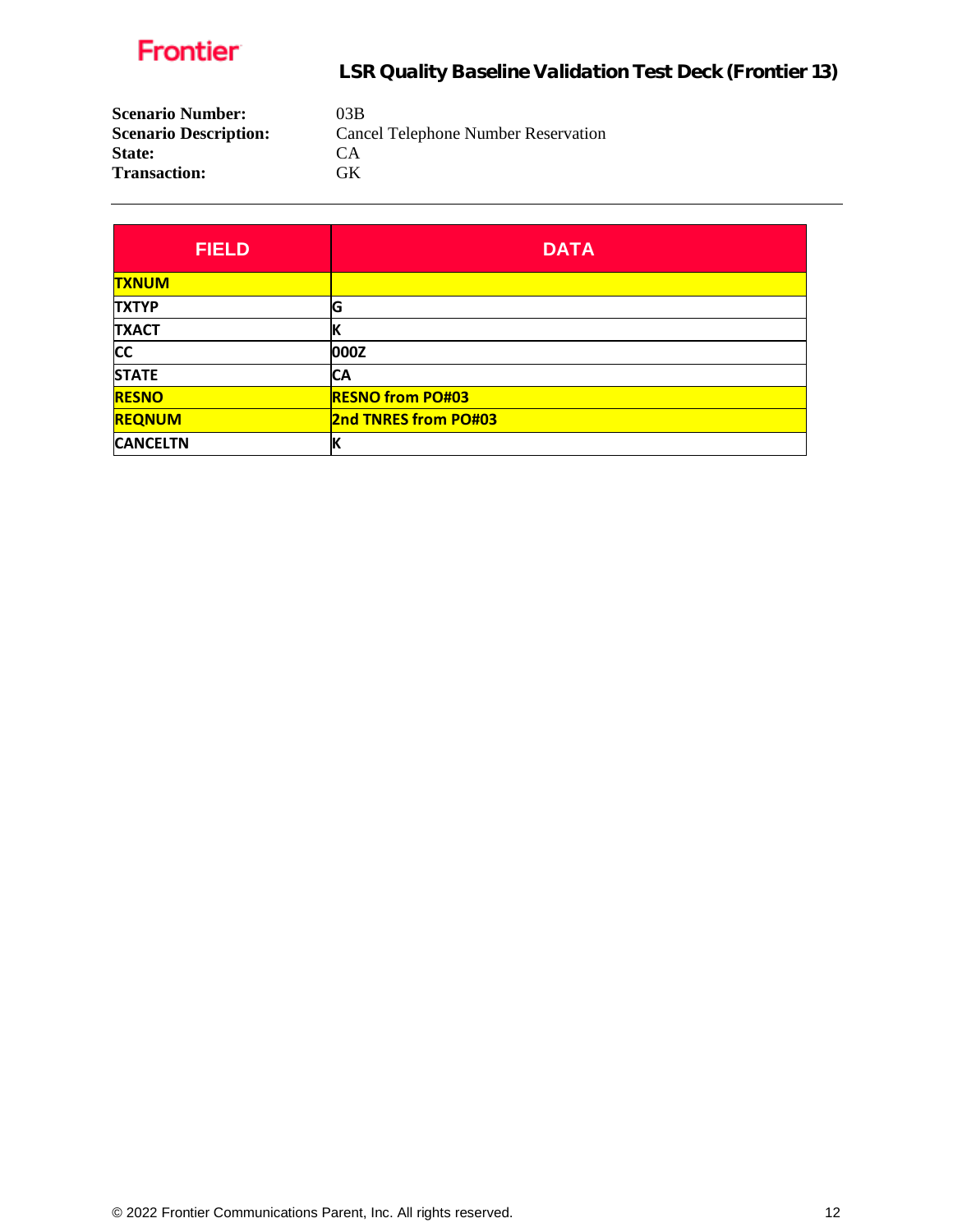# LSR Quality Baseline Validation Test Deck (Frontier 13)

**Scenario Number:** 03B
**Scenario Description:** Cancel Telephone Number Reservation
**State:** CA
**Transaction:** GK

---

| FIELD | DATA |
|---|---|
| **TXNUM** | |
| **TXTYP** | **G** |
| **TXACT** | **K** |
| **CC** | **000Z** |
| **STATE** | **CA** |
| **RESNO** | **RESNO from PO#03** |
| **REQNUM** | **2nd TNRES from PO#03** |
| **CANCELTN** | **K** |

© 2022 Frontier Communications Parent, Inc. All rights reserved.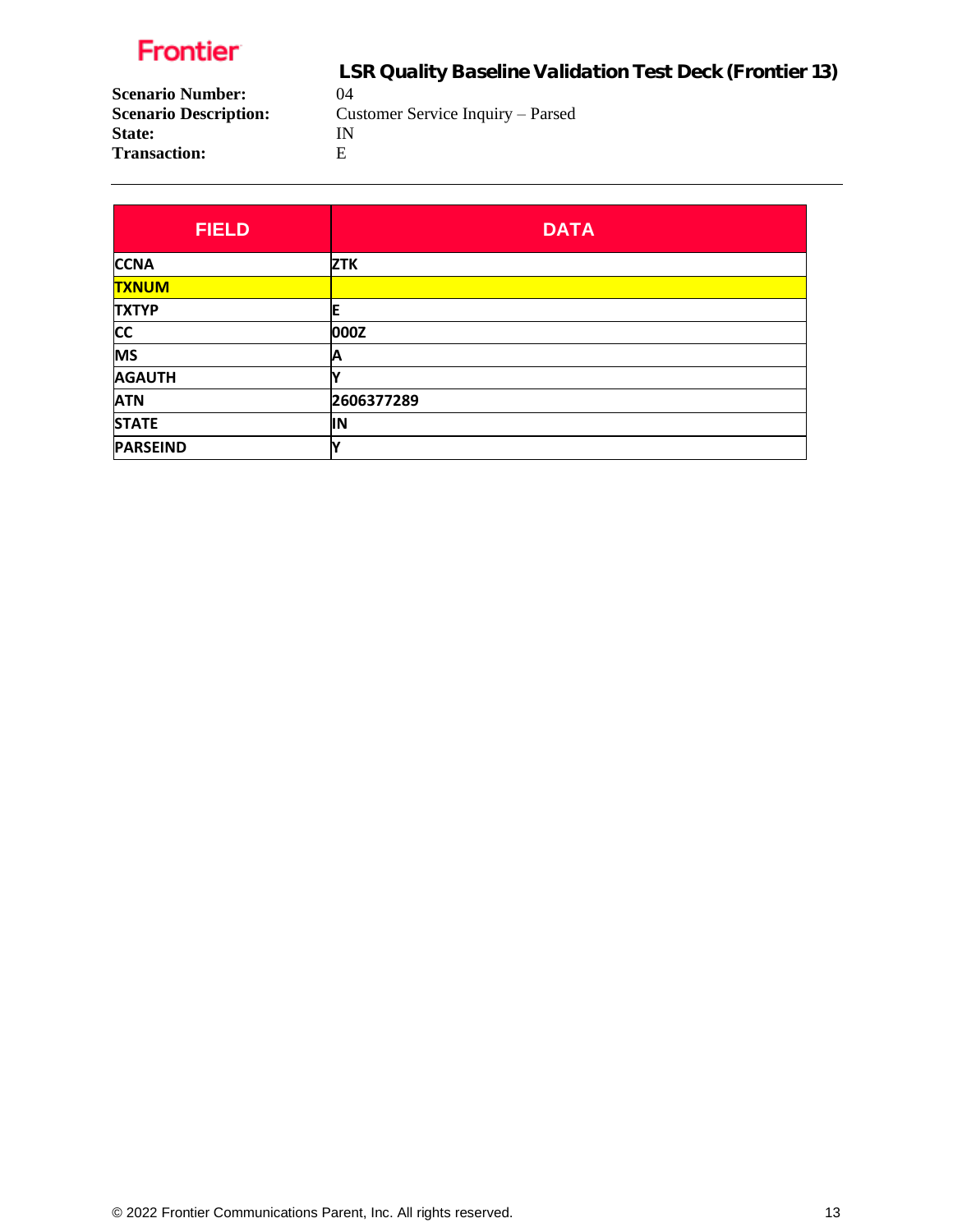**Scenario Number:** 04
**Scenario Description:** Customer Service Inquiry – Parsed
**State:** IN
**Transaction:** E

| FIELD | DATA |
|---|---|
| CCNA | ZTK |
| TXNUM | |
| TXTYP | E |
| CC | 000Z |
| MS | A |
| AGAUTH | Y |
| ATN | 2606377289 |
| STATE | IN |
| PARSEIND | Y |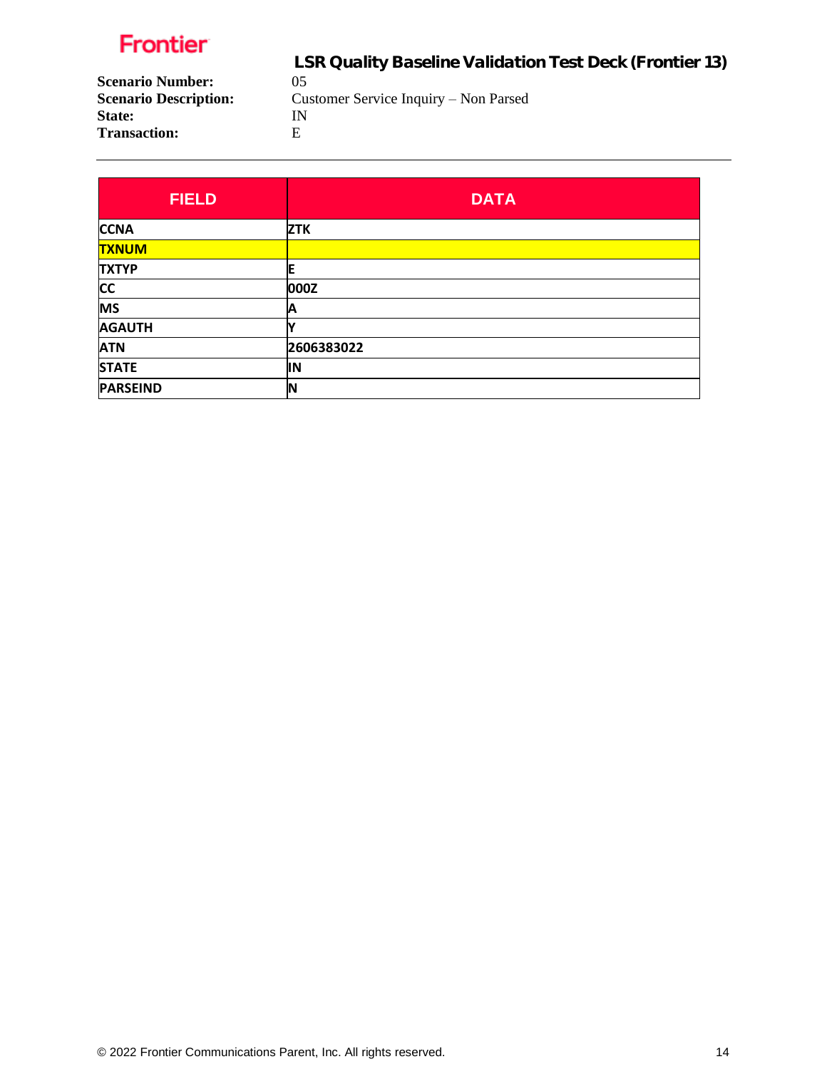Frontier

## LSR Quality Baseline Validation Test Deck (Frontier 13)

**Scenario Number:** 05
**Scenario Description:** Customer Service Inquiry – Non Parsed
**State:** IN
**Transaction:** E

| FIELD | DATA |
|---|---|
| CCNA | ZTK |
| TXNUM | |
| TXTYP | E |
| CC | 000Z |
| MS | A |
| AGAUTH | Y |
| ATN | 2606383022 |
| STATE | IN |
| PARSEIND | N |

© 2022 Frontier Communications Parent, Inc. All rights reserved.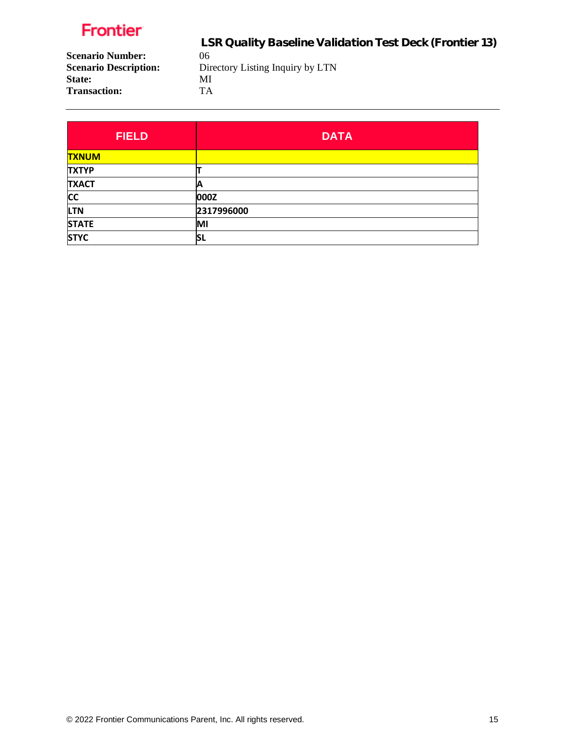Frontier

## LSR Quality Baseline Validation Test Deck (Frontier 13)

**Scenario Number:** 06
**Scenario Description:** Directory Listing Inquiry by LTN
**State:** MI
**Transaction:** TA

| FIELD | DATA |
|---|---|
| **TXNUM** | |
| **TXTYP** | **T** |
| **TXACT** | **A** |
| **CC** | **000Z** |
| **LTN** | **2317996000** |
| **STATE** | **MI** |
| **STYC** | **SL** |

© 2022 Frontier Communications Parent, Inc. All rights reserved.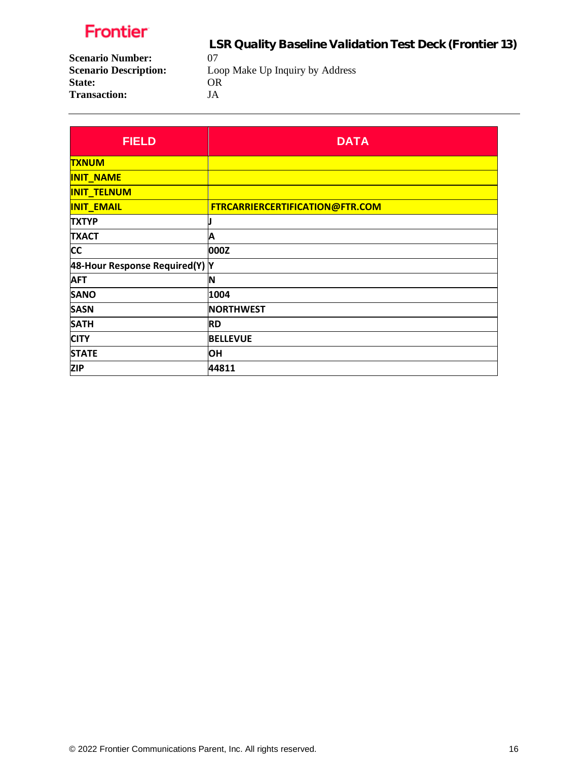Frontier

## LSR Quality Baseline Validation Test Deck (Frontier 13)

**Scenario Number:** 07
**Scenario Description:** Loop Make Up Inquiry by Address
**State:** OR
**Transaction:** JA

| FIELD | DATA |
|---|---|
| TXNUM | |
| INIT_NAME | |
| INIT_TELNUM | |
| INIT_EMAIL | FTRCARRIERCERTIFICATION@FTR.COM |
| TXTYP | J |
| TXACT | A |
| CC | 000Z |
| 48-Hour Response Required(Y) | Y |
| AFT | N |
| SANO | 1004 |
| SASN | NORTHWEST |
| SATH | RD |
| CITY | BELLEVUE |
| STATE | OH |
| ZIP | 44811 |

© 2022 Frontier Communications Parent, Inc. All rights reserved.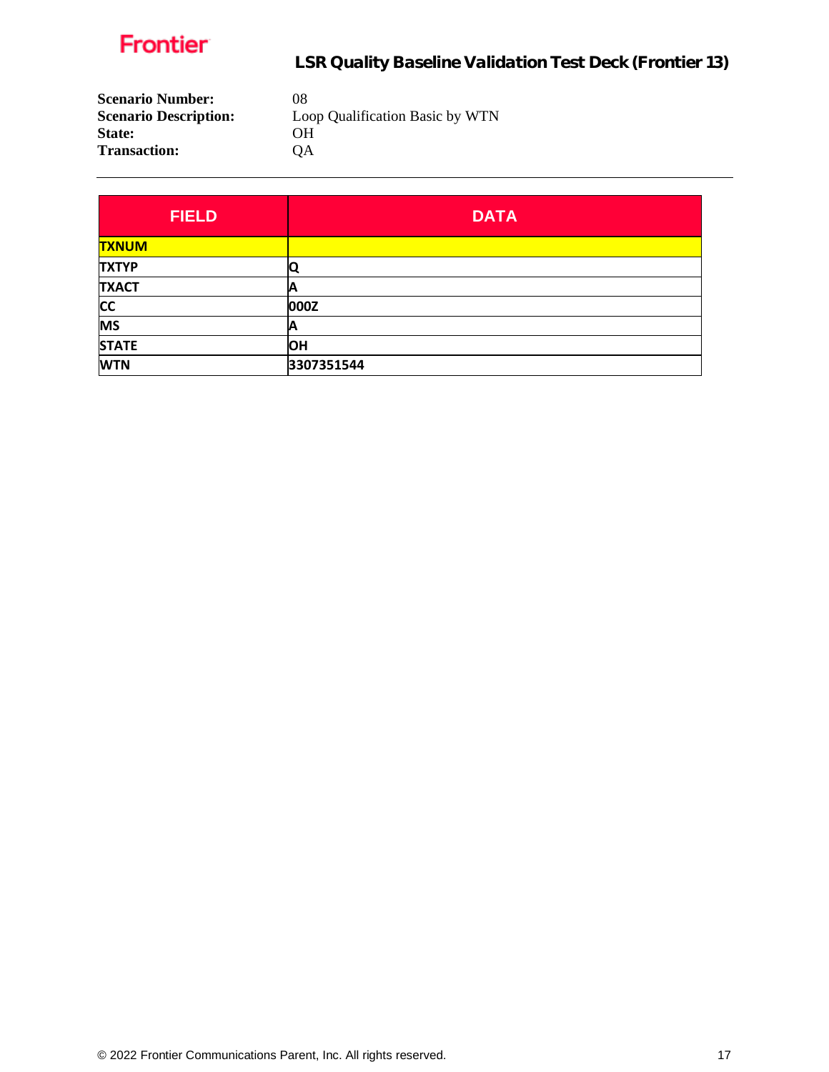**Scenario Number:** 08
**Scenario Description:** Loop Qualification Basic by WTN
**State:** OH
**Transaction:** QA

---

| FIELD | DATA |
|---|---|
| TXNUM | |
| TXTYP | Q |
| TXACT | A |
| CC | 000Z |
| MS | A |
| STATE | OH |
| WTN | 3307351544 |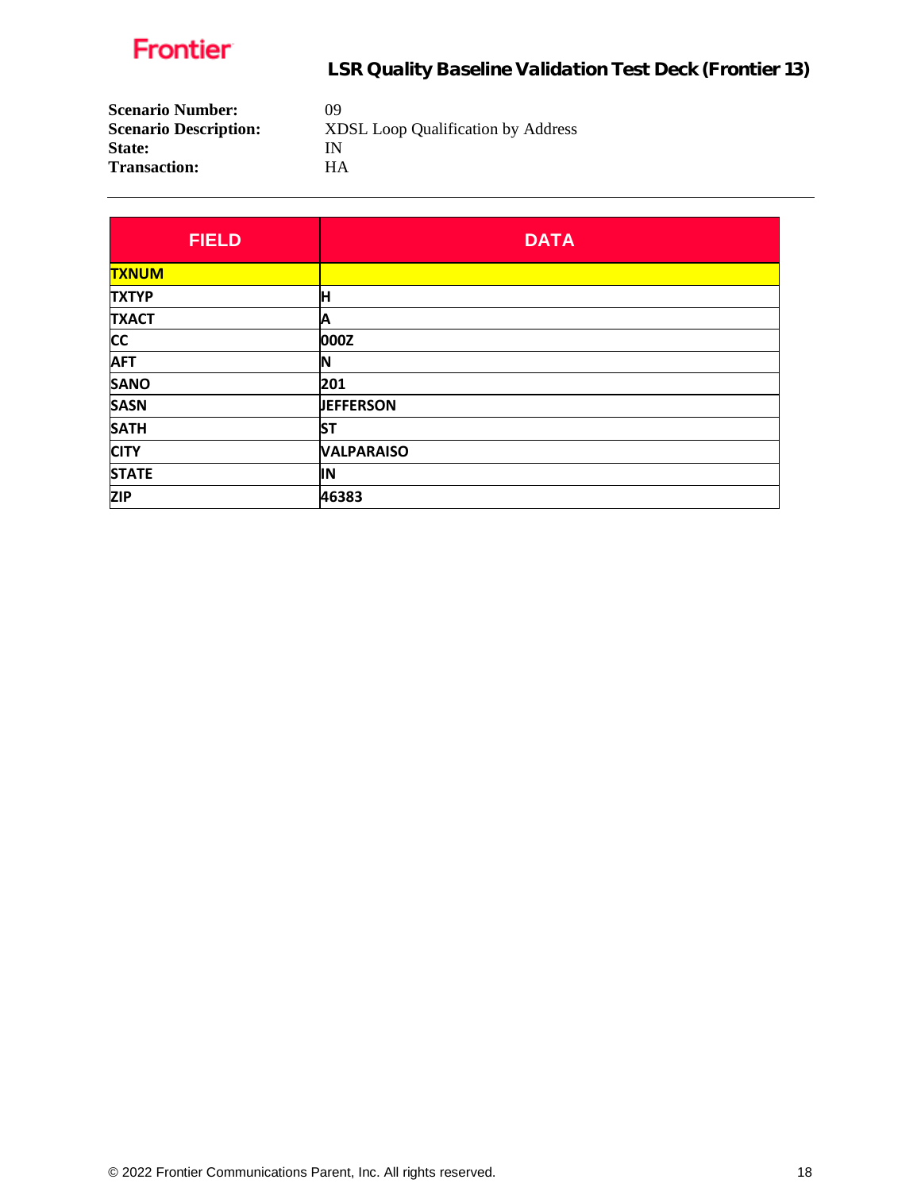**Scenario Number:** 09
**Scenario Description:** XDSL Loop Qualification by Address
**State:** IN
**Transaction:** HA

---

| FIELD | DATA |
|---|---|
| TXNUM | |
| TXTYP | H |
| TXACT | A |
| CC | 000Z |
| AFT | N |
| SANO | 201 |
| SASN | JEFFERSON |
| SATH | ST |
| CITY | VALPARAISO |
| STATE | IN |
| ZIP | 46383 |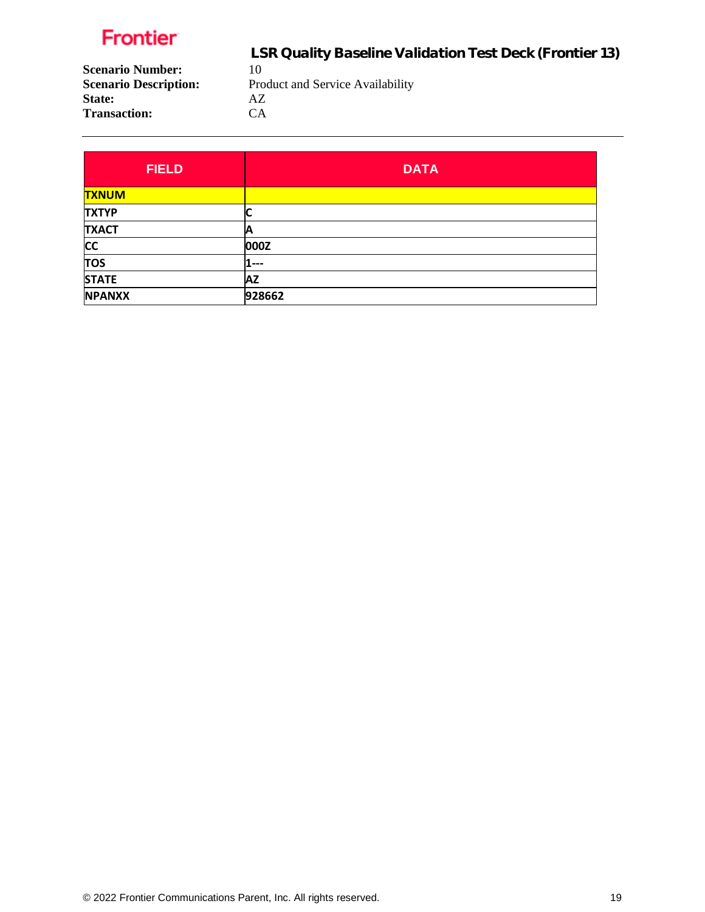**LSR Quality Baseline Validation Test Deck (Frontier 13)**

**Scenario Number:** 10
**Scenario Description:** Product and Service Availability
**State:** AZ
**Transaction:** CA

---

| FIELD | DATA |
|---|---|
| **TXNUM** | |
| **TXTYP** | **C** |
| **TXACT** | **A** |
| **CC** | **000Z** |
| **TOS** | **1---** |
| **STATE** | **AZ** |
| **NPANXX** | **928662** |

© 2022 Frontier Communications Parent, Inc. All rights reserved.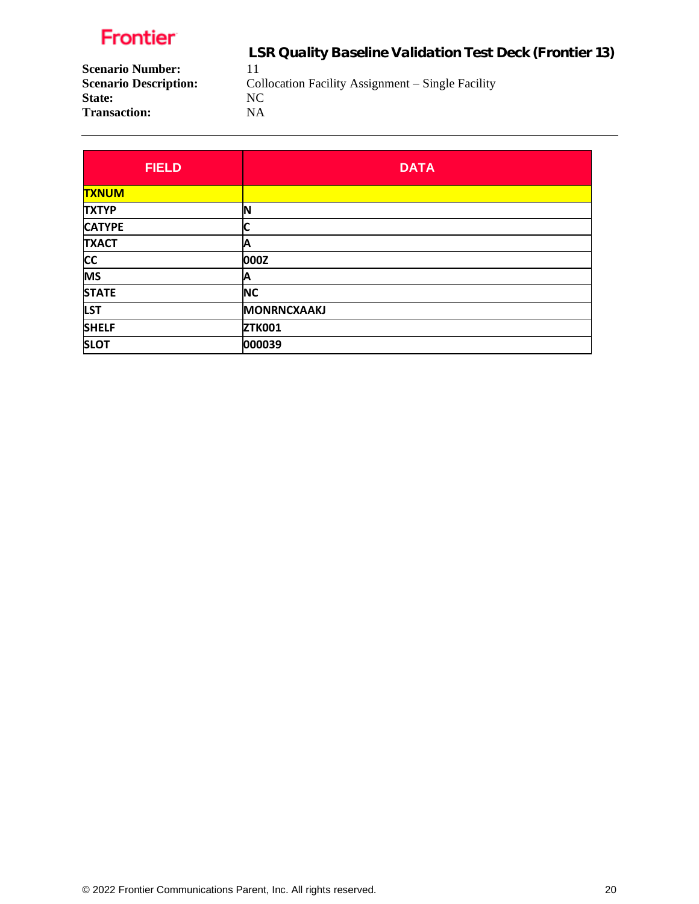**Scenario Number:** 11
**Scenario Description:** Collocation Facility Assignment – Single Facility
**State:** NC
**Transaction:** NA

| FIELD | DATA |
|---|---|
| TXNUM | |
| TXTYP | N |
| CATYPE | C |
| TXACT | A |
| CC | 000Z |
| MS | A |
| STATE | NC |
| LST | MONRNCXAAKJ |
| SHELF | ZTK001 |
| SLOT | 000039 |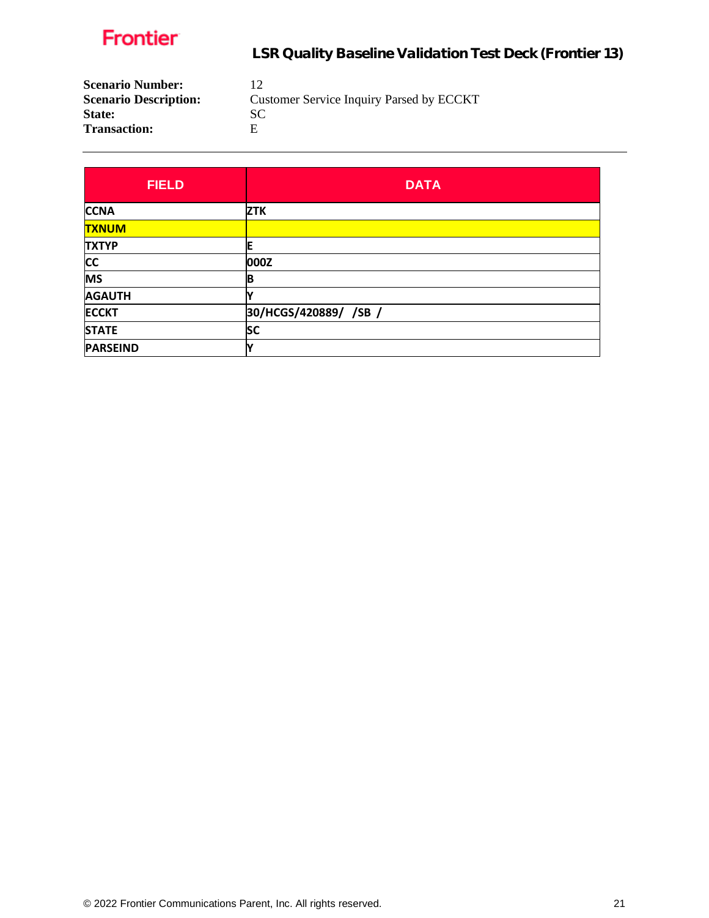**Scenario Number:** 12
**Scenario Description:** Customer Service Inquiry Parsed by ECCKT
**State:** SC
**Transaction:** E

| FIELD | DATA |
|---|---|
| CCNA | ZTK |
| TXNUM | |
| TXTYP | E |
| CC | 000Z |
| MS | B |
| AGAUTH | Y |
| ECCKT | 30/HCGS/420889/ /SB / |
| STATE | SC |
| PARSEIND | Y |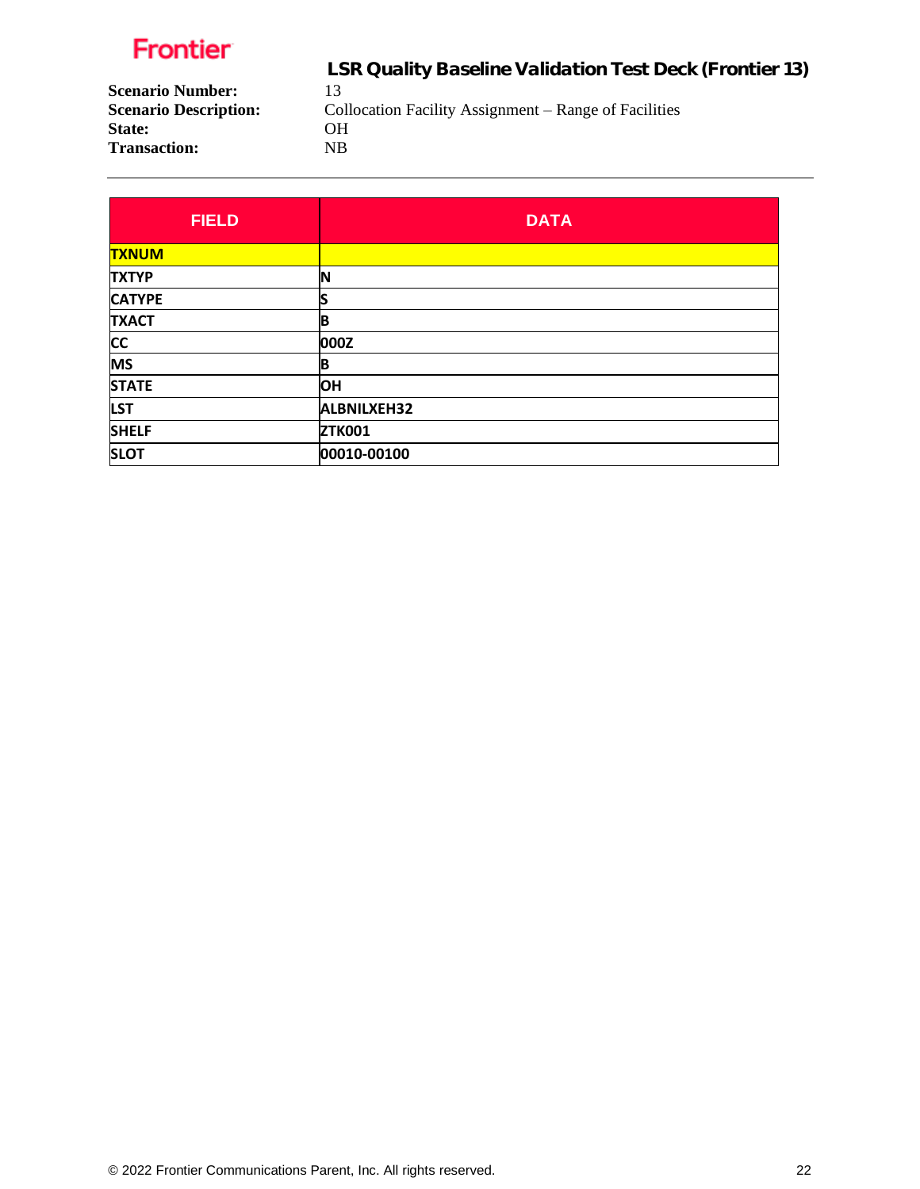**Frontier**

## LSR Quality Baseline Validation Test Deck (Frontier 13)

**Scenario Number:** 13
**Scenario Description:** Collocation Facility Assignment – Range of Facilities
**State:** OH
**Transaction:** NB

| FIELD | DATA |
|---|---|
| **TXNUM** | |
| **TXTYP** | **N** |
| **CATYPE** | **S** |
| **TXACT** | **B** |
| **CC** | **000Z** |
| **MS** | **B** |
| **STATE** | **OH** |
| **LST** | **ALBNILXEH32** |
| **SHELF** | **ZTK001** |
| **SLOT** | **00010-00100** |

© 2022 Frontier Communications Parent, Inc. All rights reserved.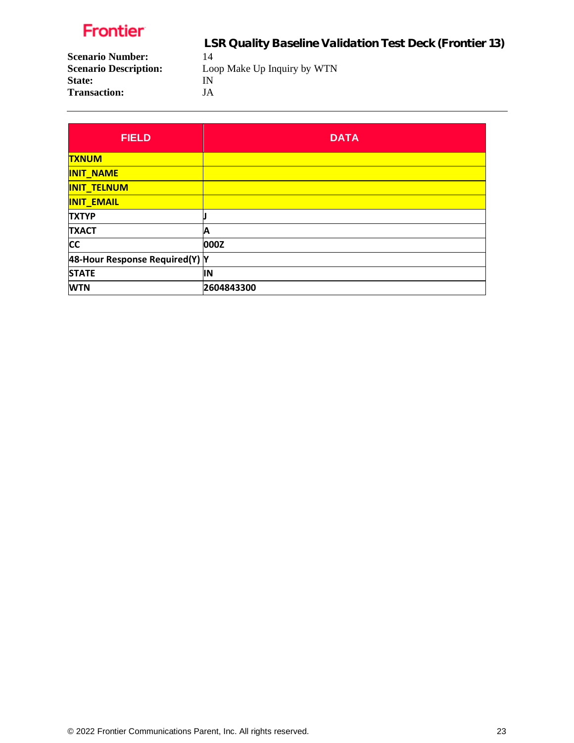# LSR Quality Baseline Validation Test Deck (Frontier 13)

**Scenario Number:** 14
**Scenario Description:** Loop Make Up Inquiry by WTN
**State:** IN
**Transaction:** JA

| FIELD | DATA |
|---|---|
| TXNUM | |
| INIT_NAME | |
| INIT_TELNUM | |
| INIT_EMAIL | |
| TXTYP | J |
| TXACT | A |
| CC | 000Z |
| 48-Hour Response Required(Y) | Y |
| STATE | IN |
| WTN | 2604843300 |

© 2022 Frontier Communications Parent, Inc. All rights reserved.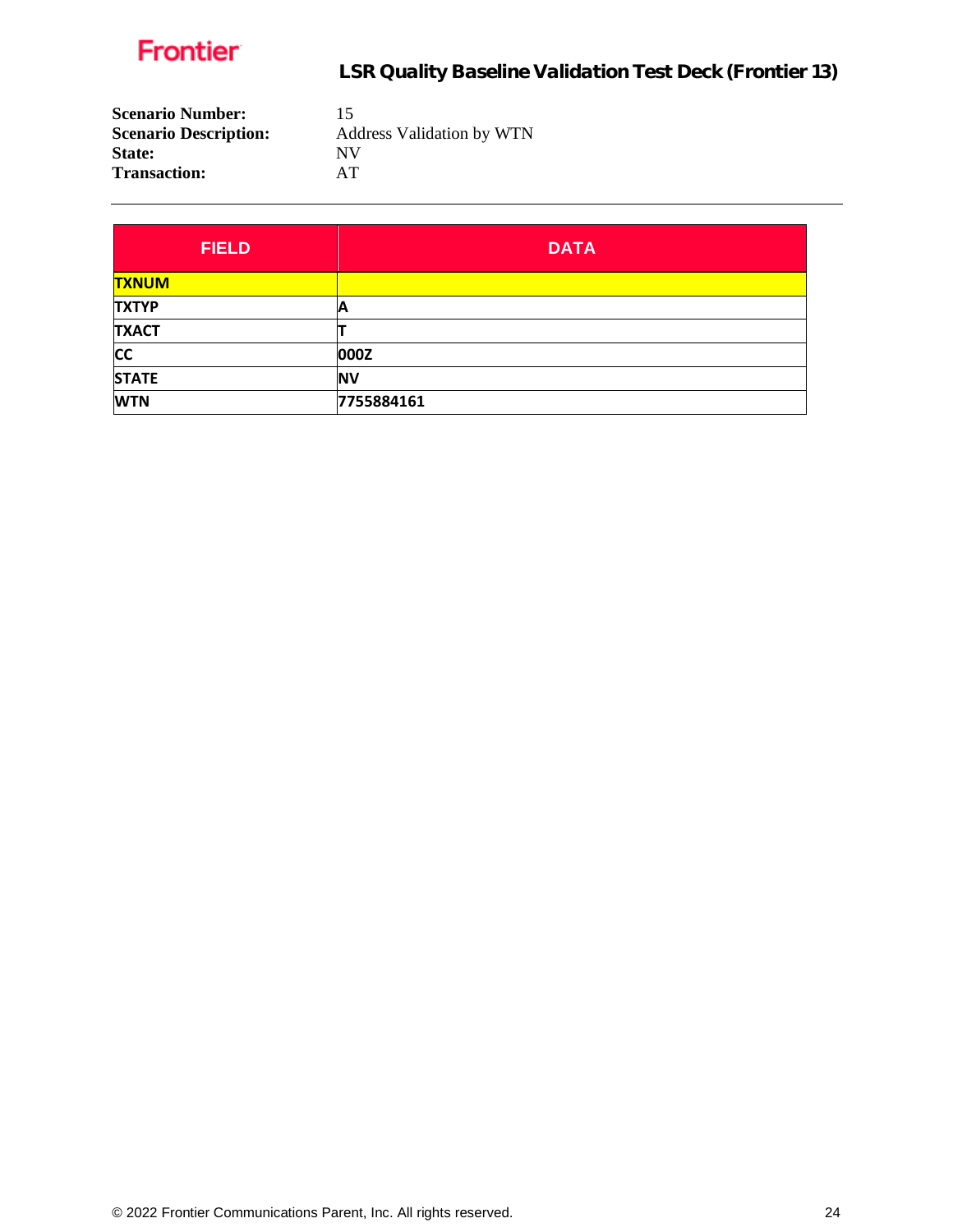**Scenario Number:** 15
**Scenario Description:** Address Validation by WTN
**State:** NV
**Transaction:** AT

---

| FIELD | DATA |
|---|---|
| TXNUM | |
| TXTYP | A |
| TXACT | T |
| CC | 000Z |
| STATE | NV |
| WTN | 7755884161 |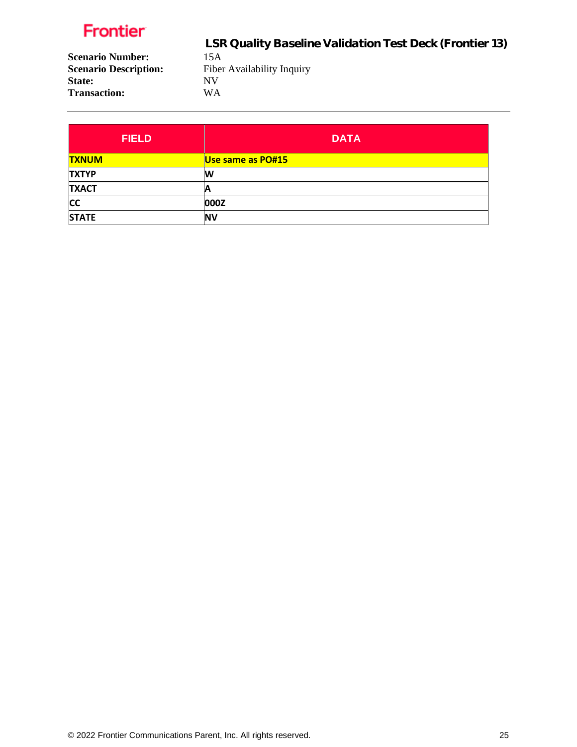**Scenario Number:** 15A
**Scenario Description:** Fiber Availability Inquiry
**State:** NV
**Transaction:** WA

| FIELD | DATA |
|---|---|
| TXNUM | Use same as PO#15 |
| TXTYP | W |
| TXACT | A |
| CC | 000Z |
| STATE | NV |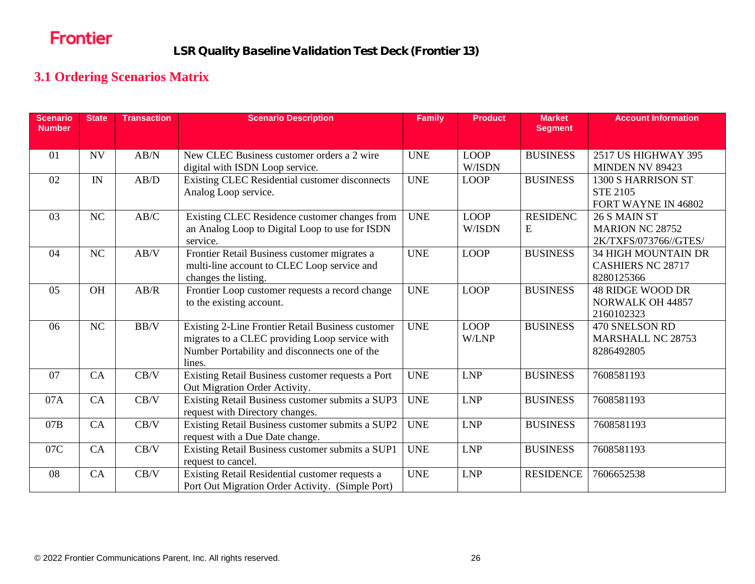## 3.1 Ordering Scenarios Matrix

| Scenario Number | State | Transaction | Scenario Description | Family | Product | Market Segment | Account Information |
|---|---|---|---|---|---|---|---|
| 01 | NV | AB/N | New CLEC Business customer orders a 2 wire digital with ISDN Loop service. | UNE | LOOP W/ISDN | BUSINESS | 2517 US HIGHWAY 395 MINDEN NV 89423 |
| 02 | IN | AB/D | Existing CLEC Residential customer disconnects Analog Loop service. | UNE | LOOP | BUSINESS | 1300 S HARRISON ST STE 2105 FORT WAYNE IN 46802 |
| 03 | NC | AB/C | Existing CLEC Residence customer changes from an Analog Loop to Digital Loop to use for ISDN service. | UNE | LOOP W/ISDN | RESIDENCE | 26 S MAIN ST MARION NC 28752 2K/TXFS/073766//GTES/ |
| 04 | NC | AB/V | Frontier Retail Business customer migrates a multi-line account to CLEC Loop service and changes the listing. | UNE | LOOP | BUSINESS | 34 HIGH MOUNTAIN DR CASHIERS NC 28717 8280125366 |
| 05 | OH | AB/R | Frontier Loop customer requests a record change to the existing account. | UNE | LOOP | BUSINESS | 48 RIDGE WOOD DR NORWALK OH 44857 2160102323 |
| 06 | NC | BB/V | Existing 2-Line Frontier Retail Business customer migrates to a CLEC providing Loop service with Number Portability and disconnects one of the lines. | UNE | LOOP W/LNP | BUSINESS | 470 SNELSON RD MARSHALL NC 28753 8286492805 |
| 07 | CA | CB/V | Existing Retail Business customer requests a Port Out Migration Order Activity. | UNE | LNP | BUSINESS | 7608581193 |
| 07A | CA | CB/V | Existing Retail Business customer submits a SUP3 request with Directory changes. | UNE | LNP | BUSINESS | 7608581193 |
| 07B | CA | CB/V | Existing Retail Business customer submits a SUP2 request with a Due Date change. | UNE | LNP | BUSINESS | 7608581193 |
| 07C | CA | CB/V | Existing Retail Business customer submits a SUP1 request to cancel. | UNE | LNP | BUSINESS | 7608581193 |
| 08 | CA | CB/V | Existing Retail Residential customer requests a Port Out Migration Order Activity. (Simple Port) | UNE | LNP | RESIDENCE | 7606652538 |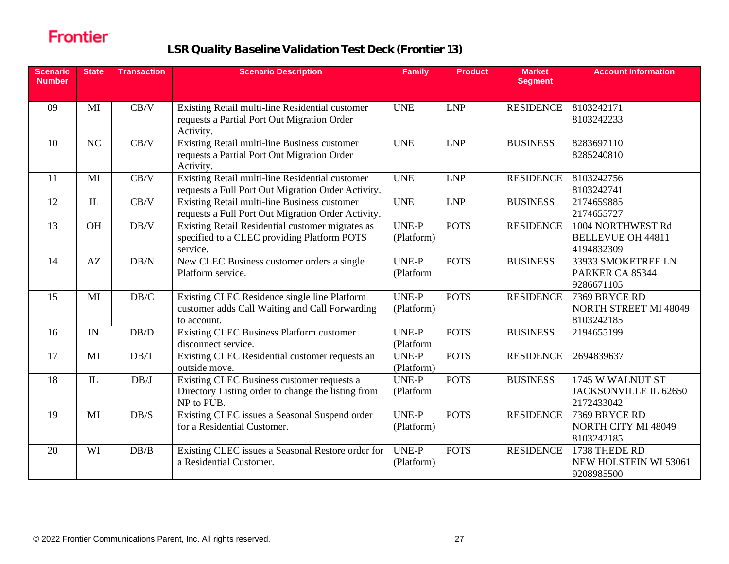## LSR Quality Baseline Validation Test Deck (Frontier 13)

| Scenario Number | State | Transaction | Scenario Description | Family | Product | Market Segment | Account Information |
|---|---|---|---|---|---|---|---|
| 09 | MI | CB/V | Existing Retail multi-line Residential customer requests a Partial Port Out Migration Order Activity. | UNE | LNP | RESIDENCE | 8103242171<br>8103242233 |
| 10 | NC | CB/V | Existing Retail multi-line Business customer requests a Partial Port Out Migration Order Activity. | UNE | LNP | BUSINESS | 8283697110<br>8285240810 |
| 11 | MI | CB/V | Existing Retail multi-line Residential customer requests a Full Port Out Migration Order Activity. | UNE | LNP | RESIDENCE | 8103242756<br>8103242741 |
| 12 | IL | CB/V | Existing Retail multi-line Business customer requests a Full Port Out Migration Order Activity. | UNE | LNP | BUSINESS | 2174659885<br>2174655727 |
| 13 | OH | DB/V | Existing Retail Residential customer migrates as specified to a CLEC providing Platform POTS service. | UNE-P (Platform) | POTS | RESIDENCE | 1004 NORTHWEST Rd<br>BELLEVUE OH 44811<br>4194832309 |
| 14 | AZ | DB/N | New CLEC Business customer orders a single Platform service. | UNE-P (Platform | POTS | BUSINESS | 33933 SMOKETREE LN<br>PARKER CA 85344<br>9286671105 |
| 15 | MI | DB/C | Existing CLEC Residence single line Platform customer adds Call Waiting and Call Forwarding to account. | UNE-P (Platform) | POTS | RESIDENCE | 7369 BRYCE RD<br>NORTH STREET MI 48049<br>8103242185 |
| 16 | IN | DB/D | Existing CLEC Business Platform customer disconnect service. | UNE-P (Platform | POTS | BUSINESS | 2194655199 |
| 17 | MI | DB/T | Existing CLEC Residential customer requests an outside move. | UNE-P (Platform) | POTS | RESIDENCE | 2694839637 |
| 18 | IL | DB/J | Existing CLEC Business customer requests a Directory Listing order to change the listing from NP to PUB. | UNE-P (Platform | POTS | BUSINESS | 1745 W WALNUT ST<br>JACKSONVILLE IL 62650<br>2172433042 |
| 19 | MI | DB/S | Existing CLEC issues a Seasonal Suspend order for a Residential Customer. | UNE-P (Platform) | POTS | RESIDENCE | 7369 BRYCE RD<br>NORTH CITY MI 48049<br>8103242185 |
| 20 | WI | DB/B | Existing CLEC issues a Seasonal Restore order for a Residential Customer. | UNE-P (Platform) | POTS | RESIDENCE | 1738 THEDE RD<br>NEW HOLSTEIN WI 53061<br>9208985500 |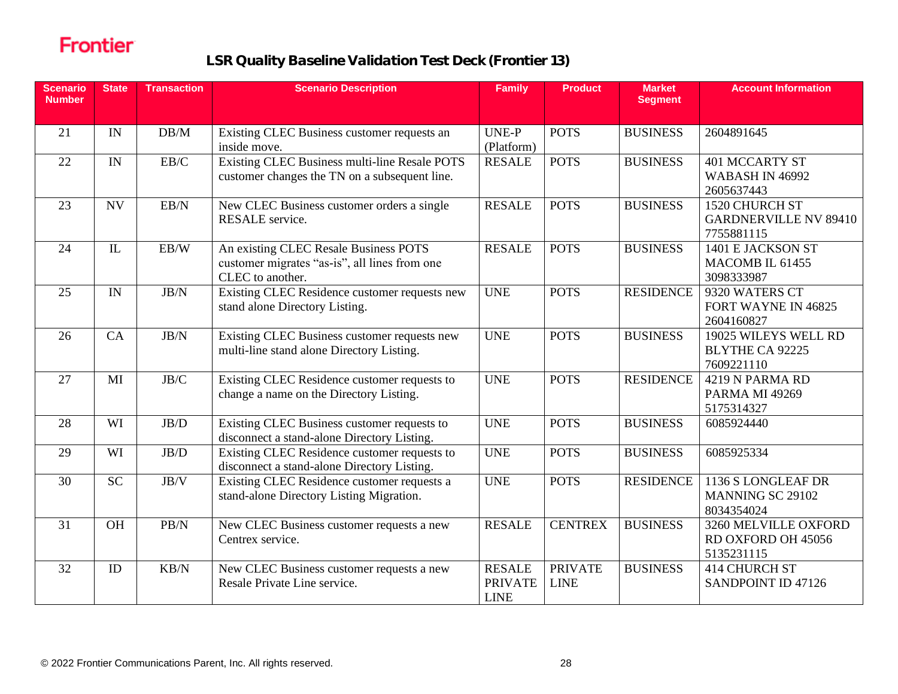**Frontier**

## LSR Quality Baseline Validation Test Deck (Frontier 13)

| Scenario Number | State | Transaction | Scenario Description | Family | Product | Market Segment | Account Information |
|---|---|---|---|---|---|---|---|
| 21 | IN | DB/M | Existing CLEC Business customer requests an inside move. | UNE-P (Platform) | POTS | BUSINESS | 2604891645 |
| 22 | IN | EB/C | Existing CLEC Business multi-line Resale POTS customer changes the TN on a subsequent line. | RESALE | POTS | BUSINESS | 401 MCCARTY ST WABASH IN 46992 2605637443 |
| 23 | NV | EB/N | New CLEC Business customer orders a single RESALE service. | RESALE | POTS | BUSINESS | 1520 CHURCH ST GARDNERVILLE NV 89410 7755881115 |
| 24 | IL | EB/W | An existing CLEC Resale Business POTS customer migrates "as-is", all lines from one CLEC to another. | RESALE | POTS | BUSINESS | 1401 E JACKSON ST MACOMB IL 61455 3098333987 |
| 25 | IN | JB/N | Existing CLEC Residence customer requests new stand alone Directory Listing. | UNE | POTS | RESIDENCE | 9320 WATERS CT FORT WAYNE IN 46825 2604160827 |
| 26 | CA | JB/N | Existing CLEC Business customer requests new multi-line stand alone Directory Listing. | UNE | POTS | BUSINESS | 19025 WILEYS WELL RD BLYTHE CA 92225 7609221110 |
| 27 | MI | JB/C | Existing CLEC Residence customer requests to change a name on the Directory Listing. | UNE | POTS | RESIDENCE | 4219 N PARMA RD PARMA MI 49269 5175314327 |
| 28 | WI | JB/D | Existing CLEC Business customer requests to disconnect a stand-alone Directory Listing. | UNE | POTS | BUSINESS | 6085924440 |
| 29 | WI | JB/D | Existing CLEC Residence customer requests to disconnect a stand-alone Directory Listing. | UNE | POTS | BUSINESS | 6085925334 |
| 30 | SC | JB/V | Existing CLEC Residence customer requests a stand-alone Directory Listing Migration. | UNE | POTS | RESIDENCE | 1136 S LONGLEAF DR MANNING SC 29102 8034354024 |
| 31 | OH | PB/N | New CLEC Business customer requests a new Centrex service. | RESALE | CENTREX | BUSINESS | 3260 MELVILLE OXFORD RD OXFORD OH 45056 5135231115 |
| 32 | ID | KB/N | New CLEC Business customer requests a new Resale Private Line service. | RESALE PRIVATE LINE | PRIVATE LINE | BUSINESS | 414 CHURCH ST SANDPOINT ID 47126 |

© 2022 Frontier Communications Parent, Inc. All rights reserved.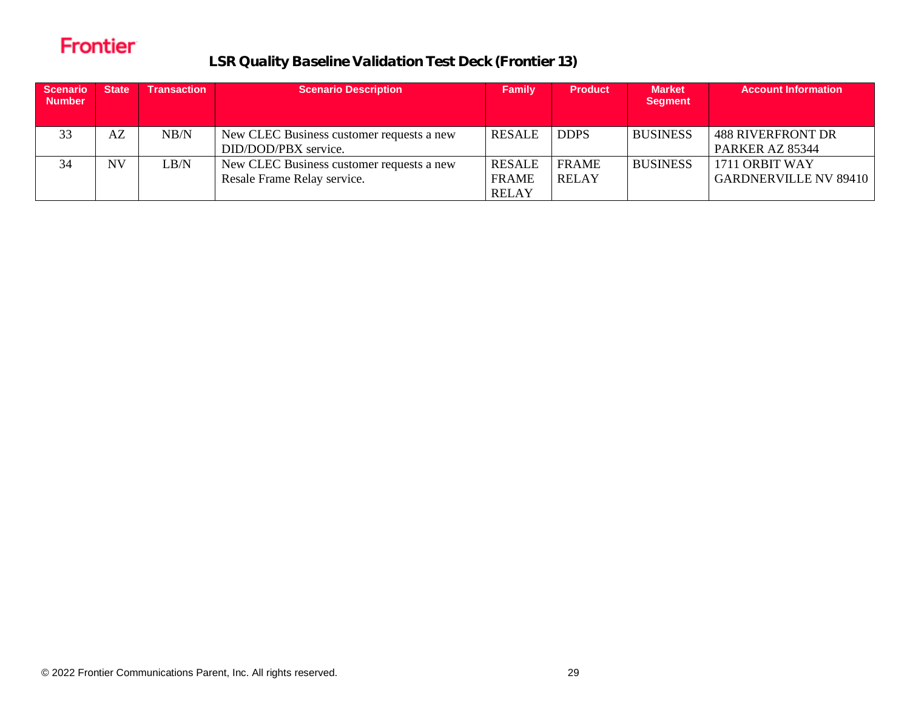Frontier

## LSR Quality Baseline Validation Test Deck (Frontier 13)

| Scenario Number | State | Transaction | Scenario Description | Family | Product | Market Segment | Account Information |
|---|---|---|---|---|---|---|---|
| 33 | AZ | NB/N | New CLEC Business customer requests a new DID/DOD/PBX service. | RESALE | DDPS | BUSINESS | 488 RIVERFRONT DR PARKER AZ 85344 |
| 34 | NV | LB/N | New CLEC Business customer requests a new Resale Frame Relay service. | RESALE FRAME RELAY | FRAME RELAY | BUSINESS | 1711 ORBIT WAY GARDNERVILLE NV 89410 |

© 2022 Frontier Communications Parent, Inc. All rights reserved.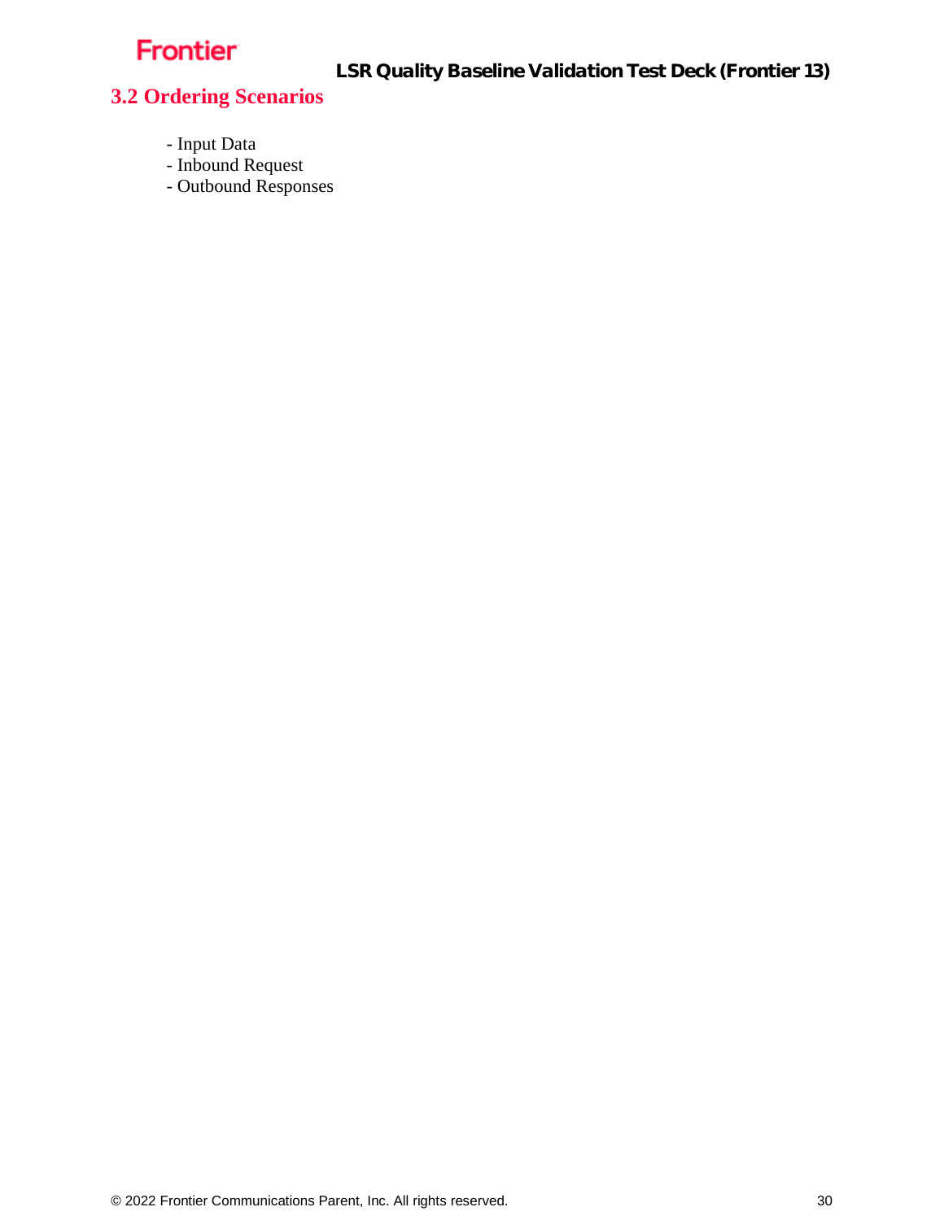## 3.2 Ordering Scenarios

- Input Data
- Inbound Request
- Outbound Responses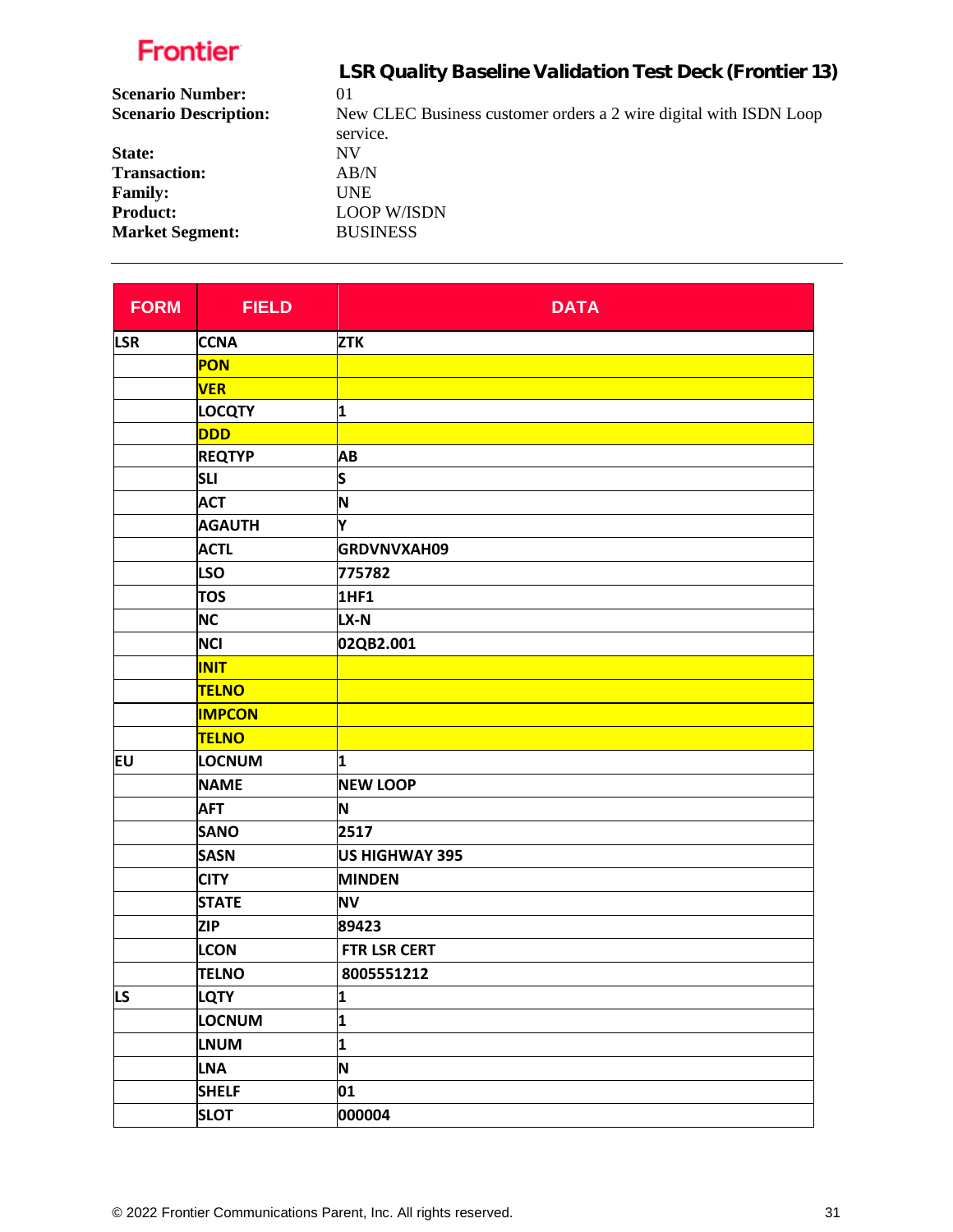**Frontier**

## LSR Quality Baseline Validation Test Deck (Frontier 13)

**Scenario Number:** 01
**Scenario Description:** New CLEC Business customer orders a 2 wire digital with ISDN Loop service.
**State:** NV
**Transaction:** AB/N
**Family:** UNE
**Product:** LOOP W/ISDN
**Market Segment:** BUSINESS

---

| FORM | FIELD | DATA |
|---|---|---|
| LSR | CCNA | ZTK |
| | PON | |
| | VER | |
| | LOCQTY | 1 |
| | DDD | |
| | REQTYP | AB |
| | SLI | S |
| | ACT | N |
| | AGAUTH | Y |
| | ACTL | GRDVNVXAH09 |
| | LSO | 775782 |
| | TOS | 1HF1 |
| | NC | LX-N |
| | NCI | 02QB2.001 |
| | INIT | |
| | TELNO | |
| | IMPCON | |
| | TELNO | |
| EU | LOCNUM | 1 |
| | NAME | NEW LOOP |
| | AFT | N |
| | SANO | 2517 |
| | SASN | US HIGHWAY 395 |
| | CITY | MINDEN |
| | STATE | NV |
| | ZIP | 89423 |
| | LCON | FTR LSR CERT |
| | TELNO | 8005551212 |
| LS | LQTY | 1 |
| | LOCNUM | 1 |
| | LNUM | 1 |
| | LNA | N |
| | SHELF | 01 |
| | SLOT | 000004 |

© 2022 Frontier Communications Parent, Inc. All rights reserved.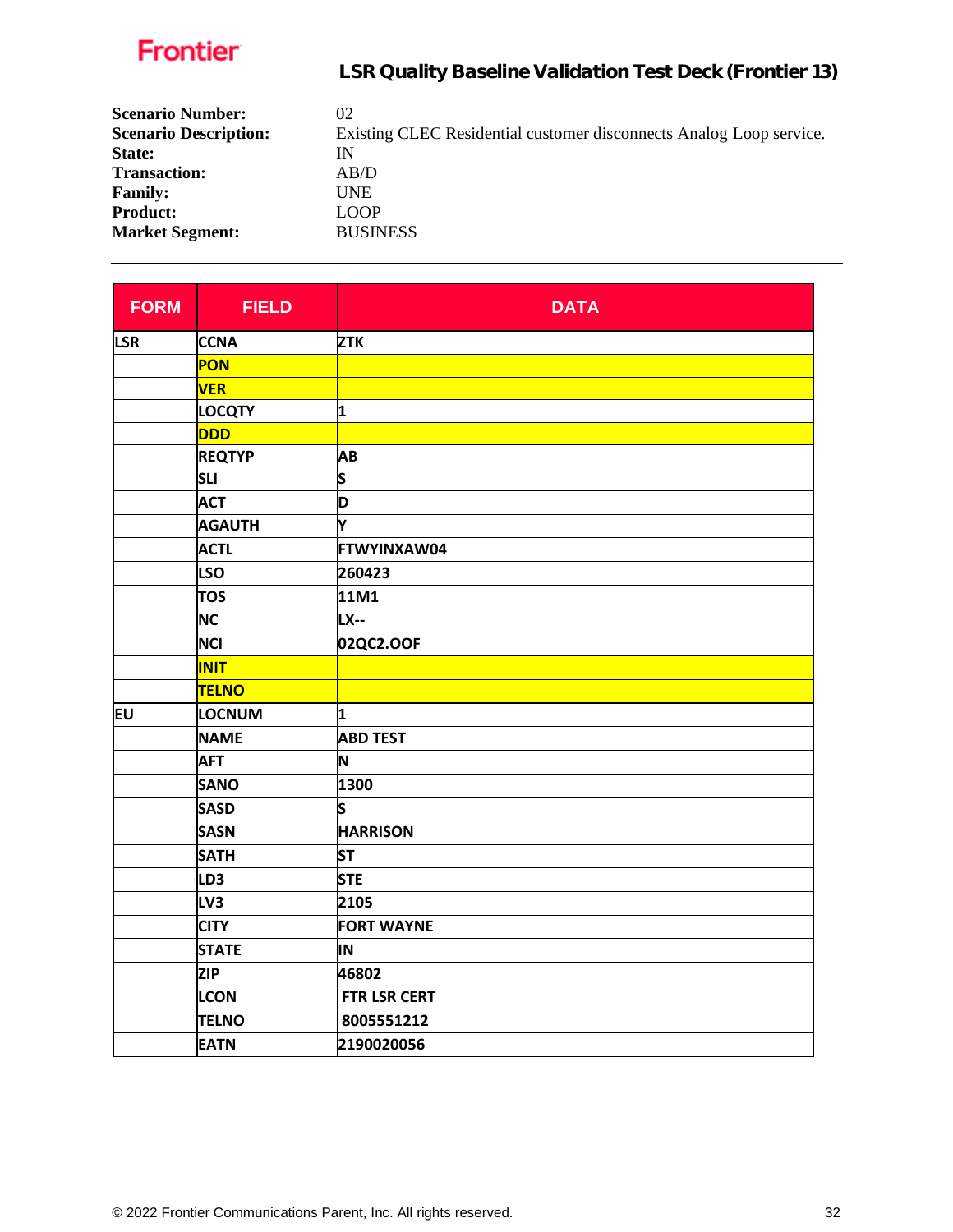**Scenario Number:** 02
**Scenario Description:** Existing CLEC Residential customer disconnects Analog Loop service.
**State:** IN
**Transaction:** AB/D
**Family:** UNE
**Product:** LOOP
**Market Segment:** BUSINESS

---

| FORM | FIELD | DATA |
|---|---|---|
| LSR | CCNA | ZTK |
| | PON | |
| | VER | |
| | LOCQTY | 1 |
| | DDD | |
| | REQTYP | AB |
| | SLI | S |
| | ACT | D |
| | AGAUTH | Y |
| | ACTL | FTWYINXAW04 |
| | LSO | 260423 |
| | TOS | 11M1 |
| | NC | LX-- |
| | NCI | 02QC2.OOF |
| | INIT | |
| | TELNO | |
| EU | LOCNUM | 1 |
| | NAME | ABD TEST |
| | AFT | N |
| | SANO | 1300 |
| | SASD | S |
| | SASN | HARRISON |
| | SATH | ST |
| | LD3 | STE |
| | LV3 | 2105 |
| | CITY | FORT WAYNE |
| | STATE | IN |
| | ZIP | 46802 |
| | LCON | FTR LSR CERT |
| | TELNO | 8005551212 |
| | EATN | 2190020056 |

© 2022 Frontier Communications Parent, Inc. All rights reserved.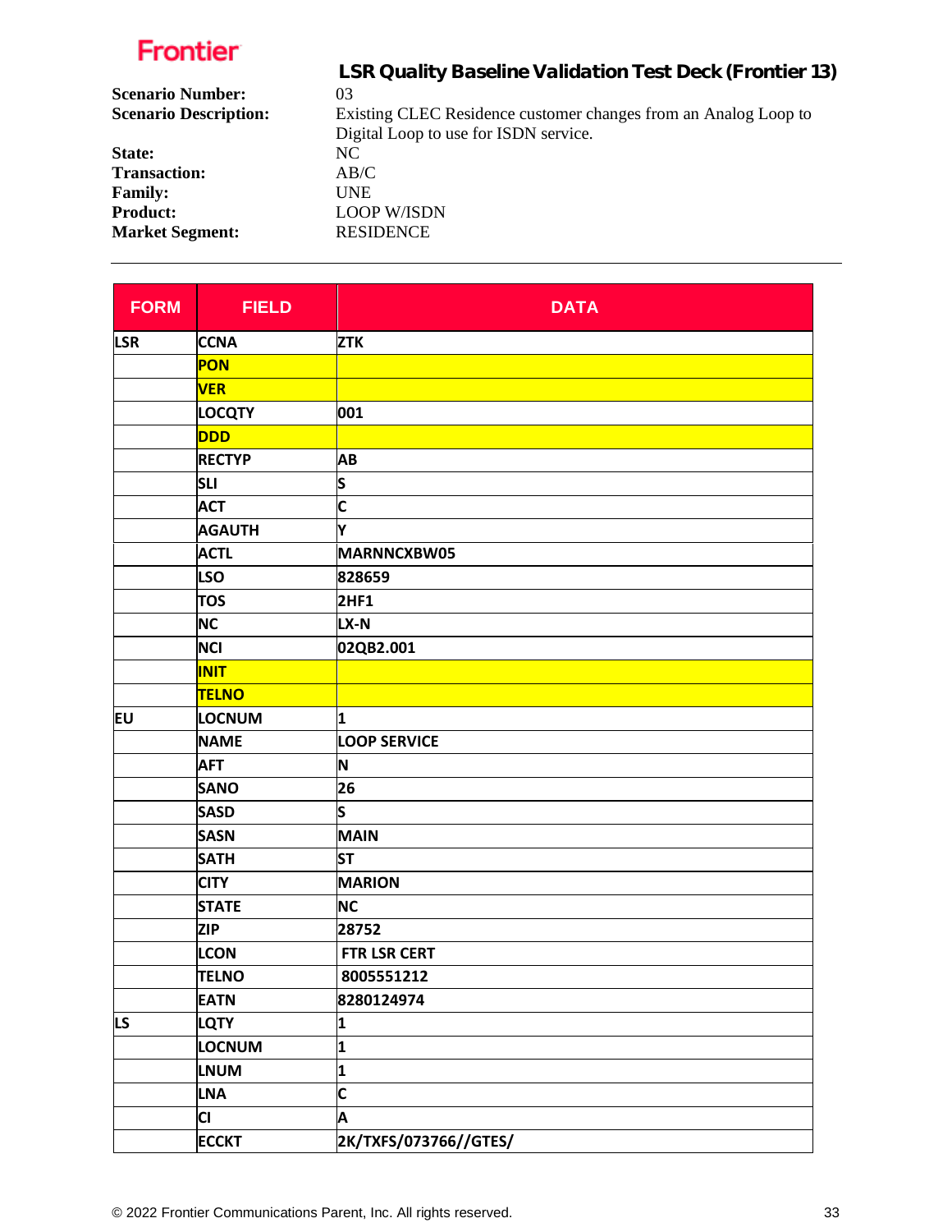**Frontier**

## LSR Quality Baseline Validation Test Deck (Frontier 13)

**Scenario Number:** 03
**Scenario Description:** Existing CLEC Residence customer changes from an Analog Loop to Digital Loop to use for ISDN service.
**State:** NC
**Transaction:** AB/C
**Family:** UNE
**Product:** LOOP W/ISDN
**Market Segment:** RESIDENCE

---

| FORM | FIELD | DATA |
|---|---|---|
| LSR | CCNA | ZTK |
| | PON | |
| | VER | |
| | LOCQTY | 001 |
| | DDD | |
| | RECTYP | AB |
| | SLI | S |
| | ACT | C |
| | AGAUTH | Y |
| | ACTL | MARNNCXBW05 |
| | LSO | 828659 |
| | TOS | 2HF1 |
| | NC | LX-N |
| | NCI | 02QB2.001 |
| | INIT | |
| | TELNO | |
| EU | LOCNUM | 1 |
| | NAME | LOOP SERVICE |
| | AFT | N |
| | SANO | 26 |
| | SASD | S |
| | SASN | MAIN |
| | SATH | ST |
| | CITY | MARION |
| | STATE | NC |
| | ZIP | 28752 |
| | LCON | FTR LSR CERT |
| | TELNO | 8005551212 |
| | EATN | 8280124974 |
| LS | LQTY | 1 |
| | LOCNUM | 1 |
| | LNUM | 1 |
| | LNA | C |
| | CI | A |
| | ECCKT | 2K/TXFS/073766//GTES/ |

© 2022 Frontier Communications Parent, Inc. All rights reserved.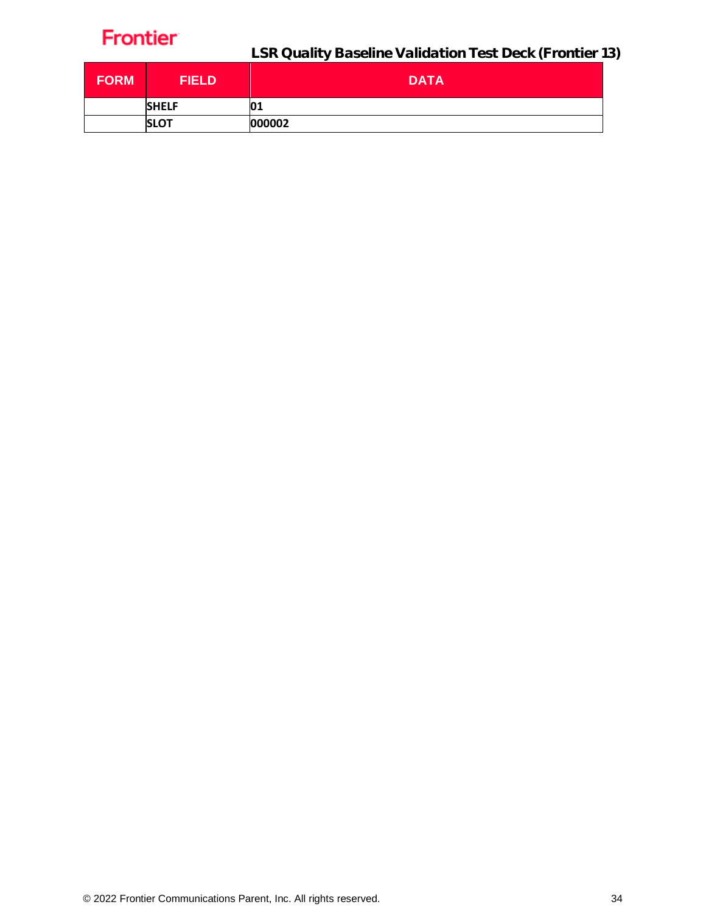| FORM | FIELD | DATA |
| --- | --- | --- |
| | **SHELF** | **01** |
| | **SLOT** | **000002** |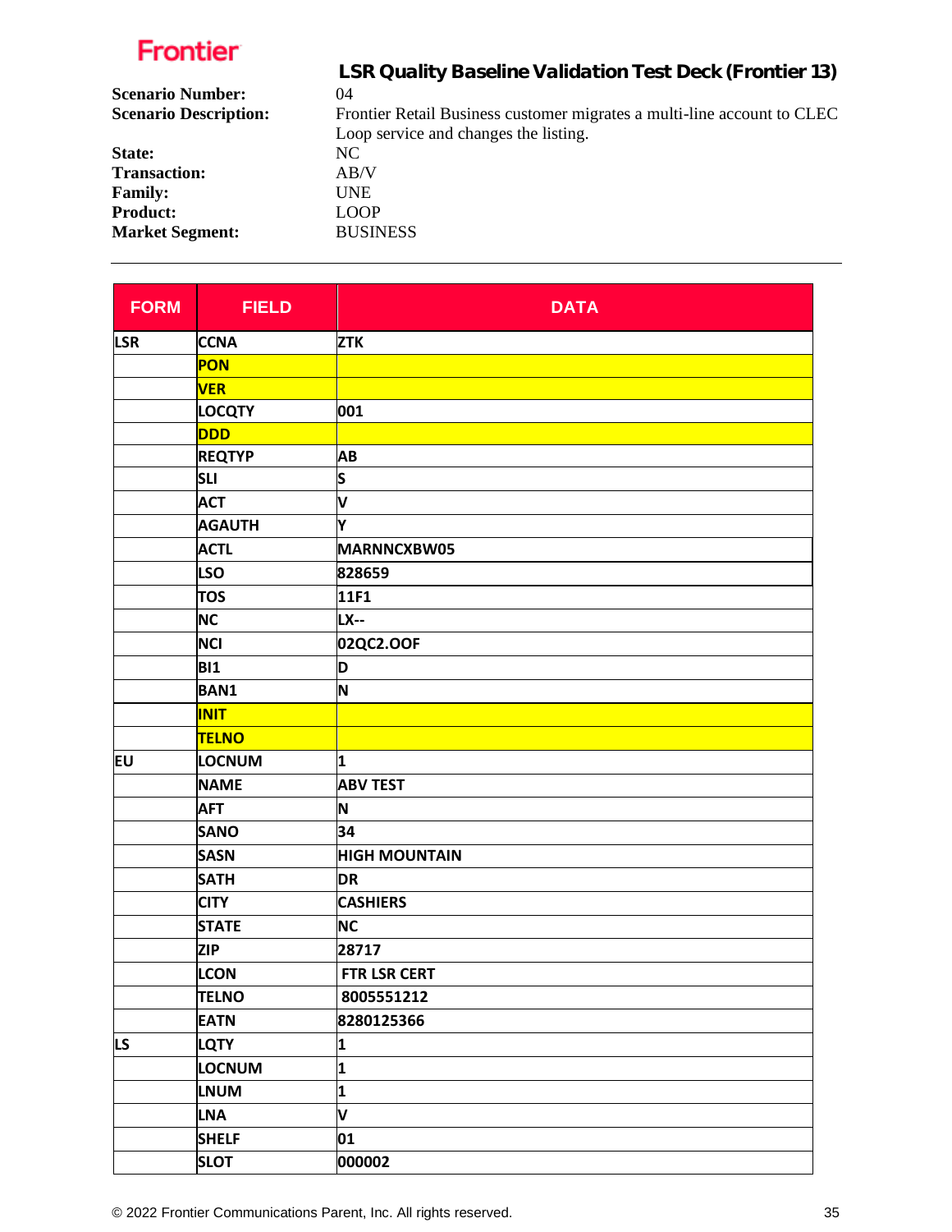Frontier

# LSR Quality Baseline Validation Test Deck (Frontier 13)

**Scenario Number:** 04
**Scenario Description:** Frontier Retail Business customer migrates a multi-line account to CLEC Loop service and changes the listing.
**State:** NC
**Transaction:** AB/V
**Family:** UNE
**Product:** LOOP
**Market Segment:** BUSINESS

| FORM | FIELD | DATA |
|---|---|---|
| LSR | CCNA | ZTK |
| | PON | |
| | VER | |
| | LOCQTY | 001 |
| | DDD | |
| | REQTYP | AB |
| | SLI | S |
| | ACT | V |
| | AGAUTH | Y |
| | ACTL | MARNNCXBW05 |
| | LSO | 828659 |
| | TOS | 11F1 |
| | NC | LX-- |
| | NCI | 02QC2.OOF |
| | BI1 | D |
| | BAN1 | N |
| | INIT | |
| | TELNO | |
| EU | LOCNUM | 1 |
| | NAME | ABV TEST |
| | AFT | N |
| | SANO | 34 |
| | SASN | HIGH MOUNTAIN |
| | SATH | DR |
| | CITY | CASHIERS |
| | STATE | NC |
| | ZIP | 28717 |
| | LCON | FTR LSR CERT |
| | TELNO | 8005551212 |
| | EATN | 8280125366 |
| LS | LQTY | 1 |
| | LOCNUM | 1 |
| | LNUM | 1 |
| | LNA | V |
| | SHELF | 01 |
| | SLOT | 000002 |

© 2022 Frontier Communications Parent, Inc. All rights reserved.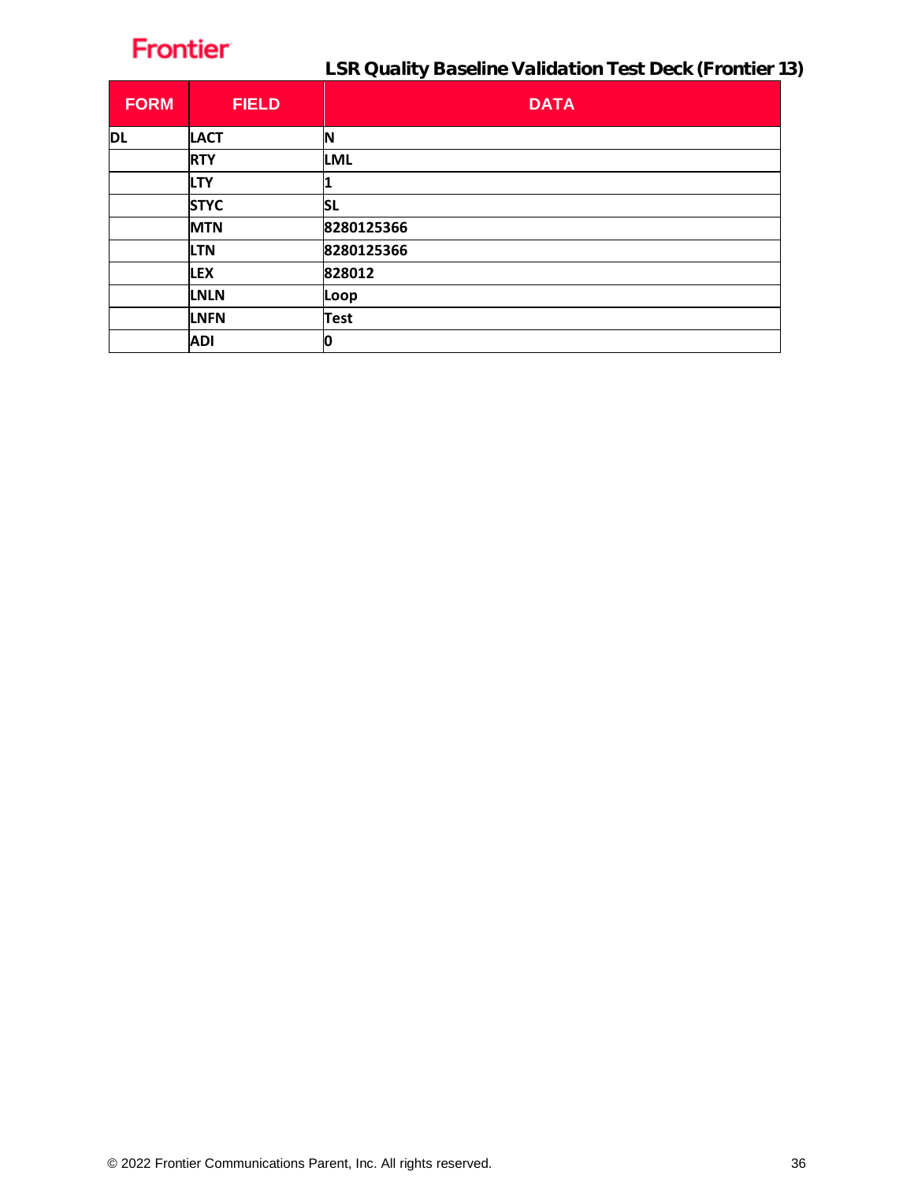# LSR Quality Baseline Validation Test Deck (Frontier 13)

| FORM | FIELD | DATA |
|---|---|---|
| DL | LACT | N |
| | RTY | LML |
| | LTY | 1 |
| | STYC | SL |
| | MTN | 8280125366 |
| | LTN | 8280125366 |
| | LEX | 828012 |
| | LNLN | Loop |
| | LNFN | Test |
| | ADI | 0 |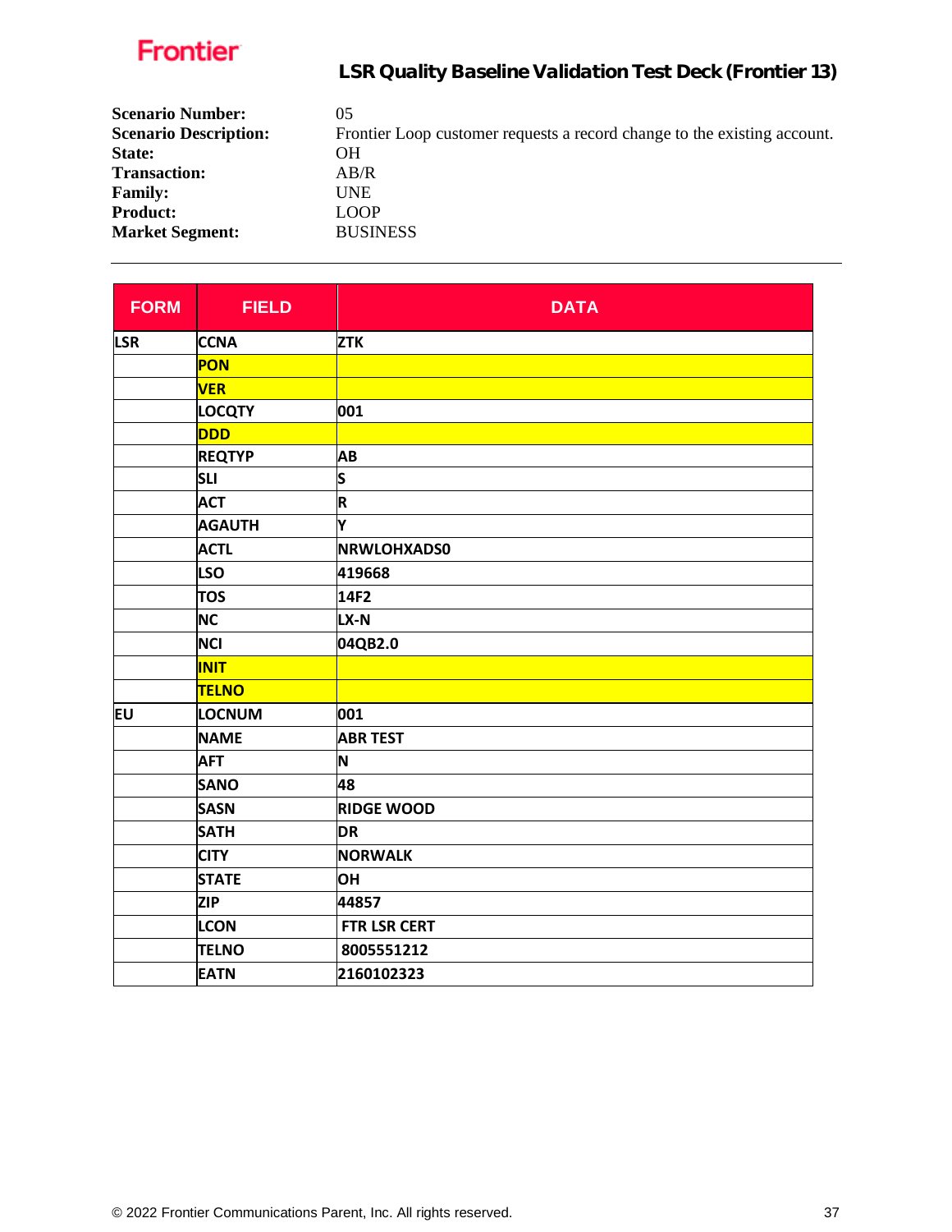**Frontier**

## LSR Quality Baseline Validation Test Deck (Frontier 13)

**Scenario Number:** 05
**Scenario Description:** Frontier Loop customer requests a record change to the existing account.
**State:** OH
**Transaction:** AB/R
**Family:** UNE
**Product:** LOOP
**Market Segment:** BUSINESS

---

| FORM | FIELD | DATA |
|---|---|---|
| LSR | CCNA | ZTK |
| | PON | |
| | VER | |
| | LOCQTY | 001 |
| | DDD | |
| | REQTYP | AB |
| | SLI | S |
| | ACT | R |
| | AGAUTH | Y |
| | ACTL | NRWLOHXADS0 |
| | LSO | 419668 |
| | TOS | 14F2 |
| | NC | LX-N |
| | NCI | 04QB2.0 |
| | INIT | |
| | TELNO | |
| EU | LOCNUM | 001 |
| | NAME | ABR TEST |
| | AFT | N |
| | SANO | 48 |
| | SASN | RIDGE WOOD |
| | SATH | DR |
| | CITY | NORWALK |
| | STATE | OH |
| | ZIP | 44857 |
| | LCON | FTR LSR CERT |
| | TELNO | 8005551212 |
| | EATN | 2160102323 |

© 2022 Frontier Communications Parent, Inc. All rights reserved.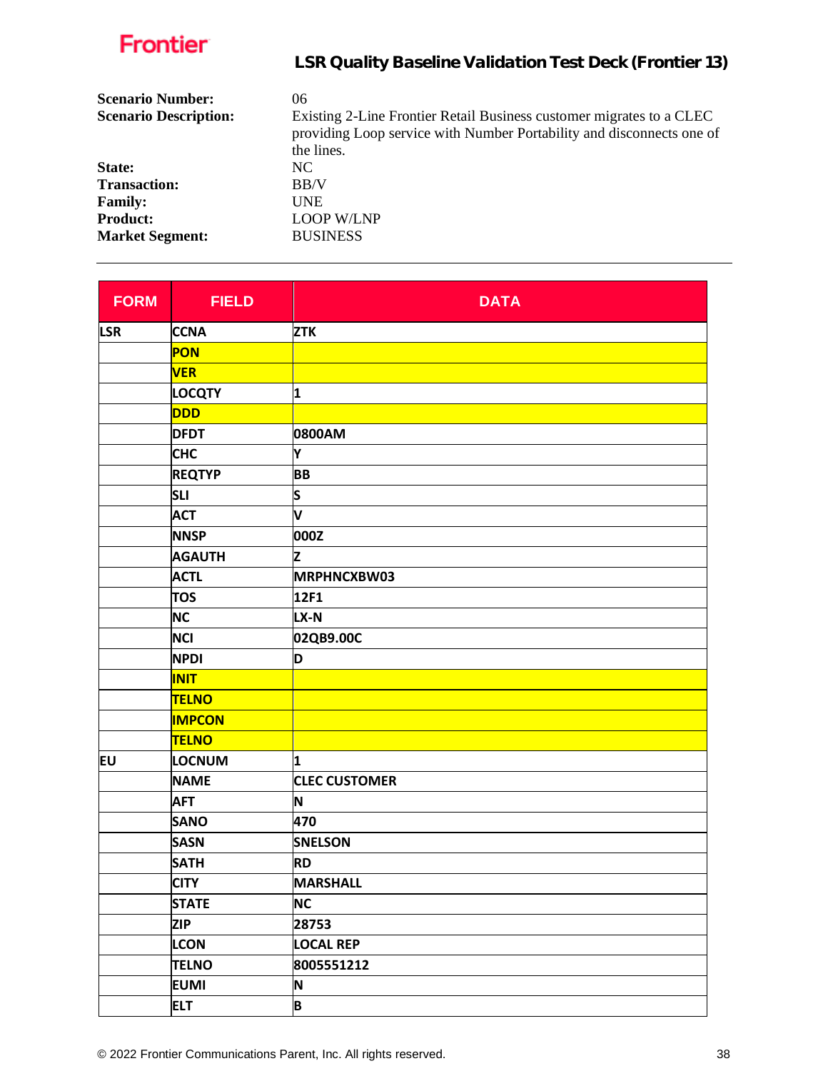**Frontier**

## LSR Quality Baseline Validation Test Deck (Frontier 13)

**Scenario Number:** 06
**Scenario Description:** Existing 2-Line Frontier Retail Business customer migrates to a CLEC providing Loop service with Number Portability and disconnects one of the lines.
**State:** NC
**Transaction:** BB/V
**Family:** UNE
**Product:** LOOP W/LNP
**Market Segment:** BUSINESS

---

| FORM | FIELD | DATA |
|---|---|---|
| LSR | CCNA | ZTK |
| | PON | |
| | VER | |
| | LOCQTY | 1 |
| | DDD | |
| | DFDT | 0800AM |
| | CHC | Y |
| | REQTYP | BB |
| | SLI | S |
| | ACT | V |
| | NNSP | 000Z |
| | AGAUTH | Z |
| | ACTL | MRPHNCXBW03 |
| | TOS | 12F1 |
| | NC | LX-N |
| | NCI | 02QB9.00C |
| | NPDI | D |
| | INIT | |
| | TELNO | |
| | IMPCON | |
| | TELNO | |
| EU | LOCNUM | 1 |
| | NAME | CLEC CUSTOMER |
| | AFT | N |
| | SANO | 470 |
| | SASN | SNELSON |
| | SATH | RD |
| | CITY | MARSHALL |
| | STATE | NC |
| | ZIP | 28753 |
| | LCON | LOCAL REP |
| | TELNO | 8005551212 |
| | EUMI | N |
| | ELT | B |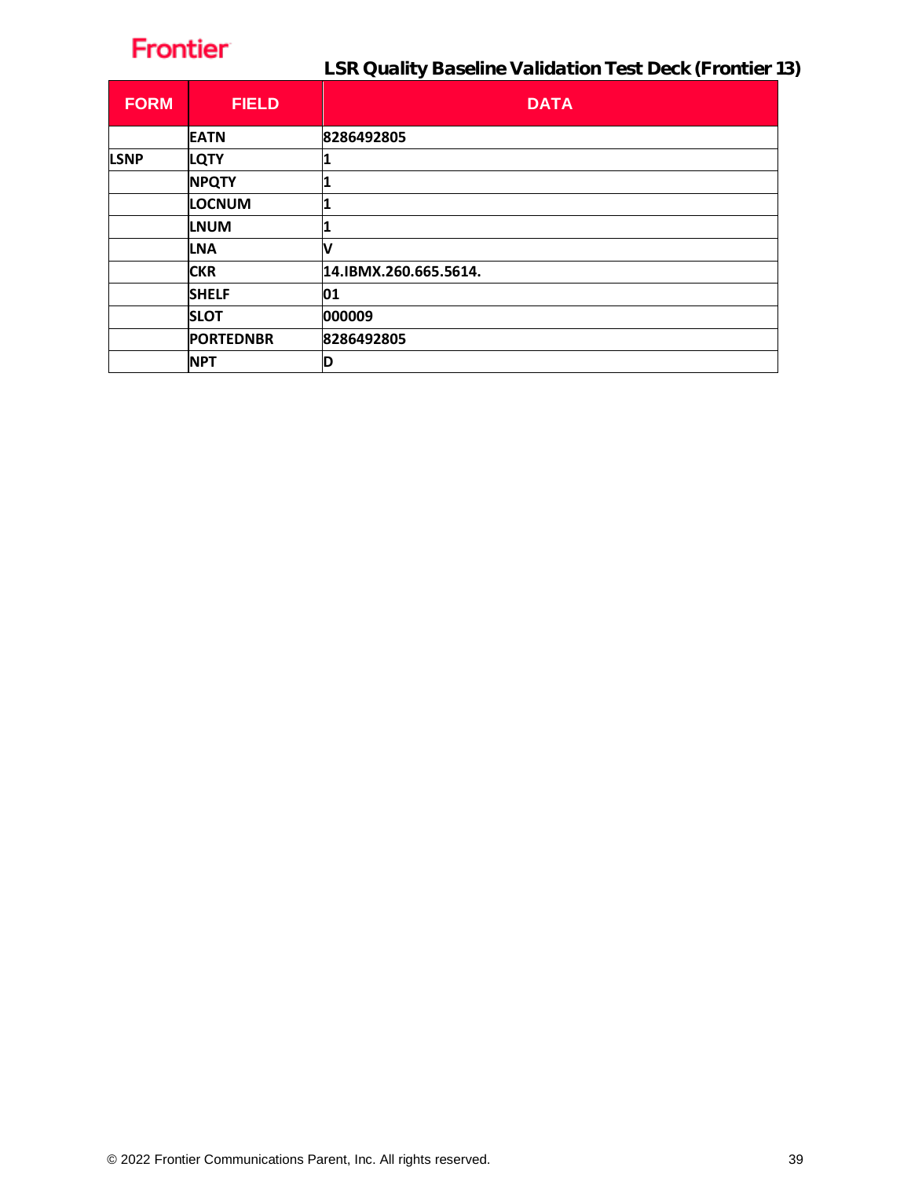## LSR Quality Baseline Validation Test Deck (Frontier 13)

| FORM | FIELD | DATA |
| --- | --- | --- |
| | EATN | 8286492805 |
| LSNP | LQTY | 1 |
| | NPQTY | 1 |
| | LOCNUM | 1 |
| | LNUM | 1 |
| | LNA | V |
| | CKR | 14.IBMX.260.665.5614. |
| | SHELF | 01 |
| | SLOT | 000009 |
| | PORTEDNBR | 8286492805 |
| | NPT | D |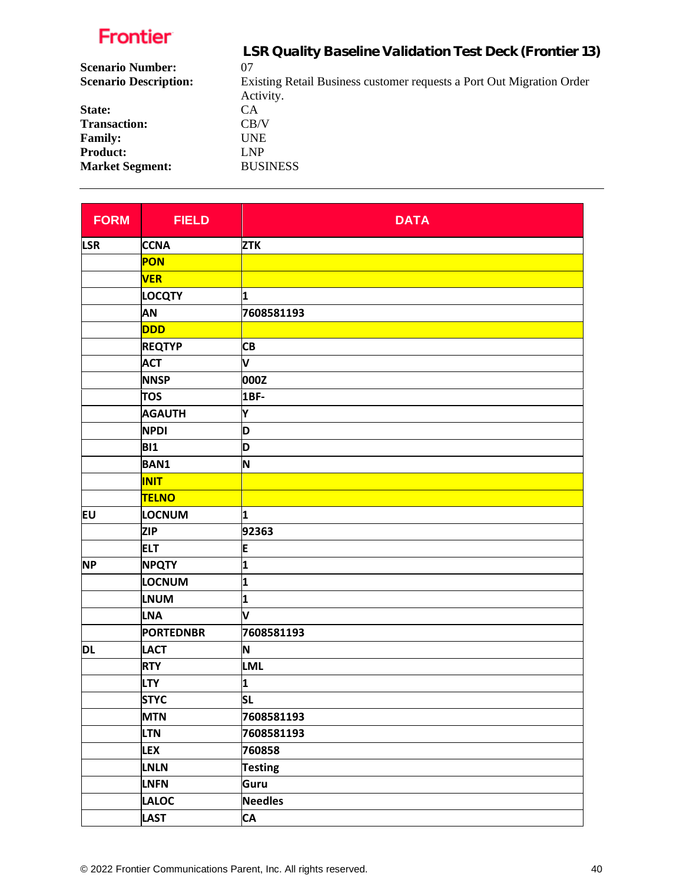**LSR Quality Baseline Validation Test Deck (Frontier 13)**

| | |
|---|---|
| **Scenario Number:** | 07 |
| **Scenario Description:** | Existing Retail Business customer requests a Port Out Migration Order Activity. |
| **State:** | CA |
| **Transaction:** | CB/V |
| **Family:** | UNE |
| **Product:** | LNP |
| **Market Segment:** | BUSINESS |

| FORM | FIELD | DATA |
|---|---|---|
| LSR | CCNA | ZTK |
| | PON | |
| | VER | |
| | LOCQTY | 1 |
| | AN | 7608581193 |
| | DDD | |
| | REQTYP | CB |
| | ACT | V |
| | NNSP | 000Z |
| | TOS | 1BF- |
| | AGAUTH | Y |
| | NPDI | D |
| | BI1 | D |
| | BAN1 | N |
| | INIT | |
| | TELNO | |
| EU | LOCNUM | 1 |
| | ZIP | 92363 |
| | ELT | E |
| NP | NPQTY | 1 |
| | LOCNUM | 1 |
| | LNUM | 1 |
| | LNA | V |
| | PORTEDNBR | 7608581193 |
| DL | LACT | N |
| | RTY | LML |
| | LTY | 1 |
| | STYC | SL |
| | MTN | 7608581193 |
| | LTN | 7608581193 |
| | LEX | 760858 |
| | LNLN | Testing |
| | LNFN | Guru |
| | LALOC | Needles |
| | LAST | CA |

© 2022 Frontier Communications Parent, Inc. All rights reserved.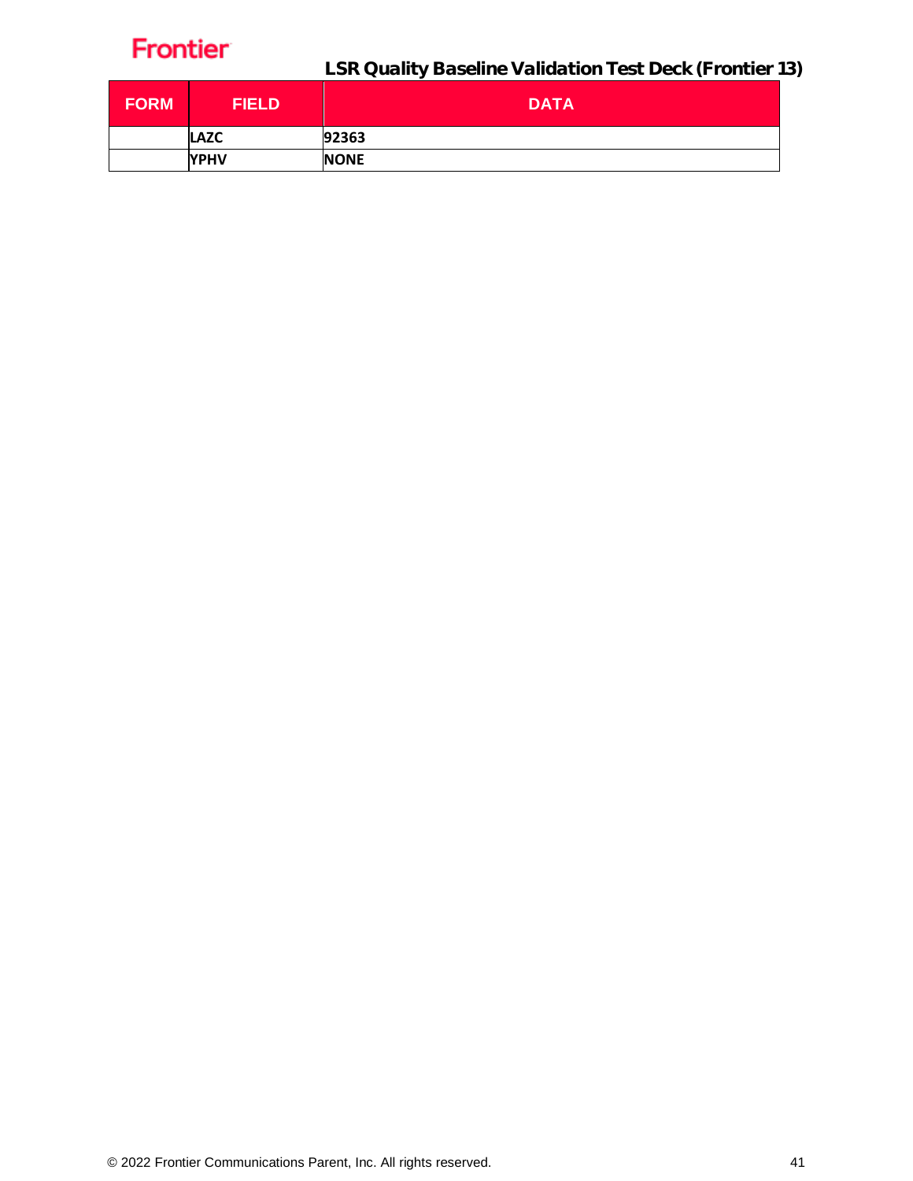| FORM | FIELD | DATA |
|---|---|---|
| | **LAZC** | **92363** |
| | **YPHV** | **NONE** |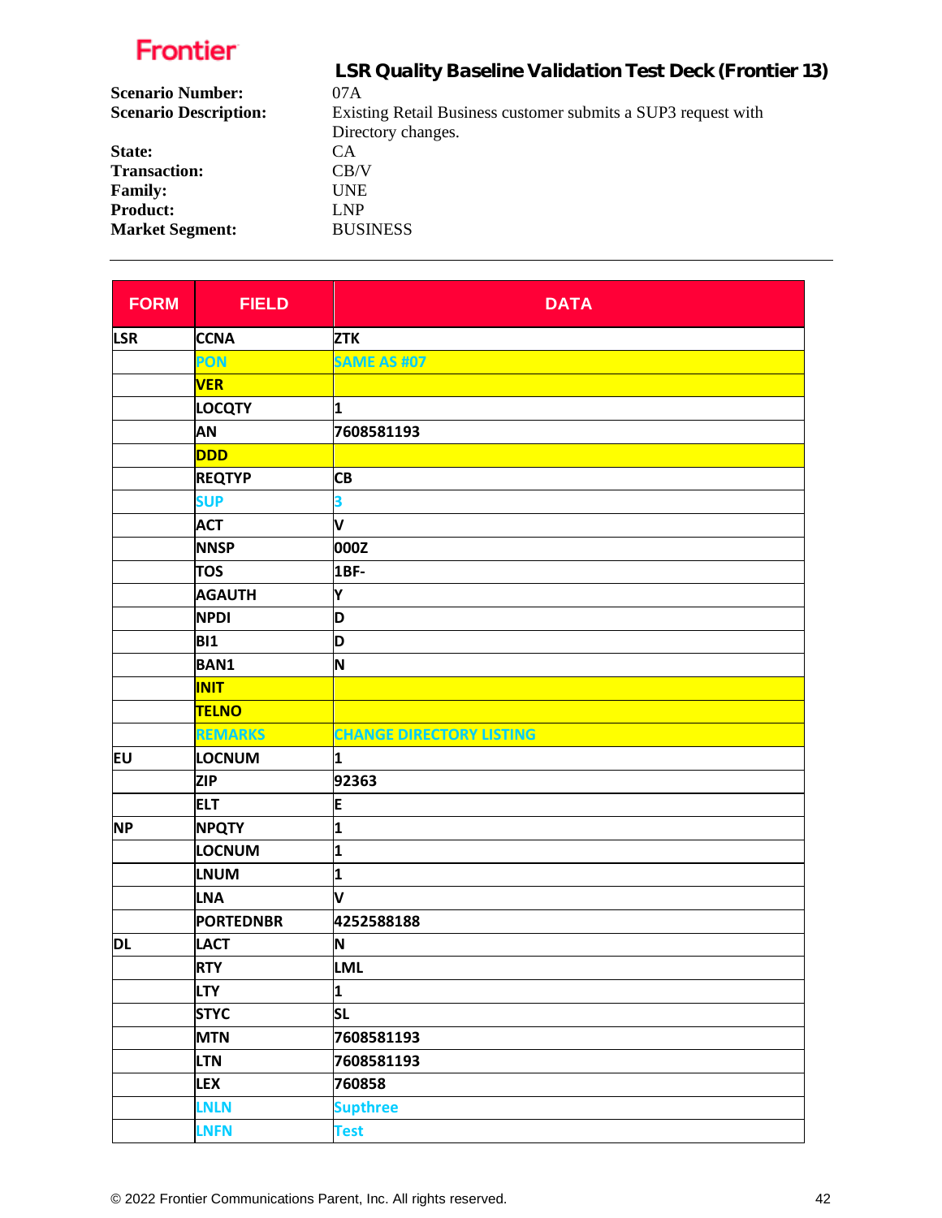**Frontier**

## LSR Quality Baseline Validation Test Deck (Frontier 13)

**Scenario Number:** 07A
**Scenario Description:** Existing Retail Business customer submits a SUP3 request with Directory changes.
**State:** CA
**Transaction:** CB/V
**Family:** UNE
**Product:** LNP
**Market Segment:** BUSINESS

| FORM | FIELD | DATA |
|---|---|---|
| LSR | CCNA | ZTK |
| | PON | SAME AS #07 |
| | VER | |
| | LOCQTY | 1 |
| | AN | 7608581193 |
| | DDD | |
| | REQTYP | CB |
| | SUP | 3 |
| | ACT | V |
| | NNSP | 000Z |
| | TOS | 1BF- |
| | AGAUTH | Y |
| | NPDI | D |
| | BI1 | D |
| | BAN1 | N |
| | INIT | |
| | TELNO | |
| | REMARKS | CHANGE DIRECTORY LISTING |
| EU | LOCNUM | 1 |
| | ZIP | 92363 |
| | ELT | E |
| NP | NPQTY | 1 |
| | LOCNUM | 1 |
| | LNUM | 1 |
| | LNA | V |
| | PORTEDNBR | 4252588188 |
| DL | LACT | N |
| | RTY | LML |
| | LTY | 1 |
| | STYC | SL |
| | MTN | 7608581193 |
| | LTN | 7608581193 |
| | LEX | 760858 |
| | LNLN | Supthree |
| | LNFN | Test |

© 2022 Frontier Communications Parent, Inc. All rights reserved.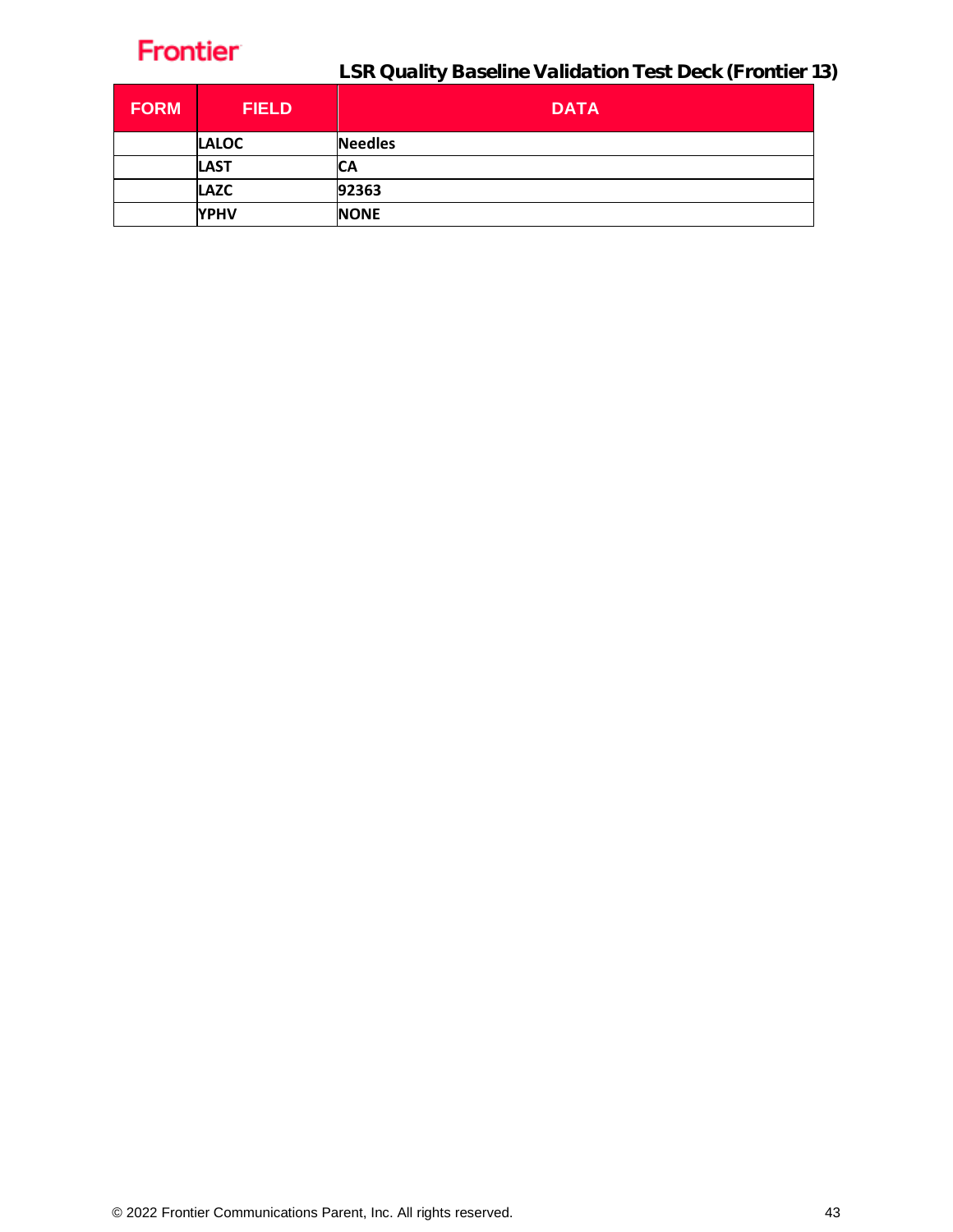| FORM | FIELD | DATA |
|---|---|---|
| | LALOC | Needles |
| | LAST | CA |
| | LAZC | 92363 |
| | YPHV | NONE |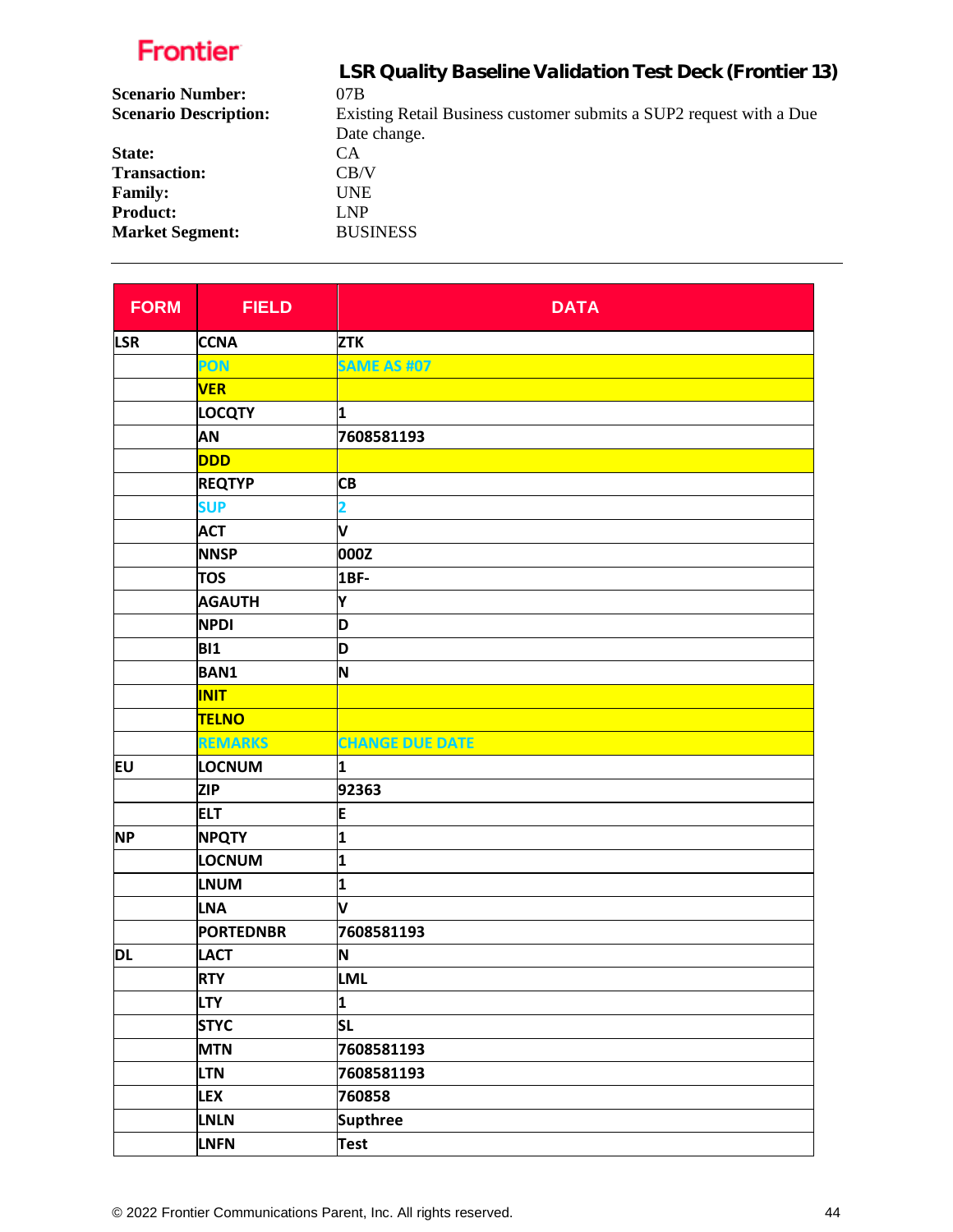Frontier

## LSR Quality Baseline Validation Test Deck (Frontier 13)

**Scenario Number:** 07B
**Scenario Description:** Existing Retail Business customer submits a SUP2 request with a Due Date change.
**State:** CA
**Transaction:** CB/V
**Family:** UNE
**Product:** LNP
**Market Segment:** BUSINESS

---

| FORM | FIELD | DATA |
|---|---|---|
| LSR | CCNA | ZTK |
| | PON | SAME AS #07 |
| | VER | |
| | LOCQTY | 1 |
| | AN | 7608581193 |
| | DDD | |
| | REQTYP | CB |
| | SUP | 2 |
| | ACT | V |
| | NNSP | 000Z |
| | TOS | 1BF- |
| | AGAUTH | Y |
| | NPDI | D |
| | BI1 | D |
| | BAN1 | N |
| | INIT | |
| | TELNO | |
| | REMARKS | CHANGE DUE DATE |
| EU | LOCNUM | 1 |
| | ZIP | 92363 |
| | ELT | E |
| NP | NPQTY | 1 |
| | LOCNUM | 1 |
| | LNUM | 1 |
| | LNA | V |
| | PORTEDNBR | 7608581193 |
| DL | LACT | N |
| | RTY | LML |
| | LTY | 1 |
| | STYC | SL |
| | MTN | 7608581193 |
| | LTN | 7608581193 |
| | LEX | 760858 |
| | LNLN | Supthree |
| | LNFN | Test |

© 2022 Frontier Communications Parent, Inc. All rights reserved.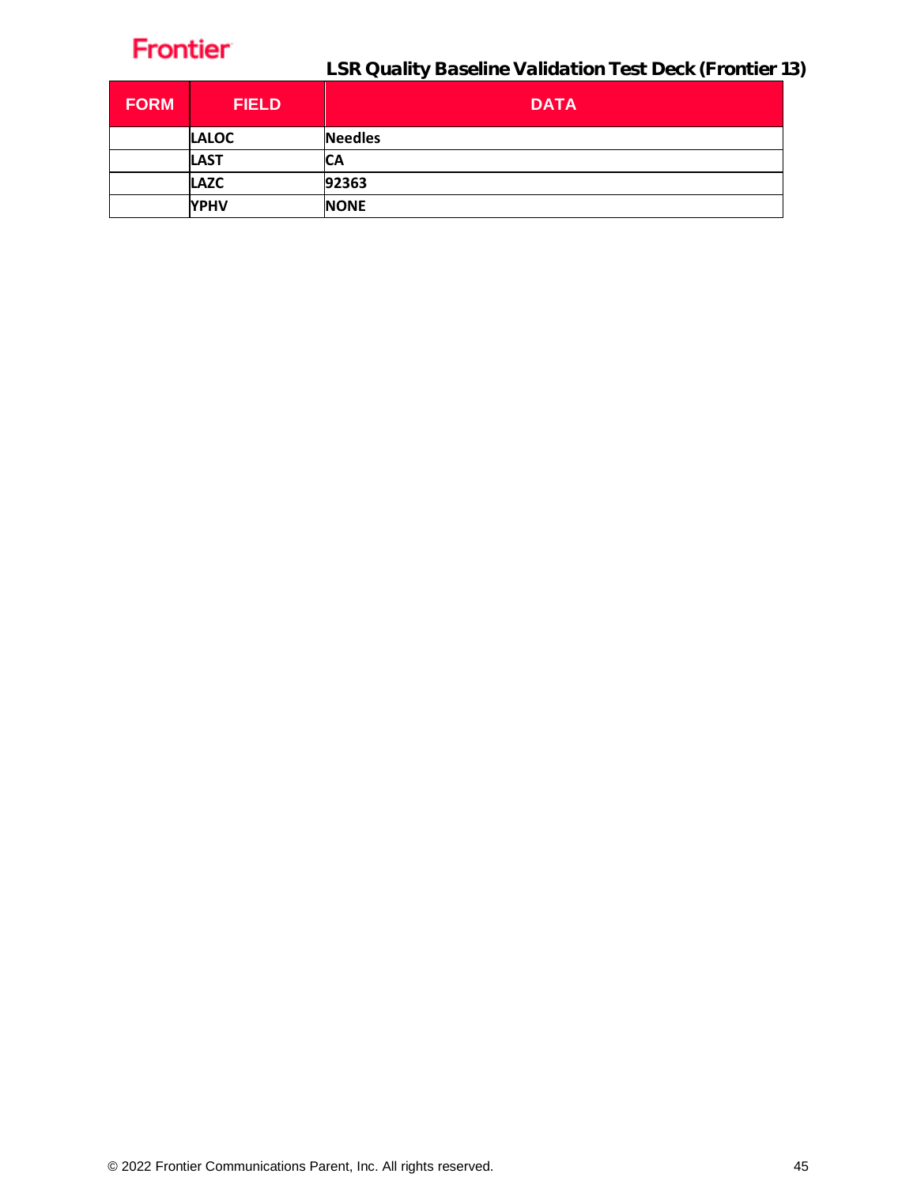| FORM | FIELD | DATA |
| --- | --- | --- |
| | **LALOC** | **Needles** |
| | **LAST** | **CA** |
| | **LAZC** | **92363** |
| | **YPHV** | **NONE** |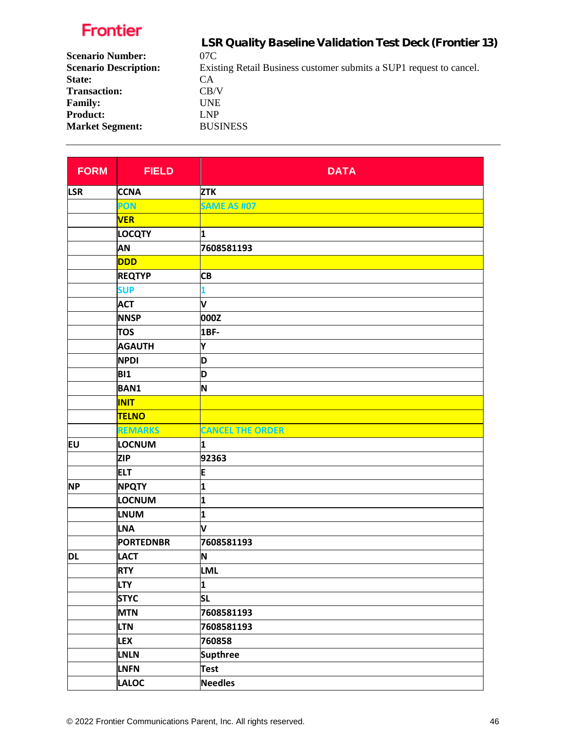**Frontier**

## LSR Quality Baseline Validation Test Deck (Frontier 13)

**Scenario Number:** 07C
**Scenario Description:** Existing Retail Business customer submits a SUP1 request to cancel.
**State:** CA
**Transaction:** CB/V
**Family:** UNE
**Product:** LNP
**Market Segment:** BUSINESS

---

| FORM | FIELD | DATA |
|---|---|---|
| LSR | CCNA | ZTK |
| | PON | SAME AS #07 |
| | VER | |
| | LOCQTY | 1 |
| | AN | 7608581193 |
| | DDD | |
| | REQTYP | CB |
| | SUP | 1 |
| | ACT | V |
| | NNSP | 000Z |
| | TOS | 1BF- |
| | AGAUTH | Y |
| | NPDI | D |
| | BI1 | D |
| | BAN1 | N |
| | INIT | |
| | TELNO | |
| | REMARKS | CANCEL THE ORDER |
| EU | LOCNUM | 1 |
| | ZIP | 92363 |
| | ELT | E |
| NP | NPQTY | 1 |
| | LOCNUM | 1 |
| | LNUM | 1 |
| | LNA | V |
| | PORTEDNBR | 7608581193 |
| DL | LACT | N |
| | RTY | LML |
| | LTY | 1 |
| | STYC | SL |
| | MTN | 7608581193 |
| | LTN | 7608581193 |
| | LEX | 760858 |
| | LNLN | Supthree |
| | LNFN | Test |
| | LALOC | Needles |

© 2022 Frontier Communications Parent, Inc. All rights reserved.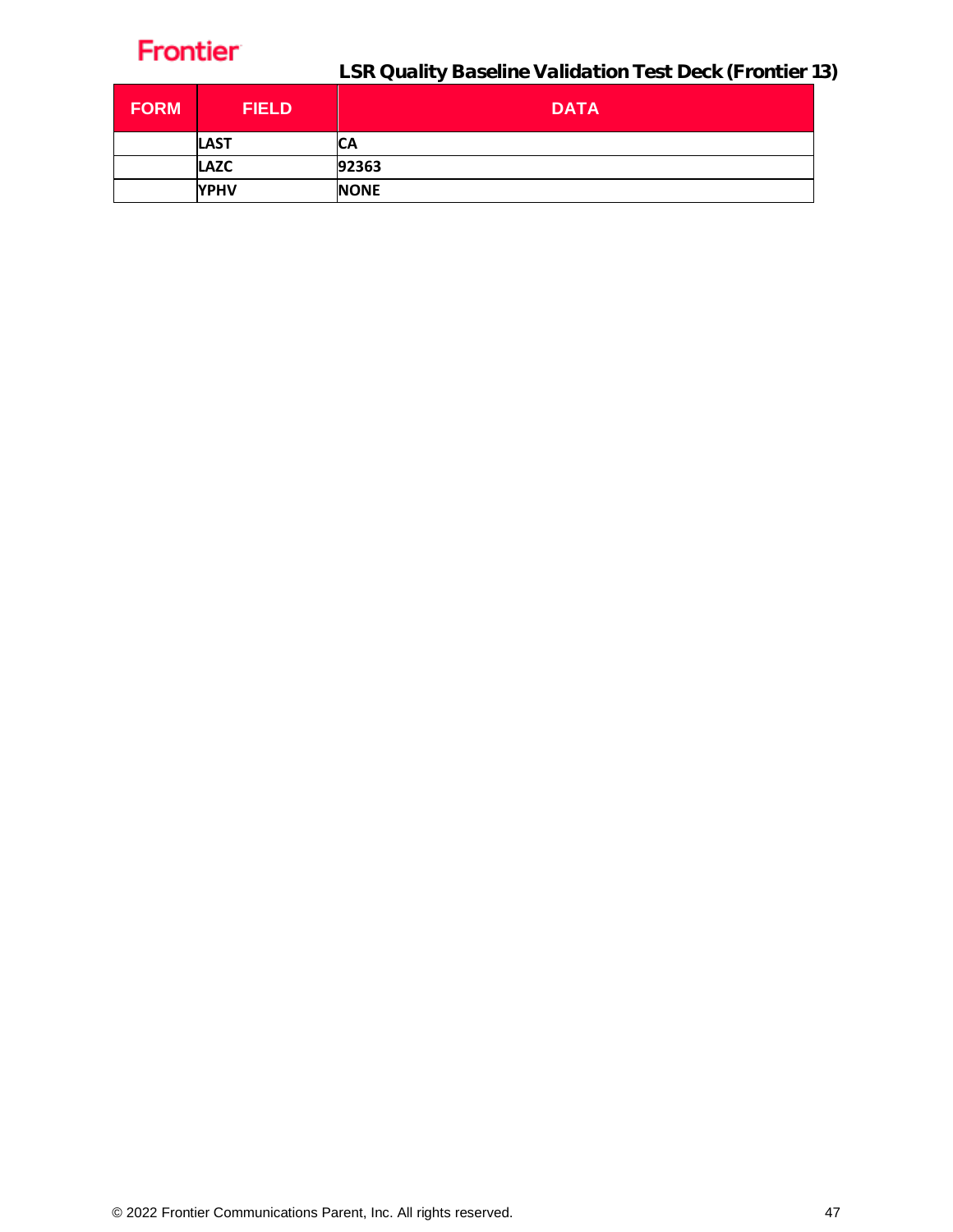| FORM | FIELD | DATA |
|---|---|---|
| | LAST | CA |
| | LAZC | 92363 |
| | YPHV | NONE |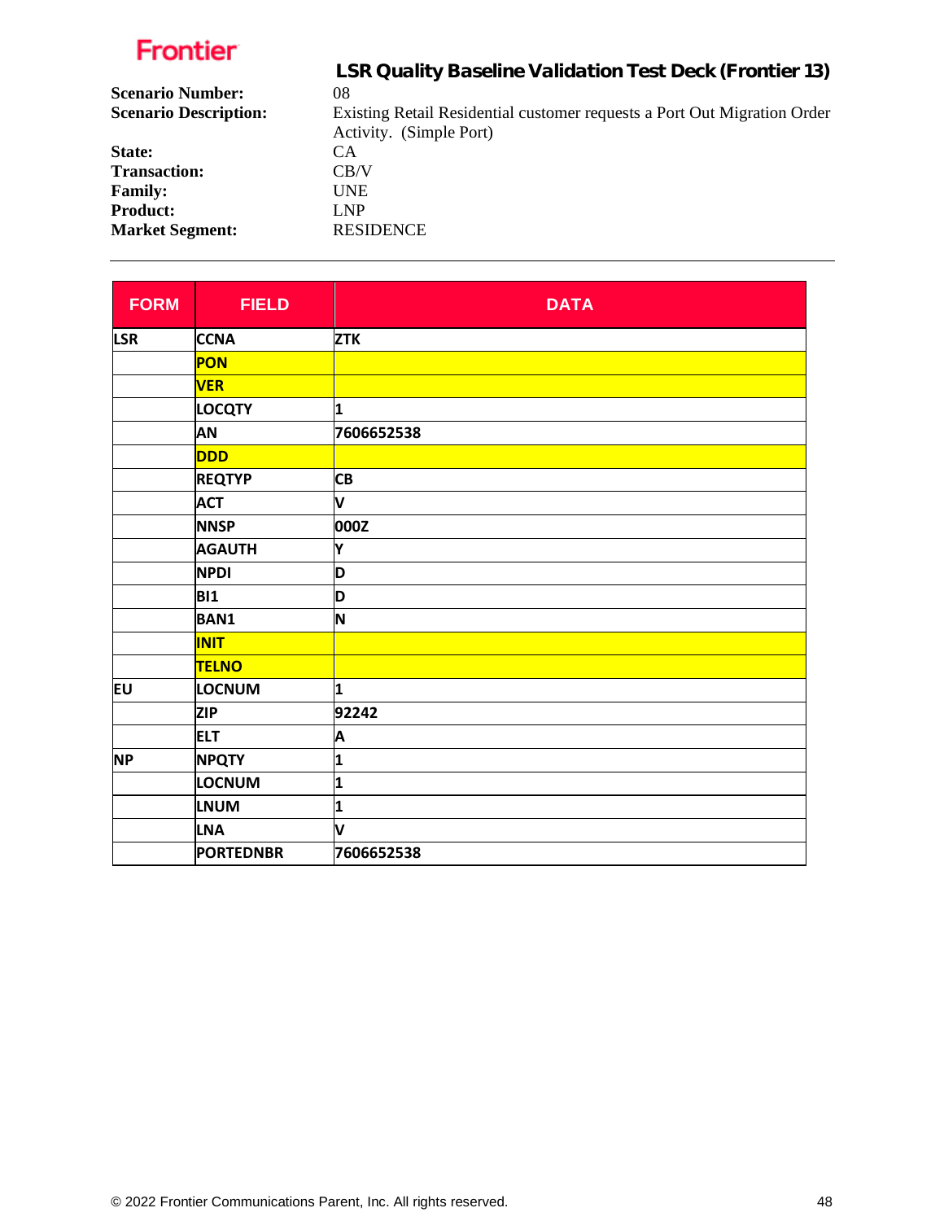**Frontier**

## LSR Quality Baseline Validation Test Deck (Frontier 13)

**Scenario Number:** 08

**Scenario Description:** Existing Retail Residential customer requests a Port Out Migration Order Activity. (Simple Port)

**State:** CA

**Transaction:** CB/V

**Family:** UNE

**Product:** LNP

**Market Segment:** RESIDENCE

---

| FORM | FIELD | DATA |
|---|---|---|
| LSR | CCNA | ZTK |
| | PON | |
| | VER | |
| | LOCQTY | 1 |
| | AN | 7606652538 |
| | DDD | |
| | REQTYP | CB |
| | ACT | V |
| | NNSP | 000Z |
| | AGAUTH | Y |
| | NPDI | D |
| | BI1 | D |
| | BAN1 | N |
| | INIT | |
| | TELNO | |
| EU | LOCNUM | 1 |
| | ZIP | 92242 |
| | ELT | A |
| NP | NPQTY | 1 |
| | LOCNUM | 1 |
| | LNUM | 1 |
| | LNA | V |
| | PORTEDNBR | 7606652538 |

© 2022 Frontier Communications Parent, Inc. All rights reserved.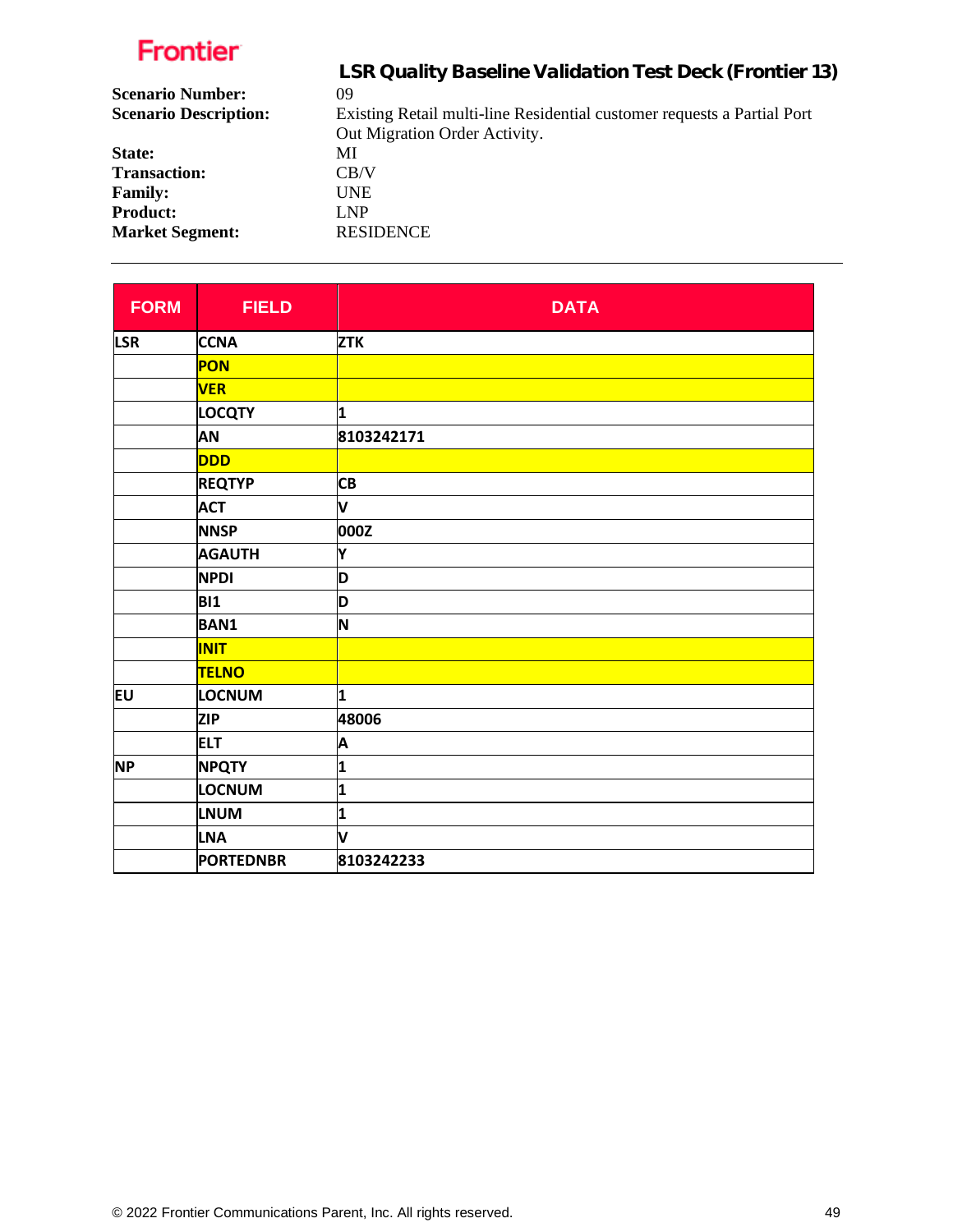Frontier

## LSR Quality Baseline Validation Test Deck (Frontier 13)

**Scenario Number:** 09

**Scenario Description:** Existing Retail multi-line Residential customer requests a Partial Port Out Migration Order Activity.

**State:** MI

**Transaction:** CB/V

**Family:** UNE

**Product:** LNP

**Market Segment:** RESIDENCE

---

| FORM | FIELD | DATA |
|---|---|---|
| LSR | CCNA | ZTK |
| | PON | |
| | VER | |
| | LOCQTY | 1 |
| | AN | 8103242171 |
| | DDD | |
| | REQTYP | CB |
| | ACT | V |
| | NNSP | 000Z |
| | AGAUTH | Y |
| | NPDI | D |
| | BI1 | D |
| | BAN1 | N |
| | INIT | |
| | TELNO | |
| EU | LOCNUM | 1 |
| | ZIP | 48006 |
| | ELT | A |
| NP | NPQTY | 1 |
| | LOCNUM | 1 |
| | LNUM | 1 |
| | LNA | V |
| | PORTEDNBR | 8103242233 |

© 2022 Frontier Communications Parent, Inc. All rights reserved.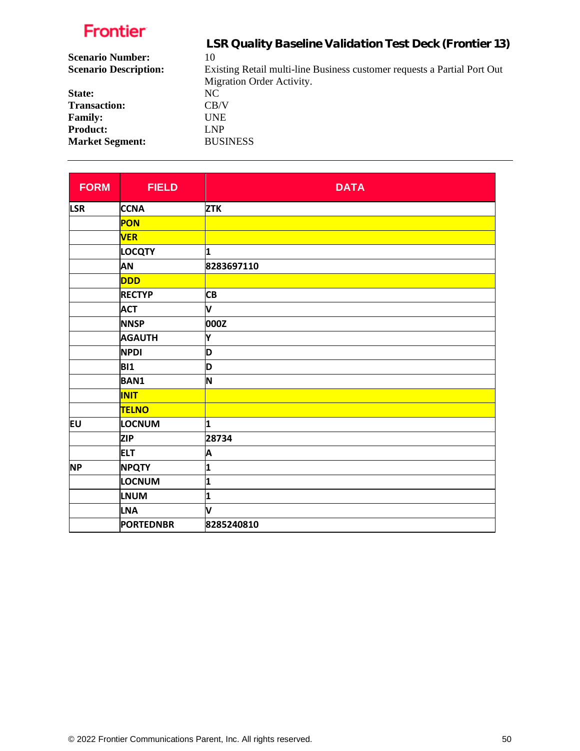Frontier

## LSR Quality Baseline Validation Test Deck (Frontier 13)

**Scenario Number:** 10
**Scenario Description:** Existing Retail multi-line Business customer requests a Partial Port Out Migration Order Activity.
**State:** NC
**Transaction:** CB/V
**Family:** UNE
**Product:** LNP
**Market Segment:** BUSINESS

| FORM | FIELD | DATA |
|---|---|---|
| LSR | CCNA | ZTK |
| | PON | |
| | VER | |
| | LOCQTY | 1 |
| | AN | 8283697110 |
| | DDD | |
| | RECTYP | CB |
| | ACT | V |
| | NNSP | 000Z |
| | AGAUTH | Y |
| | NPDI | D |
| | BI1 | D |
| | BAN1 | N |
| | INIT | |
| | TELNO | |
| EU | LOCNUM | 1 |
| | ZIP | 28734 |
| | ELT | A |
| NP | NPQTY | 1 |
| | LOCNUM | 1 |
| | LNUM | 1 |
| | LNA | V |
| | PORTEDNBR | 8285240810 |

© 2022 Frontier Communications Parent, Inc. All rights reserved.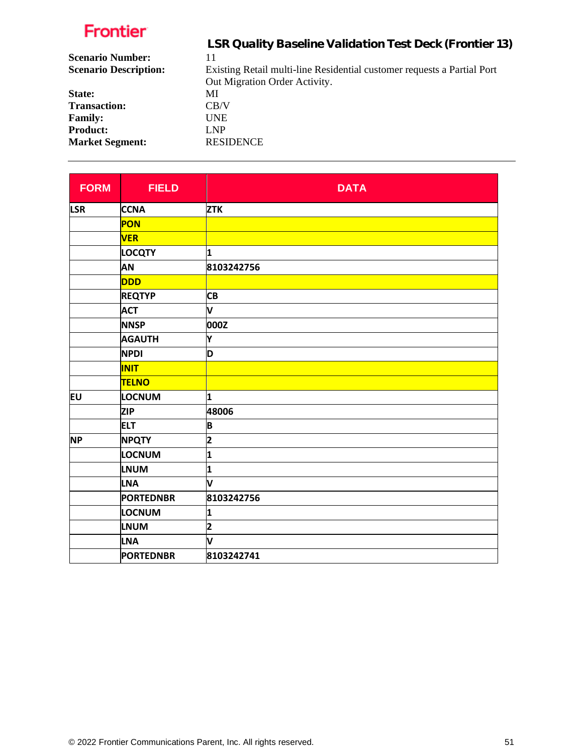Frontier

## LSR Quality Baseline Validation Test Deck (Frontier 13)

**Scenario Number:** 11
**Scenario Description:** Existing Retail multi-line Residential customer requests a Partial Port Out Migration Order Activity.
**State:** MI
**Transaction:** CB/V
**Family:** UNE
**Product:** LNP
**Market Segment:** RESIDENCE

| FORM | FIELD | DATA |
|---|---|---|
| LSR | CCNA | ZTK |
| | PON | |
| | VER | |
| | LOCQTY | 1 |
| | AN | 8103242756 |
| | DDD | |
| | REQTYP | CB |
| | ACT | V |
| | NNSP | 000Z |
| | AGAUTH | Y |
| | NPDI | D |
| | INIT | |
| | TELNO | |
| EU | LOCNUM | 1 |
| | ZIP | 48006 |
| | ELT | B |
| NP | NPQTY | 2 |
| | LOCNUM | 1 |
| | LNUM | 1 |
| | LNA | V |
| | PORTEDNBR | 8103242756 |
| | LOCNUM | 1 |
| | LNUM | 2 |
| | LNA | V |
| | PORTEDNBR | 8103242741 |

© 2022 Frontier Communications Parent, Inc. All rights reserved.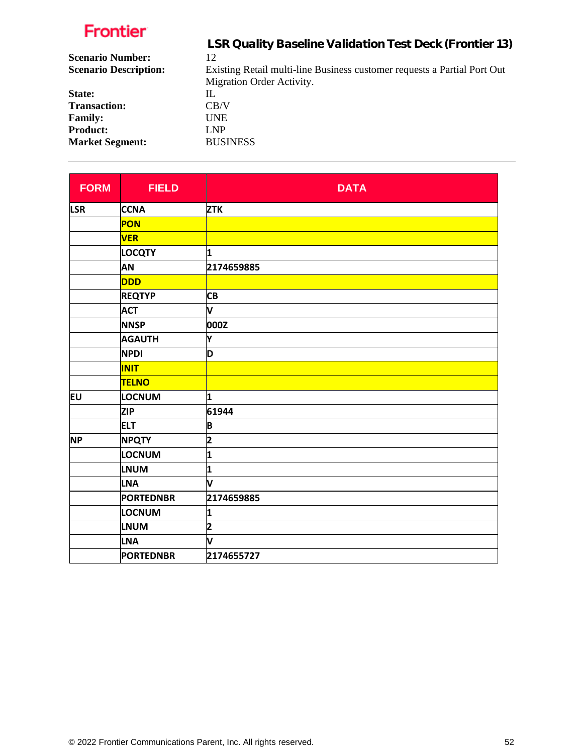Frontier

## LSR Quality Baseline Validation Test Deck (Frontier 13)

**Scenario Number:** 12
**Scenario Description:** Existing Retail multi-line Business customer requests a Partial Port Out Migration Order Activity.
**State:** IL
**Transaction:** CB/V
**Family:** UNE
**Product:** LNP
**Market Segment:** BUSINESS

---

| FORM | FIELD | DATA |
|---|---|---|
| LSR | CCNA | ZTK |
| | PON | |
| | VER | |
| | LOCQTY | 1 |
| | AN | 2174659885 |
| | DDD | |
| | REQTYP | CB |
| | ACT | V |
| | NNSP | 000Z |
| | AGAUTH | Y |
| | NPDI | D |
| | INIT | |
| | TELNO | |
| EU | LOCNUM | 1 |
| | ZIP | 61944 |
| | ELT | B |
| NP | NPQTY | 2 |
| | LOCNUM | 1 |
| | LNUM | 1 |
| | LNA | V |
| | PORTEDNBR | 2174659885 |
| | LOCNUM | 1 |
| | LNUM | 2 |
| | LNA | V |
| | PORTEDNBR | 2174655727 |

© 2022 Frontier Communications Parent, Inc. All rights reserved.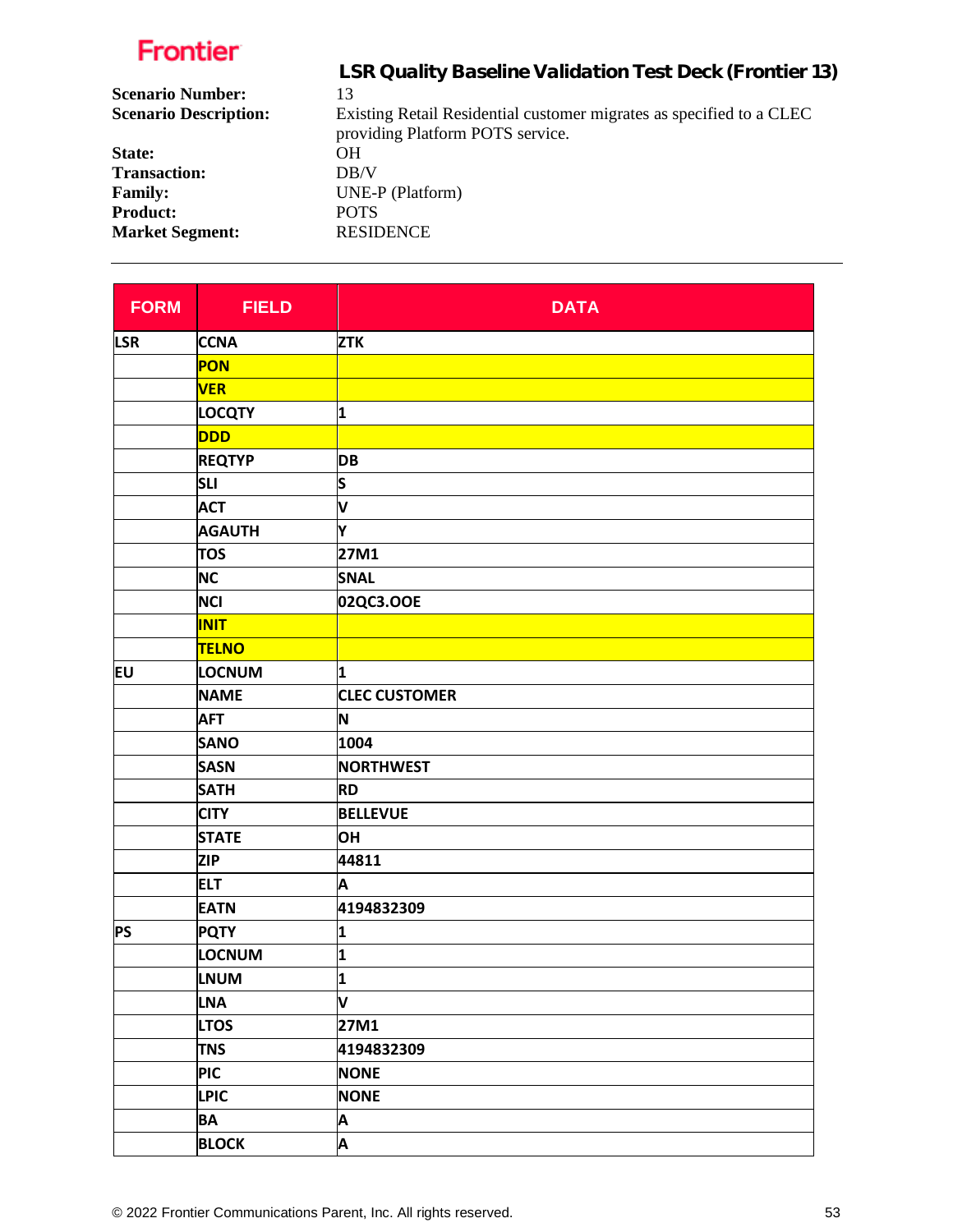Frontier

## LSR Quality Baseline Validation Test Deck (Frontier 13)

**Scenario Number:** 13
**Scenario Description:** Existing Retail Residential customer migrates as specified to a CLEC providing Platform POTS service.
**State:** OH
**Transaction:** DB/V
**Family:** UNE-P (Platform)
**Product:** POTS
**Market Segment:** RESIDENCE

---

| FORM | FIELD | DATA |
|---|---|---|
| LSR | CCNA | ZTK |
| | PON | |
| | VER | |
| | LOCQTY | 1 |
| | DDD | |
| | REQTYP | DB |
| | SLI | S |
| | ACT | V |
| | AGAUTH | Y |
| | TOS | 27M1 |
| | NC | SNAL |
| | NCI | 02QC3.OOE |
| | INIT | |
| | TELNO | |
| EU | LOCNUM | 1 |
| | NAME | CLEC CUSTOMER |
| | AFT | N |
| | SANO | 1004 |
| | SASN | NORTHWEST |
| | SATH | RD |
| | CITY | BELLEVUE |
| | STATE | OH |
| | ZIP | 44811 |
| | ELT | A |
| | EATN | 4194832309 |
| PS | PQTY | 1 |
| | LOCNUM | 1 |
| | LNUM | 1 |
| | LNA | V |
| | LTOS | 27M1 |
| | TNS | 4194832309 |
| | PIC | NONE |
| | LPIC | NONE |
| | BA | A |
| | BLOCK | A |

© 2022 Frontier Communications Parent, Inc. All rights reserved.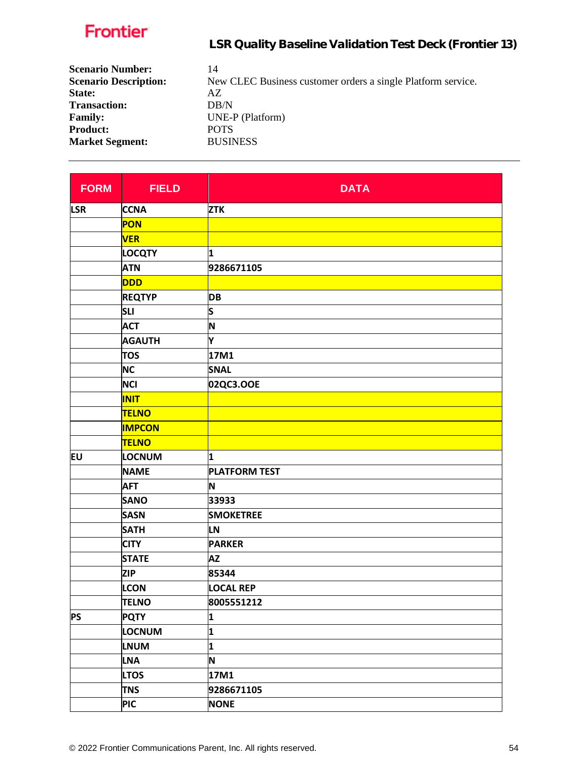| Field | Value |
|---|---|
| **Scenario Number:** | 14 |
| **Scenario Description:** | New CLEC Business customer orders a single Platform service. |
| **State:** | AZ |
| **Transaction:** | DB/N |
| **Family:** | UNE-P (Platform) |
| **Product:** | POTS |
| **Market Segment:** | BUSINESS |

---

| FORM | FIELD | DATA |
|---|---|---|
| LSR | CCNA | ZTK |
| | PON | |
| | VER | |
| | LOCQTY | 1 |
| | ATN | 9286671105 |
| | DDD | |
| | REQTYP | DB |
| | SLI | S |
| | ACT | N |
| | AGAUTH | Y |
| | TOS | 17M1 |
| | NC | SNAL |
| | NCI | 02QC3.OOE |
| | INIT | |
| | TELNO | |
| | IMPCON | |
| | TELNO | |
| EU | LOCNUM | 1 |
| | NAME | PLATFORM TEST |
| | AFT | N |
| | SANO | 33933 |
| | SASN | SMOKETREE |
| | SATH | LN |
| | CITY | PARKER |
| | STATE | AZ |
| | ZIP | 85344 |
| | LCON | LOCAL REP |
| | TELNO | 8005551212 |
| PS | PQTY | 1 |
| | LOCNUM | 1 |
| | LNUM | 1 |
| | LNA | N |
| | LTOS | 17M1 |
| | TNS | 9286671105 |
| | PIC | NONE |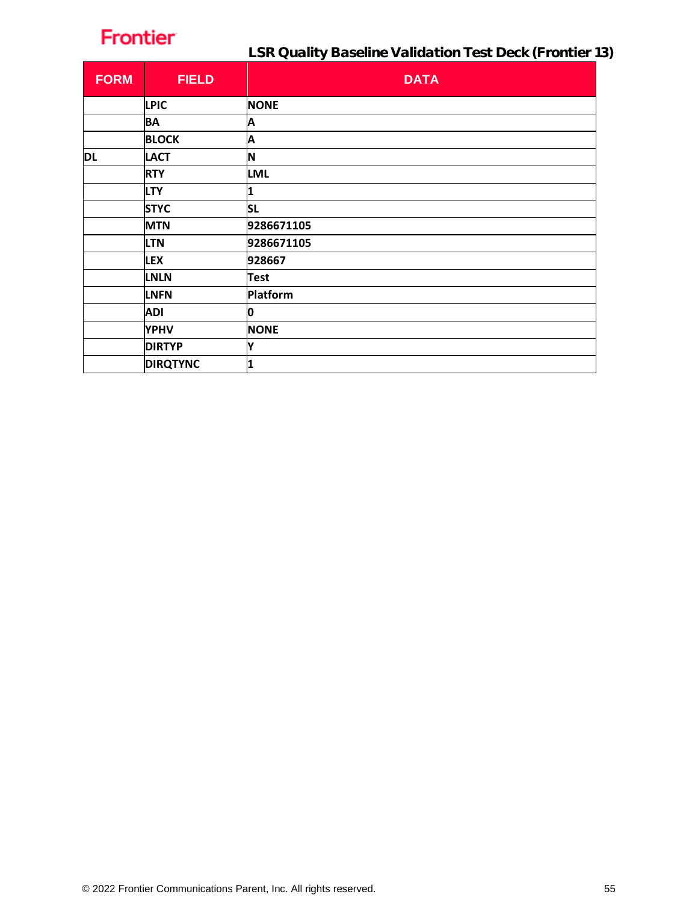| FORM | FIELD | DATA |
|---|---|---|
| | LPIC | NONE |
| | BA | A |
| | BLOCK | A |
| DL | LACT | N |
| | RTY | LML |
| | LTY | 1 |
| | STYC | SL |
| | MTN | 9286671105 |
| | LTN | 9286671105 |
| | LEX | 928667 |
| | LNLN | Test |
| | LNFN | Platform |
| | ADI | 0 |
| | YPHV | NONE |
| | DIRTYP | Y |
| | DIRQTYNC | 1 |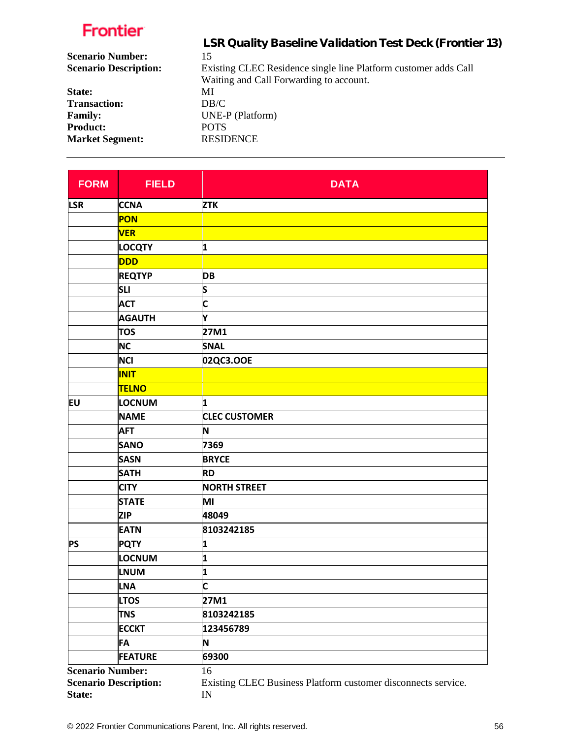**Scenario Number:** 15
**Scenario Description:** Existing CLEC Residence single line Platform customer adds Call Waiting and Call Forwarding to account.
**State:** MI
**Transaction:** DB/C
**Family:** UNE-P (Platform)
**Product:** POTS
**Market Segment:** RESIDENCE

| FORM | FIELD | DATA |
|---|---|---|
| LSR | CCNA | ZTK |
| | PON | |
| | VER | |
| | LOCQTY | 1 |
| | DDD | |
| | REQTYP | DB |
| | SLI | S |
| | ACT | C |
| | AGAUTH | Y |
| | TOS | 27M1 |
| | NC | SNAL |
| | NCI | 02QC3.OOE |
| | INIT | |
| | TELNO | |
| EU | LOCNUM | 1 |
| | NAME | CLEC CUSTOMER |
| | AFT | N |
| | SANO | 7369 |
| | SASN | BRYCE |
| | SATH | RD |
| | CITY | NORTH STREET |
| | STATE | MI |
| | ZIP | 48049 |
| | EATN | 8103242185 |
| PS | PQTY | 1 |
| | LOCNUM | 1 |
| | LNUM | 1 |
| | LNA | C |
| | LTOS | 27M1 |
| | TNS | 8103242185 |
| | ECCKT | 123456789 |
| | FA | N |
| | FEATURE | 69300 |

**Scenario Number:** 16
**Scenario Description:** Existing CLEC Business Platform customer disconnects service.
**State:** IN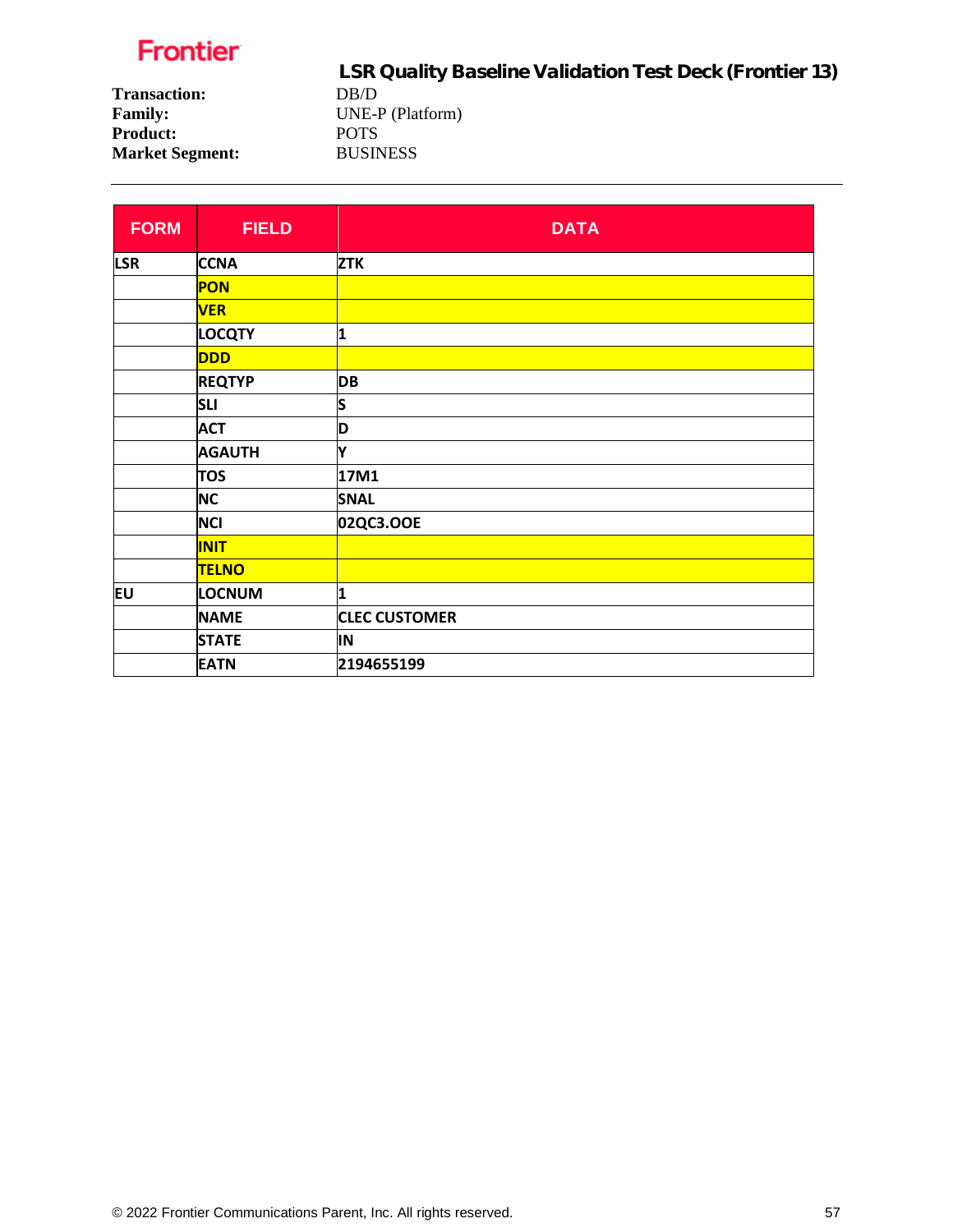**Frontier**

## LSR Quality Baseline Validation Test Deck (Frontier 13)

**Transaction:** DB/D
**Family:** UNE-P (Platform)
**Product:** POTS
**Market Segment:** BUSINESS

| FORM | FIELD | DATA |
|---|---|---|
| LSR | CCNA | ZTK |
| | PON | |
| | VER | |
| | LOCQTY | 1 |
| | DDD | |
| | REQTYP | DB |
| | SLI | S |
| | ACT | D |
| | AGAUTH | Y |
| | TOS | 17M1 |
| | NC | SNAL |
| | NCI | 02QC3.OOE |
| | INIT | |
| | TELNO | |
| EU | LOCNUM | 1 |
| | NAME | CLEC CUSTOMER |
| | STATE | IN |
| | EATN | 2194655199 |

© 2022 Frontier Communications Parent, Inc. All rights reserved.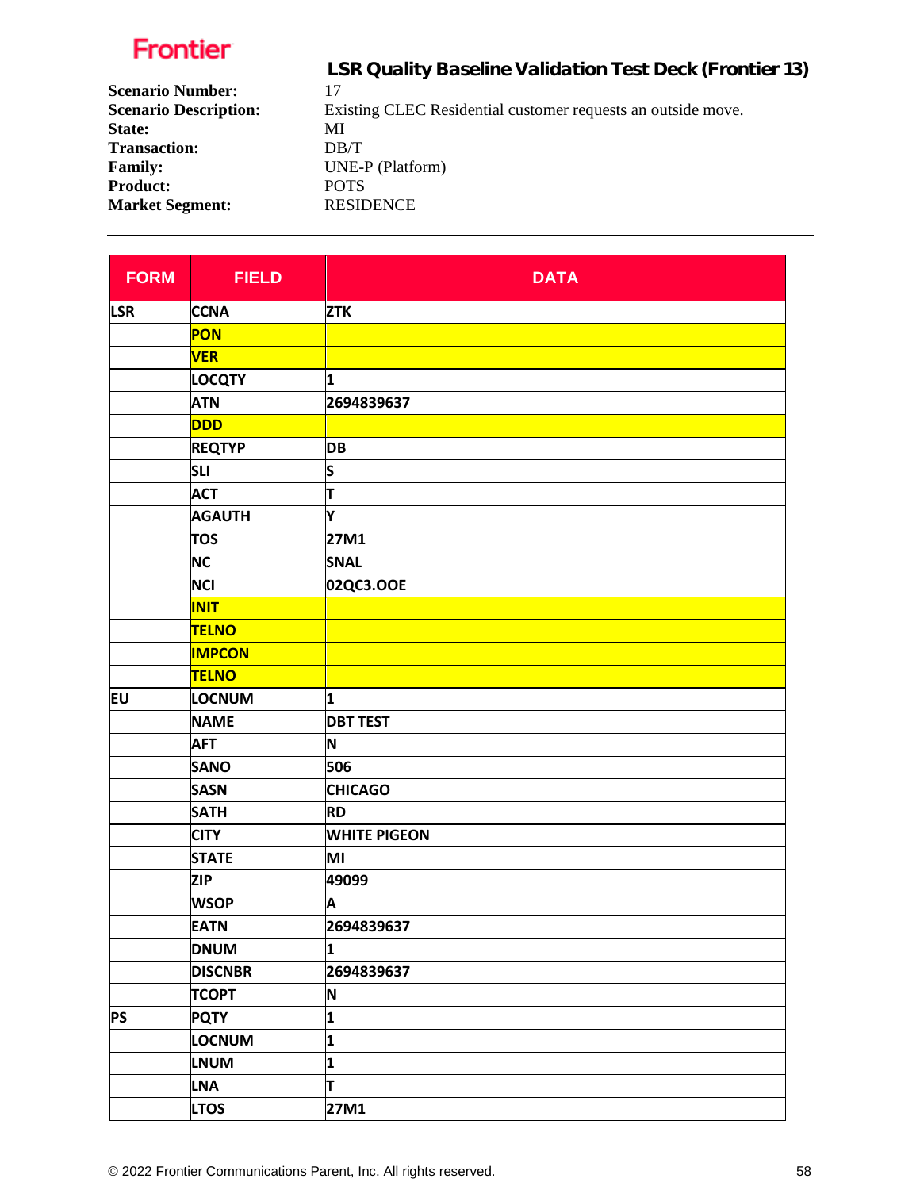**Frontier**

## LSR Quality Baseline Validation Test Deck (Frontier 13)

**Scenario Number:** 17
**Scenario Description:** Existing CLEC Residential customer requests an outside move.
**State:** MI
**Transaction:** DB/T
**Family:** UNE-P (Platform)
**Product:** POTS
**Market Segment:** RESIDENCE

---

| FORM | FIELD | DATA |
|---|---|---|
| LSR | CCNA | ZTK |
| | PON | |
| | VER | |
| | LOCQTY | 1 |
| | ATN | 2694839637 |
| | DDD | |
| | REQTYP | DB |
| | SLI | S |
| | ACT | T |
| | AGAUTH | Y |
| | TOS | 27M1 |
| | NC | SNAL |
| | NCI | 02QC3.OOE |
| | INIT | |
| | TELNO | |
| | IMPCON | |
| | TELNO | |
| EU | LOCNUM | 1 |
| | NAME | DBT TEST |
| | AFT | N |
| | SANO | 506 |
| | SASN | CHICAGO |
| | SATH | RD |
| | CITY | WHITE PIGEON |
| | STATE | MI |
| | ZIP | 49099 |
| | WSOP | A |
| | EATN | 2694839637 |
| | DNUM | 1 |
| | DISCNBR | 2694839637 |
| | TCOPT | N |
| PS | PQTY | 1 |
| | LOCNUM | 1 |
| | LNUM | 1 |
| | LNA | T |
| | LTOS | 27M1 |

© 2022 Frontier Communications Parent, Inc. All rights reserved.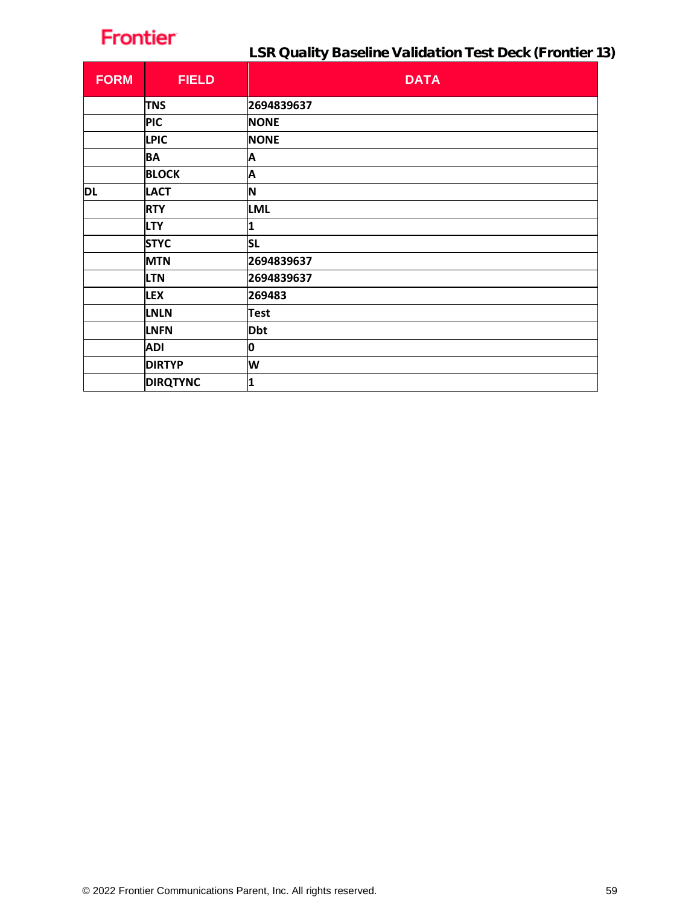**LSR Quality Baseline Validation Test Deck (Frontier 13)**

| FORM | FIELD | DATA |
|---|---|---|
| | TNS | 2694839637 |
| | PIC | NONE |
| | LPIC | NONE |
| | BA | A |
| | BLOCK | A |
| DL | LACT | N |
| | RTY | LML |
| | LTY | 1 |
| | STYC | SL |
| | MTN | 2694839637 |
| | LTN | 2694839637 |
| | LEX | 269483 |
| | LNLN | Test |
| | LNFN | Dbt |
| | ADI | 0 |
| | DIRTYP | W |
| | DIRQTYNC | 1 |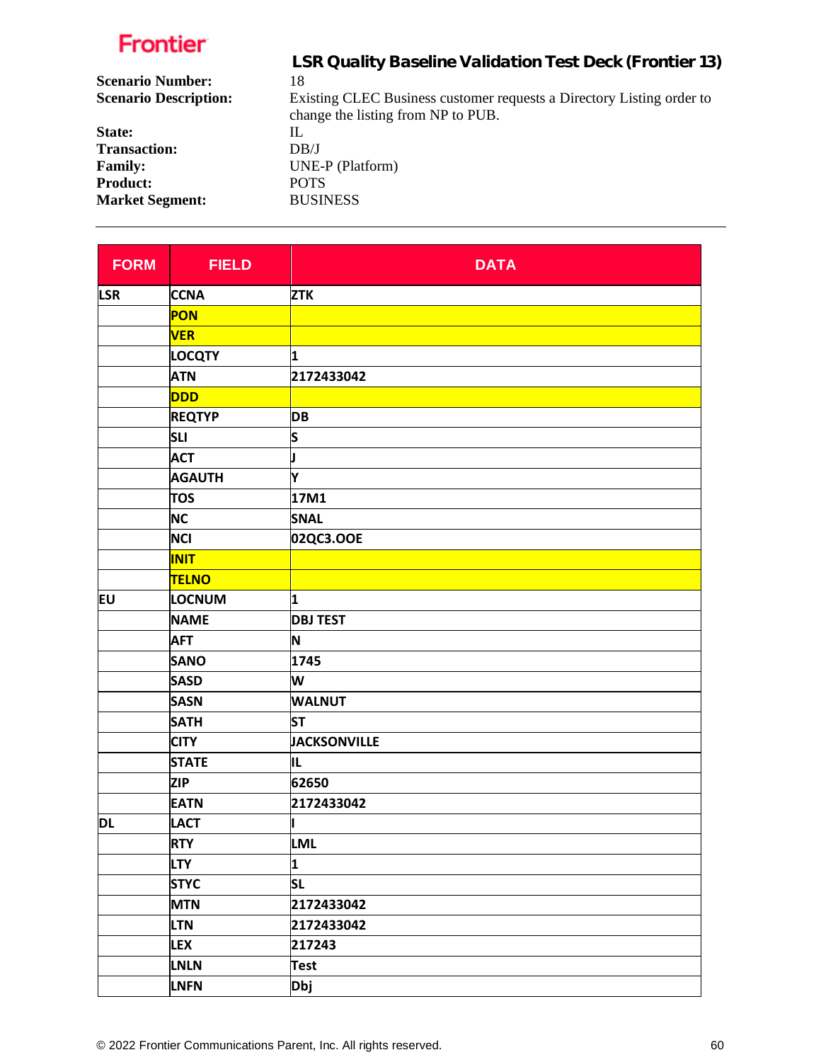**Frontier**

## LSR Quality Baseline Validation Test Deck (Frontier 13)

**Scenario Number:** 18
**Scenario Description:** Existing CLEC Business customer requests a Directory Listing order to change the listing from NP to PUB.
**State:** IL
**Transaction:** DB/J
**Family:** UNE-P (Platform)
**Product:** POTS
**Market Segment:** BUSINESS

---

| FORM | FIELD | DATA |
|---|---|---|
| LSR | CCNA | ZTK |
| | PON | |
| | VER | |
| | LOCQTY | 1 |
| | ATN | 2172433042 |
| | DDD | |
| | REQTYP | DB |
| | SLI | S |
| | ACT | J |
| | AGAUTH | Y |
| | TOS | 17M1 |
| | NC | SNAL |
| | NCI | 02QC3.OOE |
| | INIT | |
| | TELNO | |
| EU | LOCNUM | 1 |
| | NAME | DBJ TEST |
| | AFT | N |
| | SANO | 1745 |
| | SASD | W |
| | SASN | WALNUT |
| | SATH | ST |
| | CITY | JACKSONVILLE |
| | STATE | IL |
| | ZIP | 62650 |
| | EATN | 2172433042 |
| DL | LACT | I |
| | RTY | LML |
| | LTY | 1 |
| | STYC | SL |
| | MTN | 2172433042 |
| | LTN | 2172433042 |
| | LEX | 217243 |
| | LNLN | Test |
| | LNFN | Dbj |

© 2022 Frontier Communications Parent, Inc. All rights reserved.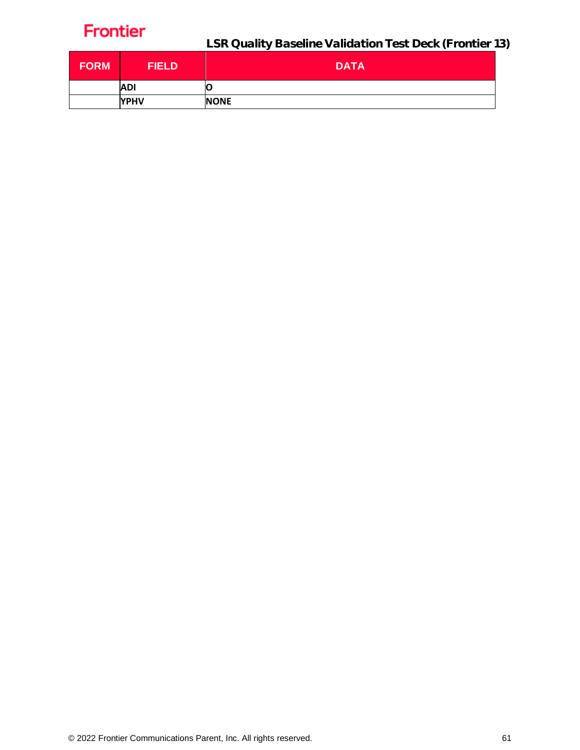| FORM | FIELD | DATA |
|---|---|---|
| | ADI | O |
| | YPHV | NONE |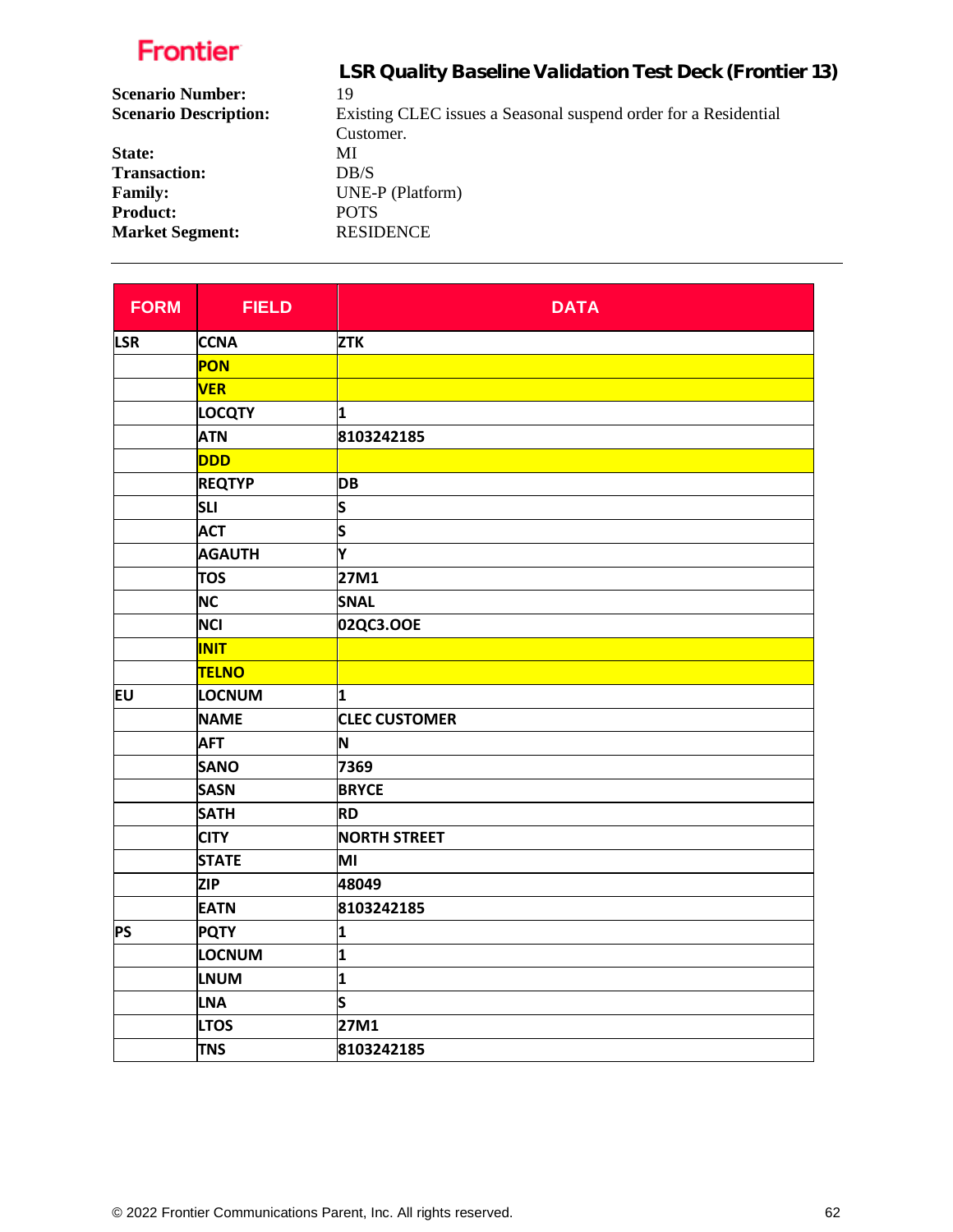Frontier

# LSR Quality Baseline Validation Test Deck (Frontier 13)

**Scenario Number:** 19
**Scenario Description:** Existing CLEC issues a Seasonal suspend order for a Residential Customer.
**State:** MI
**Transaction:** DB/S
**Family:** UNE-P (Platform)
**Product:** POTS
**Market Segment:** RESIDENCE

---

| FORM | FIELD | DATA |
|---|---|---|
| LSR | CCNA | ZTK |
| | PON | |
| | VER | |
| | LOCQTY | 1 |
| | ATN | 8103242185 |
| | DDD | |
| | REQTYP | DB |
| | SLI | S |
| | ACT | S |
| | AGAUTH | Y |
| | TOS | 27M1 |
| | NC | SNAL |
| | NCI | 02QC3.OOE |
| | INIT | |
| | TELNO | |
| EU | LOCNUM | 1 |
| | NAME | CLEC CUSTOMER |
| | AFT | N |
| | SANO | 7369 |
| | SASN | BRYCE |
| | SATH | RD |
| | CITY | NORTH STREET |
| | STATE | MI |
| | ZIP | 48049 |
| | EATN | 8103242185 |
| PS | PQTY | 1 |
| | LOCNUM | 1 |
| | LNUM | 1 |
| | LNA | S |
| | LTOS | 27M1 |
| | TNS | 8103242185 |

© 2022 Frontier Communications Parent, Inc. All rights reserved.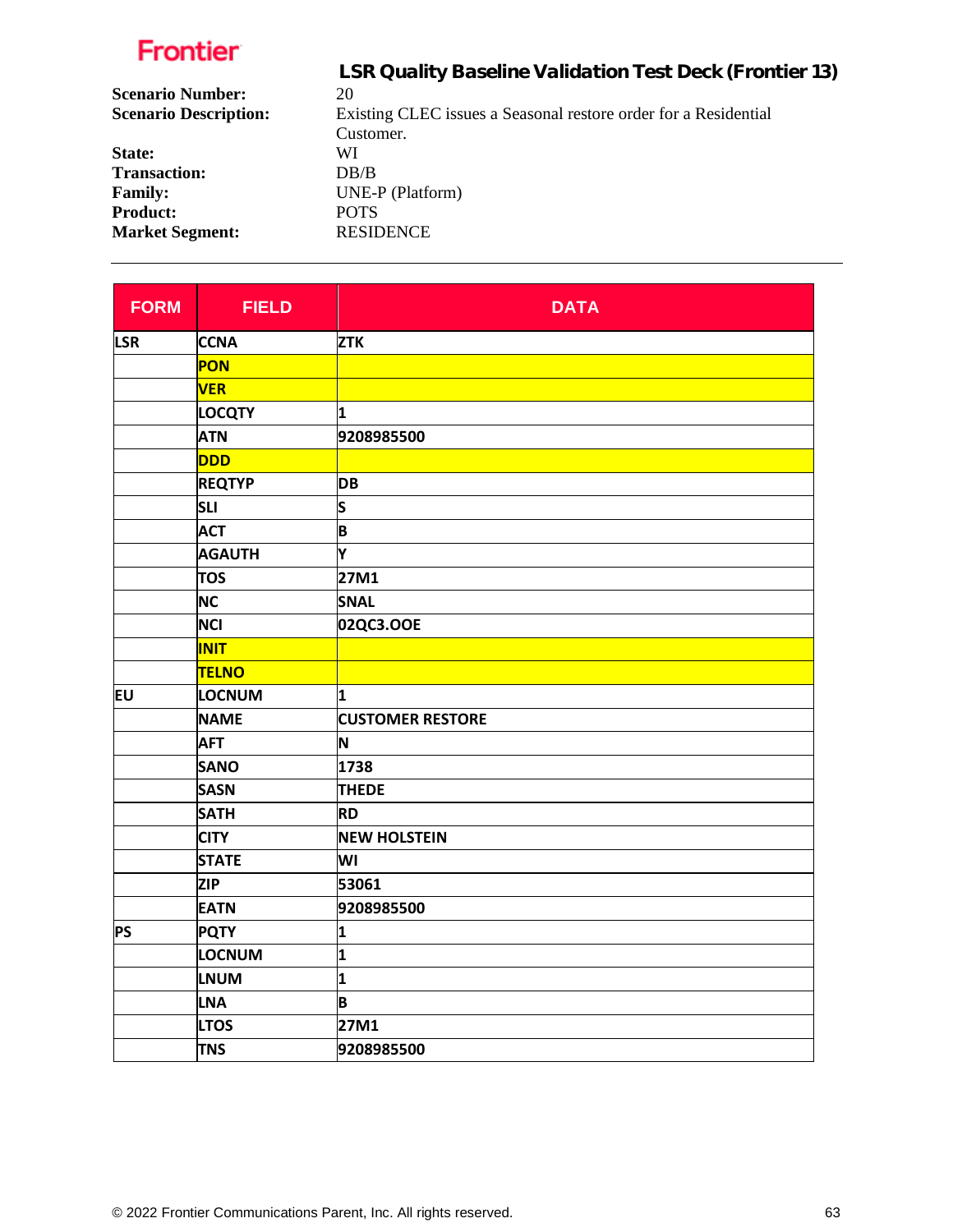Frontier

# LSR Quality Baseline Validation Test Deck (Frontier 13)

**Scenario Number:** 20
**Scenario Description:** Existing CLEC issues a Seasonal restore order for a Residential Customer.
**State:** WI
**Transaction:** DB/B
**Family:** UNE-P (Platform)
**Product:** POTS
**Market Segment:** RESIDENCE

---

| FORM | FIELD | DATA |
|---|---|---|
| LSR | CCNA | ZTK |
| | PON | |
| | VER | |
| | LOCQTY | 1 |
| | ATN | 9208985500 |
| | DDD | |
| | REQTYP | DB |
| | SLI | S |
| | ACT | B |
| | AGAUTH | Y |
| | TOS | 27M1 |
| | NC | SNAL |
| | NCI | 02QC3.OOE |
| | INIT | |
| | TELNO | |
| EU | LOCNUM | 1 |
| | NAME | CUSTOMER RESTORE |
| | AFT | N |
| | SANO | 1738 |
| | SASN | THEDE |
| | SATH | RD |
| | CITY | NEW HOLSTEIN |
| | STATE | WI |
| | ZIP | 53061 |
| | EATN | 9208985500 |
| PS | PQTY | 1 |
| | LOCNUM | 1 |
| | LNUM | 1 |
| | LNA | B |
| | LTOS | 27M1 |
| | TNS | 9208985500 |

© 2022 Frontier Communications Parent, Inc. All rights reserved.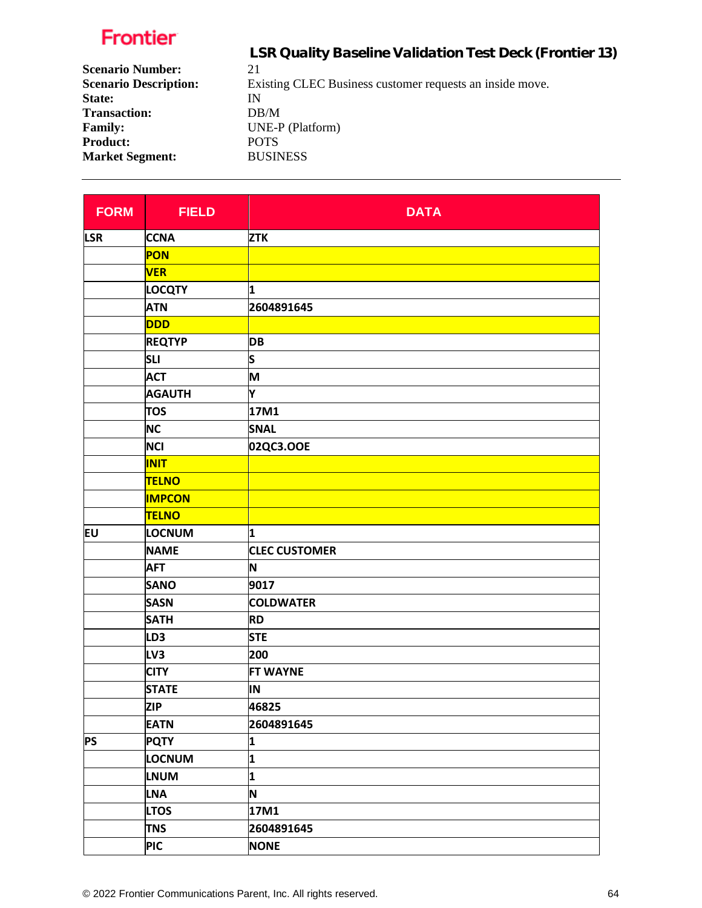**Frontier**

## LSR Quality Baseline Validation Test Deck (Frontier 13)

**Scenario Number:** 21
**Scenario Description:** Existing CLEC Business customer requests an inside move.
**State:** IN
**Transaction:** DB/M
**Family:** UNE-P (Platform)
**Product:** POTS
**Market Segment:** BUSINESS

---

| FORM | FIELD | DATA |
|---|---|---|
| LSR | CCNA | ZTK |
| | PON | |
| | VER | |
| | LOCQTY | 1 |
| | ATN | 2604891645 |
| | DDD | |
| | REQTYP | DB |
| | SLI | S |
| | ACT | M |
| | AGAUTH | Y |
| | TOS | 17M1 |
| | NC | SNAL |
| | NCI | 02QC3.OOE |
| | INIT | |
| | TELNO | |
| | IMPCON | |
| | TELNO | |
| EU | LOCNUM | 1 |
| | NAME | CLEC CUSTOMER |
| | AFT | N |
| | SANO | 9017 |
| | SASN | COLDWATER |
| | SATH | RD |
| | LD3 | STE |
| | LV3 | 200 |
| | CITY | FT WAYNE |
| | STATE | IN |
| | ZIP | 46825 |
| | EATN | 2604891645 |
| PS | PQTY | 1 |
| | LOCNUM | 1 |
| | LNUM | 1 |
| | LNA | N |
| | LTOS | 17M1 |
| | TNS | 2604891645 |
| | PIC | NONE |

© 2022 Frontier Communications Parent, Inc. All rights reserved.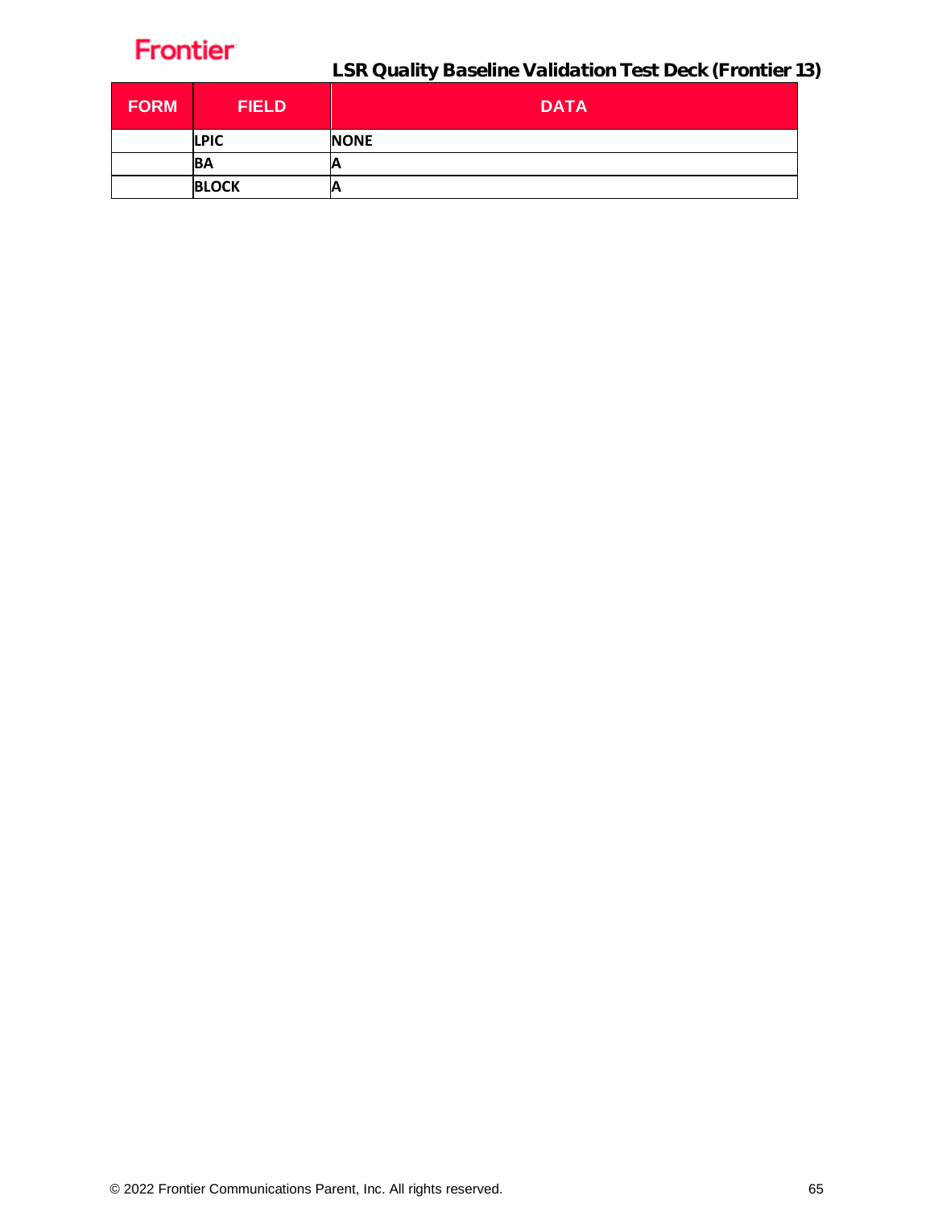| FORM | FIELD | DATA |
|---|---|---|
| | LPIC | NONE |
| | BA | A |
| | BLOCK | A |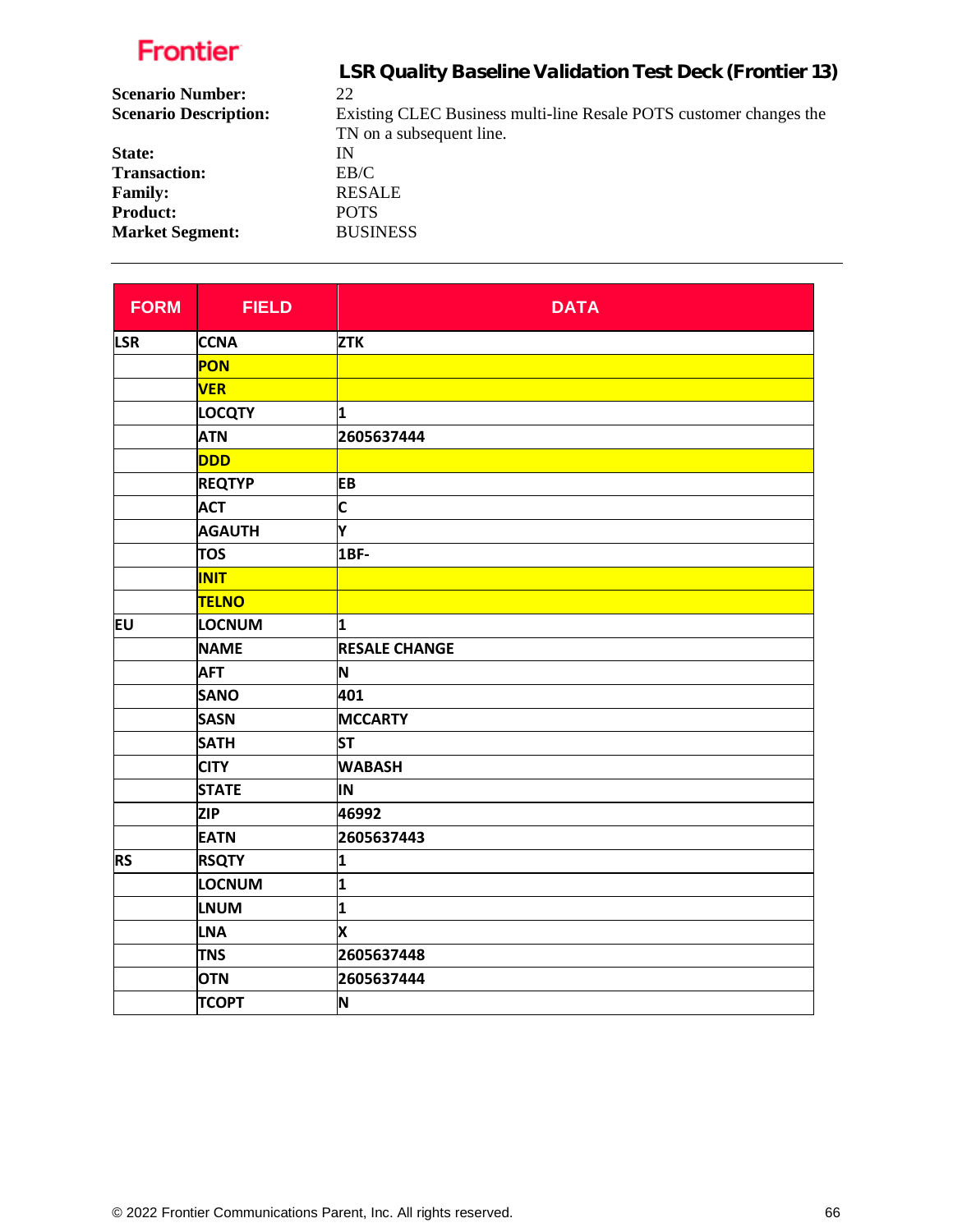Frontier

## LSR Quality Baseline Validation Test Deck (Frontier 13)

**Scenario Number:** 22
**Scenario Description:** Existing CLEC Business multi-line Resale POTS customer changes the TN on a subsequent line.
**State:** IN
**Transaction:** EB/C
**Family:** RESALE
**Product:** POTS
**Market Segment:** BUSINESS

---

| FORM | FIELD | DATA |
|---|---|---|
| LSR | CCNA | ZTK |
| | PON | |
| | VER | |
| | LOCQTY | 1 |
| | ATN | 2605637444 |
| | DDD | |
| | REQTYP | EB |
| | ACT | C |
| | AGAUTH | Y |
| | TOS | 1BF- |
| | INIT | |
| | TELNO | |
| EU | LOCNUM | 1 |
| | NAME | RESALE CHANGE |
| | AFT | N |
| | SANO | 401 |
| | SASN | MCCARTY |
| | SATH | ST |
| | CITY | WABASH |
| | STATE | IN |
| | ZIP | 46992 |
| | EATN | 2605637443 |
| RS | RSQTY | 1 |
| | LOCNUM | 1 |
| | LNUM | 1 |
| | LNA | X |
| | TNS | 2605637448 |
| | OTN | 2605637444 |
| | TCOPT | N |

© 2022 Frontier Communications Parent, Inc. All rights reserved.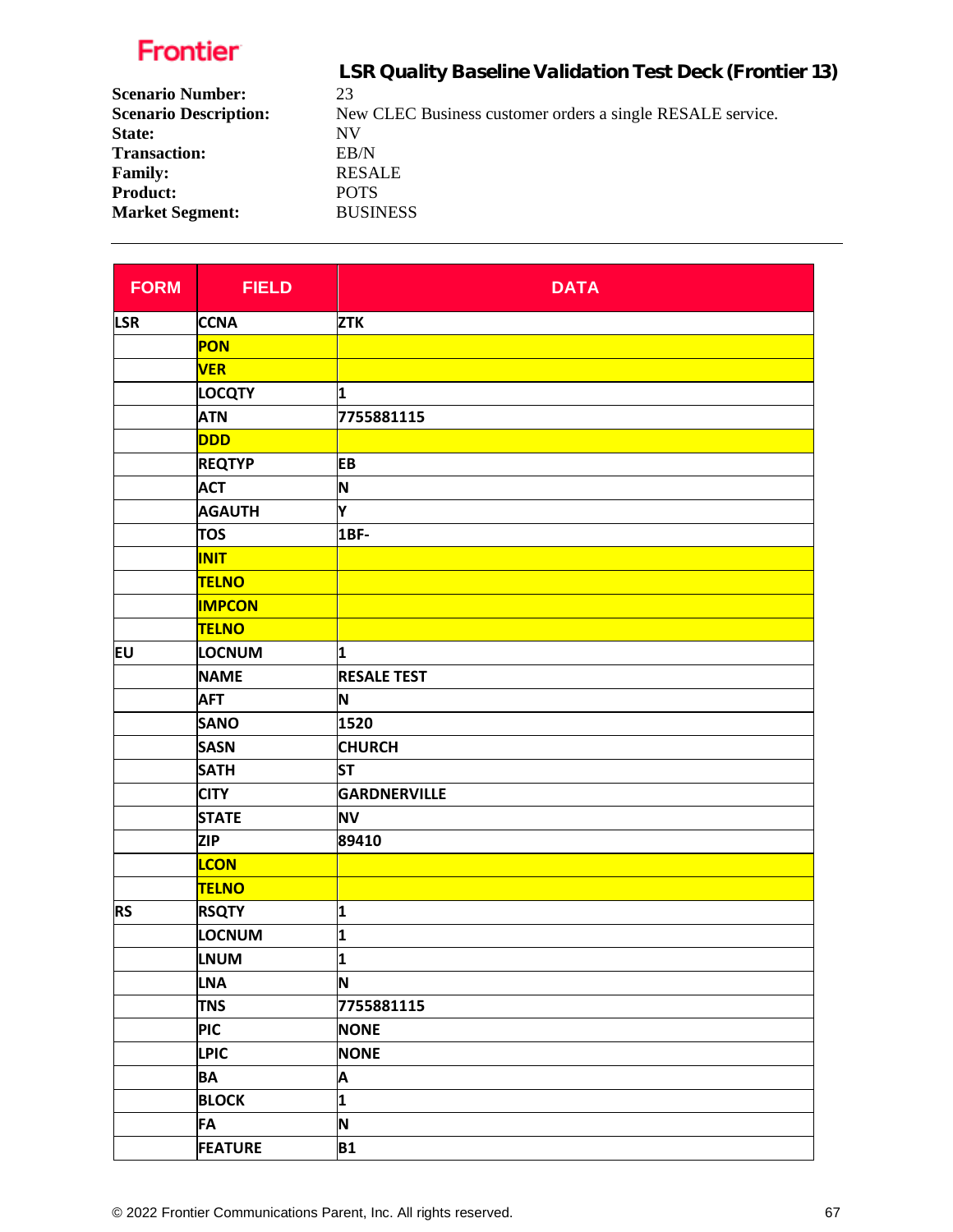# LSR Quality Baseline Validation Test Deck (Frontier 13)

**Scenario Number:** 23
**Scenario Description:** New CLEC Business customer orders a single RESALE service.
**State:** NV
**Transaction:** EB/N
**Family:** RESALE
**Product:** POTS
**Market Segment:** BUSINESS

---

| FORM | FIELD | DATA |
|---|---|---|
| LSR | CCNA | ZTK |
| | PON | |
| | VER | |
| | LOCQTY | 1 |
| | ATN | 7755881115 |
| | DDD | |
| | REQTYP | EB |
| | ACT | N |
| | AGAUTH | Y |
| | TOS | 1BF- |
| | INIT | |
| | TELNO | |
| | IMPCON | |
| | TELNO | |
| EU | LOCNUM | 1 |
| | NAME | RESALE TEST |
| | AFT | N |
| | SANO | 1520 |
| | SASN | CHURCH |
| | SATH | ST |
| | CITY | GARDNERVILLE |
| | STATE | NV |
| | ZIP | 89410 |
| | LCON | |
| | TELNO | |
| RS | RSQTY | 1 |
| | LOCNUM | 1 |
| | LNUM | 1 |
| | LNA | N |
| | TNS | 7755881115 |
| | PIC | NONE |
| | LPIC | NONE |
| | BA | A |
| | BLOCK | 1 |
| | FA | N |
| | FEATURE | B1 |

© 2022 Frontier Communications Parent, Inc. All rights reserved.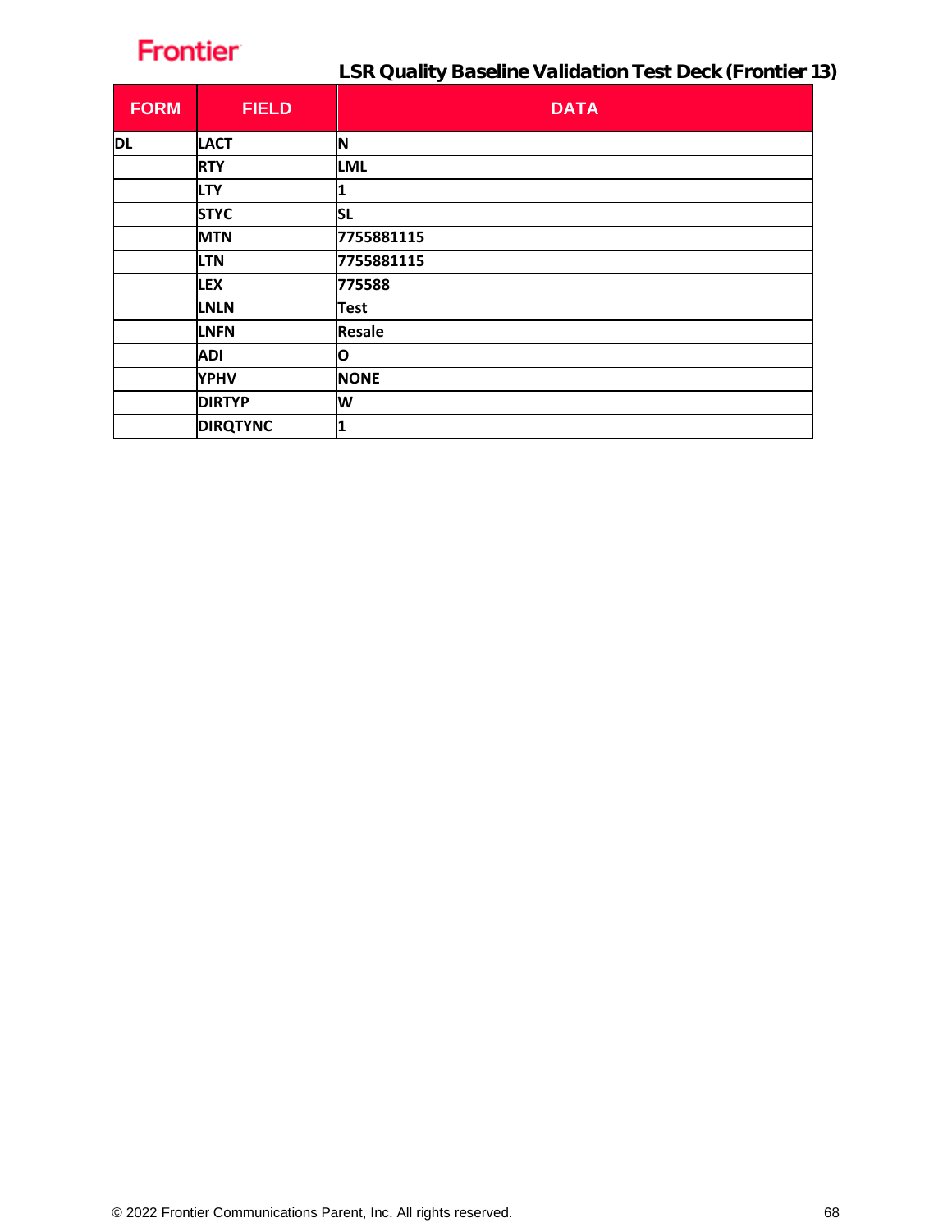| FORM | FIELD | DATA |
|---|---|---|
| DL | LACT | N |
| | RTY | LML |
| | LTY | 1 |
| | STYC | SL |
| | MTN | 7755881115 |
| | LTN | 7755881115 |
| | LEX | 775588 |
| | LNLN | Test |
| | LNFN | Resale |
| | ADI | O |
| | YPHV | NONE |
| | DIRTYP | W |
| | DIRQTYNC | 1 |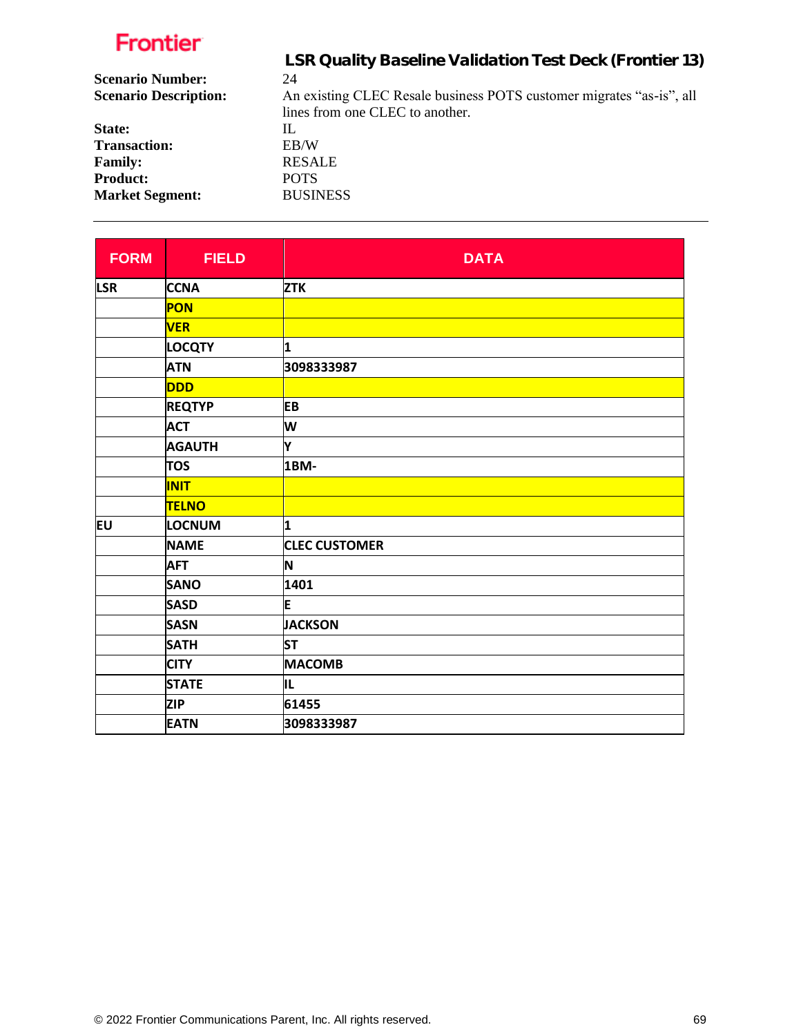Frontier

## LSR Quality Baseline Validation Test Deck (Frontier 13)

**Scenario Number:** 24
**Scenario Description:** An existing CLEC Resale business POTS customer migrates "as-is", all lines from one CLEC to another.
**State:** IL
**Transaction:** EB/W
**Family:** RESALE
**Product:** POTS
**Market Segment:** BUSINESS

---

| FORM | FIELD | DATA |
|---|---|---|
| LSR | CCNA | ZTK |
| | PON | |
| | VER | |
| | LOCQTY | 1 |
| | ATN | 3098333987 |
| | DDD | |
| | REQTYP | EB |
| | ACT | W |
| | AGAUTH | Y |
| | TOS | 1BM- |
| | INIT | |
| | TELNO | |
| EU | LOCNUM | 1 |
| | NAME | CLEC CUSTOMER |
| | AFT | N |
| | SANO | 1401 |
| | SASD | E |
| | SASN | JACKSON |
| | SATH | ST |
| | CITY | MACOMB |
| | STATE | IL |
| | ZIP | 61455 |
| | EATN | 3098333987 |

© 2022 Frontier Communications Parent, Inc. All rights reserved.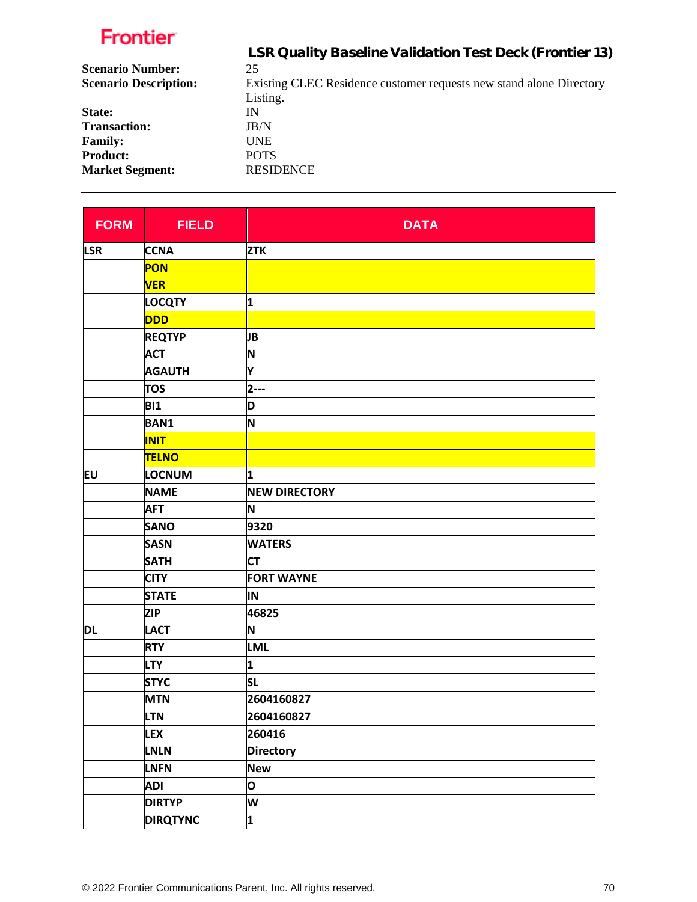**Frontier**

## LSR Quality Baseline Validation Test Deck (Frontier 13)

**Scenario Number:** 25
**Scenario Description:** Existing CLEC Residence customer requests new stand alone Directory Listing.
**State:** IN
**Transaction:** JB/N
**Family:** UNE
**Product:** POTS
**Market Segment:** RESIDENCE

| FORM | FIELD | DATA |
|---|---|---|
| LSR | CCNA | ZTK |
| | PON | |
| | VER | |
| | LOCQTY | 1 |
| | DDD | |
| | REQTYP | JB |
| | ACT | N |
| | AGAUTH | Y |
| | TOS | 2--- |
| | BI1 | D |
| | BAN1 | N |
| | INIT | |
| | TELNO | |
| EU | LOCNUM | 1 |
| | NAME | NEW DIRECTORY |
| | AFT | N |
| | SANO | 9320 |
| | SASN | WATERS |
| | SATH | CT |
| | CITY | FORT WAYNE |
| | STATE | IN |
| | ZIP | 46825 |
| DL | LACT | N |
| | RTY | LML |
| | LTY | 1 |
| | STYC | SL |
| | MTN | 2604160827 |
| | LTN | 2604160827 |
| | LEX | 260416 |
| | LNLN | Directory |
| | LNFN | New |
| | ADI | O |
| | DIRTYP | W |
| | DIRQTYNC | 1 |

© 2022 Frontier Communications Parent, Inc. All rights reserved.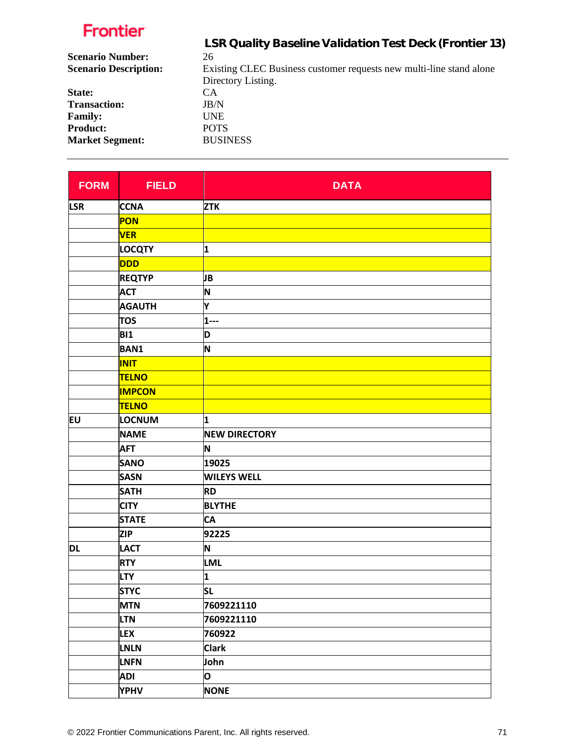Frontier

# LSR Quality Baseline Validation Test Deck (Frontier 13)

**Scenario Number:** 26
**Scenario Description:** Existing CLEC Business customer requests new multi-line stand alone Directory Listing.
**State:** CA
**Transaction:** JB/N
**Family:** UNE
**Product:** POTS
**Market Segment:** BUSINESS

---

| FORM | FIELD | DATA |
|---|---|---|
| LSR | CCNA | ZTK |
| | PON | |
| | VER | |
| | LOCQTY | 1 |
| | DDD | |
| | REQTYP | JB |
| | ACT | N |
| | AGAUTH | Y |
| | TOS | 1--- |
| | BI1 | D |
| | BAN1 | N |
| | INIT | |
| | TELNO | |
| | IMPCON | |
| | TELNO | |
| EU | LOCNUM | 1 |
| | NAME | NEW DIRECTORY |
| | AFT | N |
| | SANO | 19025 |
| | SASN | WILEYS WELL |
| | SATH | RD |
| | CITY | BLYTHE |
| | STATE | CA |
| | ZIP | 92225 |
| DL | LACT | N |
| | RTY | LML |
| | LTY | 1 |
| | STYC | SL |
| | MTN | 7609221110 |
| | LTN | 7609221110 |
| | LEX | 760922 |
| | LNLN | Clark |
| | LNFN | John |
| | ADI | O |
| | YPHV | NONE |

© 2022 Frontier Communications Parent, Inc. All rights reserved.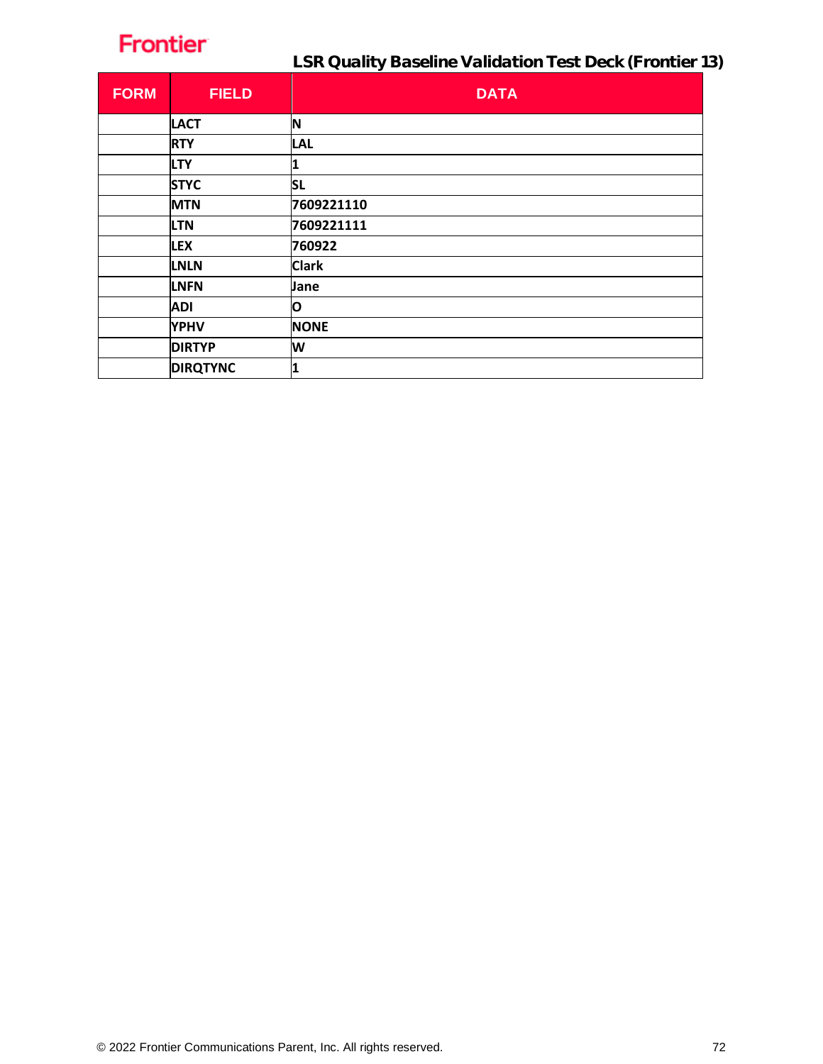## LSR Quality Baseline Validation Test Deck (Frontier 13)

| FORM | FIELD | DATA |
|---|---|---|
| | LACT | N |
| | RTY | LAL |
| | LTY | 1 |
| | STYC | SL |
| | MTN | 7609221110 |
| | LTN | 7609221111 |
| | LEX | 760922 |
| | LNLN | Clark |
| | LNFN | Jane |
| | ADI | O |
| | YPHV | NONE |
| | DIRTYP | W |
| | DIRQTYNC | 1 |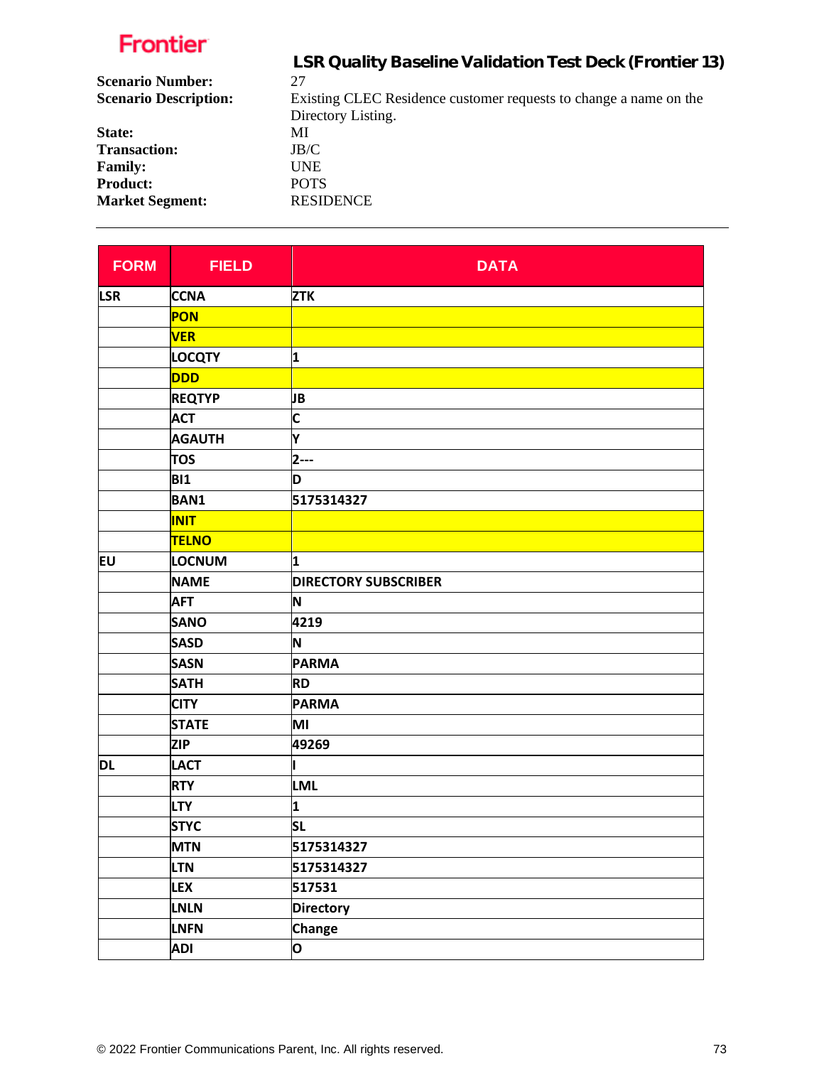**Frontier**

## LSR Quality Baseline Validation Test Deck (Frontier 13)

| | |
|---|---|
| **Scenario Number:** | 27 |
| **Scenario Description:** | Existing CLEC Residence customer requests to change a name on the Directory Listing. |
| **State:** | MI |
| **Transaction:** | JB/C |
| **Family:** | UNE |
| **Product:** | POTS |
| **Market Segment:** | RESIDENCE |

---

| FORM | FIELD | DATA |
|---|---|---|
| LSR | CCNA | ZTK |
| | PON | |
| | VER | |
| | LOCQTY | 1 |
| | DDD | |
| | REQTYP | JB |
| | ACT | C |
| | AGAUTH | Y |
| | TOS | 2--- |
| | BI1 | D |
| | BAN1 | 5175314327 |
| | INIT | |
| | TELNO | |
| EU | LOCNUM | 1 |
| | NAME | DIRECTORY SUBSCRIBER |
| | AFT | N |
| | SANO | 4219 |
| | SASD | N |
| | SASN | PARMA |
| | SATH | RD |
| | CITY | PARMA |
| | STATE | MI |
| | ZIP | 49269 |
| DL | LACT | I |
| | RTY | LML |
| | LTY | 1 |
| | STYC | SL |
| | MTN | 5175314327 |
| | LTN | 5175314327 |
| | LEX | 517531 |
| | LNLN | Directory |
| | LNFN | Change |
| | ADI | O |

© 2022 Frontier Communications Parent, Inc. All rights reserved.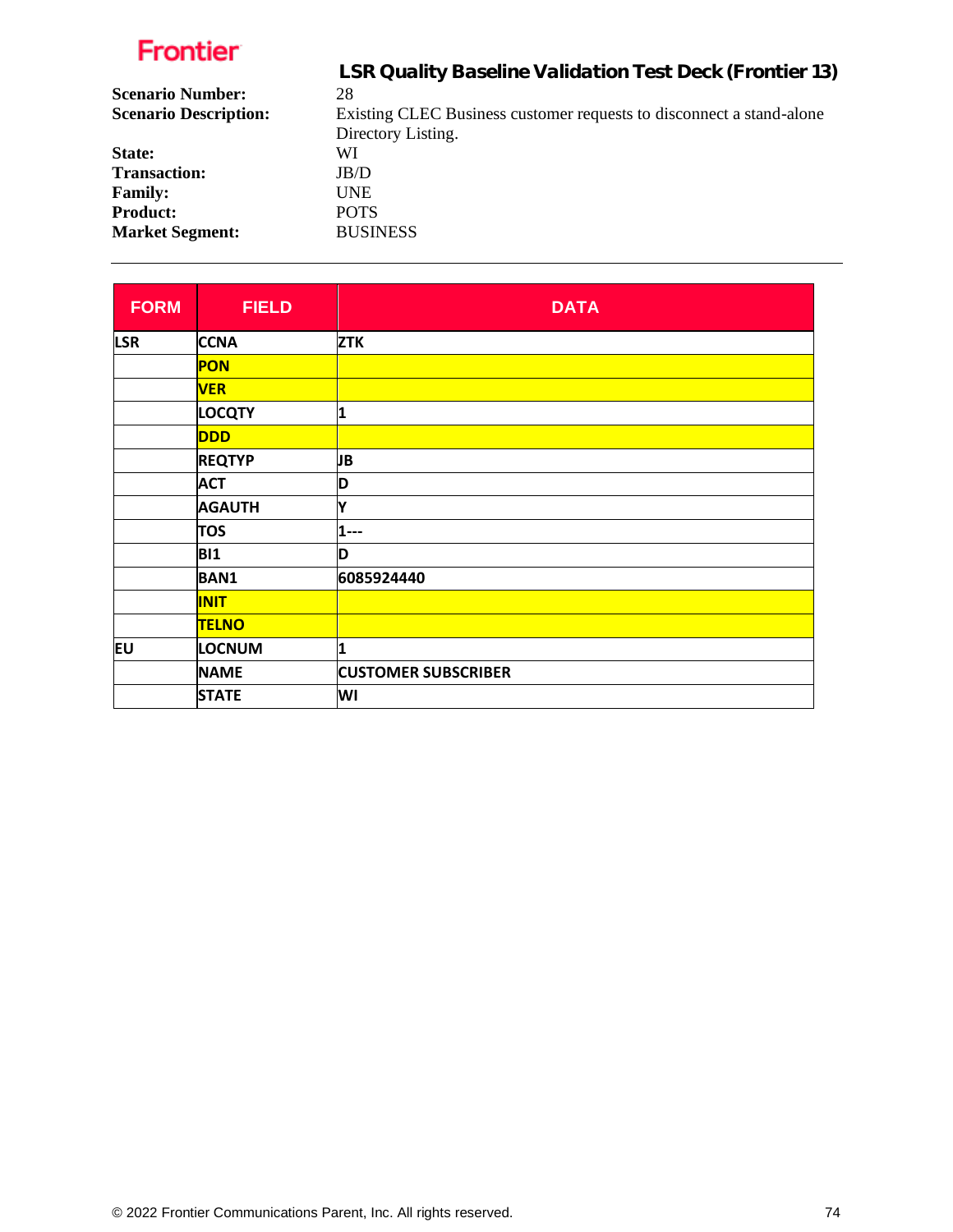Frontier

# LSR Quality Baseline Validation Test Deck (Frontier 13)

**Scenario Number:** 28
**Scenario Description:** Existing CLEC Business customer requests to disconnect a stand-alone Directory Listing.
**State:** WI
**Transaction:** JB/D
**Family:** UNE
**Product:** POTS
**Market Segment:** BUSINESS

---

| FORM | FIELD | DATA |
|---|---|---|
| LSR | CCNA | ZTK |
| | PON | |
| | VER | |
| | LOCQTY | 1 |
| | DDD | |
| | REQTYP | JB |
| | ACT | D |
| | AGAUTH | Y |
| | TOS | 1--- |
| | BI1 | D |
| | BAN1 | 6085924440 |
| | INIT | |
| | TELNO | |
| EU | LOCNUM | 1 |
| | NAME | CUSTOMER SUBSCRIBER |
| | STATE | WI |

© 2022 Frontier Communications Parent, Inc. All rights reserved.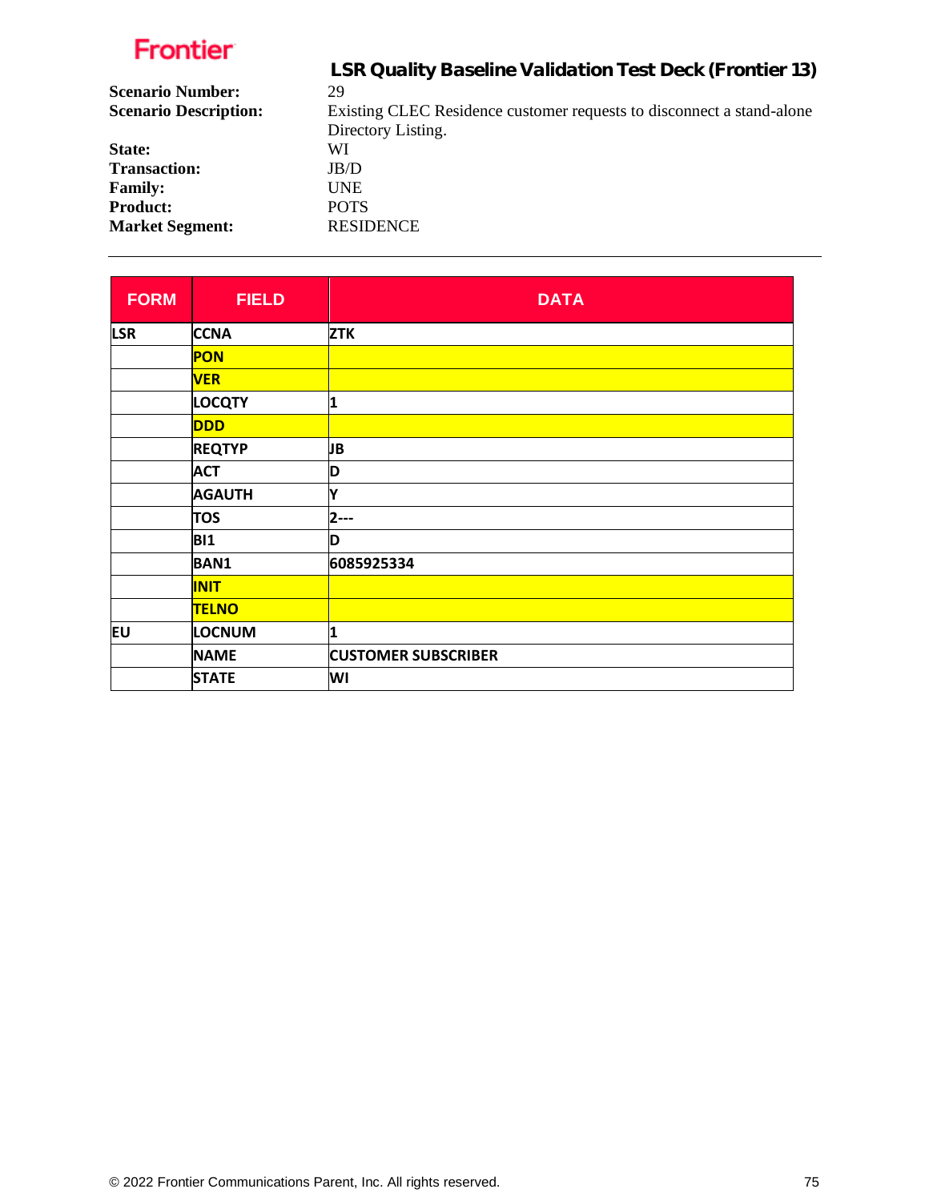Frontier

## LSR Quality Baseline Validation Test Deck (Frontier 13)

**Scenario Number:** 29

**Scenario Description:** Existing CLEC Residence customer requests to disconnect a stand-alone Directory Listing.

**State:** WI

**Transaction:** JB/D

**Family:** UNE

**Product:** POTS

**Market Segment:** RESIDENCE

---

| FORM | FIELD | DATA |
|---|---|---|
| LSR | CCNA | ZTK |
| | PON | |
| | VER | |
| | LOCQTY | 1 |
| | DDD | |
| | REQTYP | JB |
| | ACT | D |
| | AGAUTH | Y |
| | TOS | 2--- |
| | BI1 | D |
| | BAN1 | 6085925334 |
| | INIT | |
| | TELNO | |
| EU | LOCNUM | 1 |
| | NAME | CUSTOMER SUBSCRIBER |
| | STATE | WI |

© 2022 Frontier Communications Parent, Inc. All rights reserved.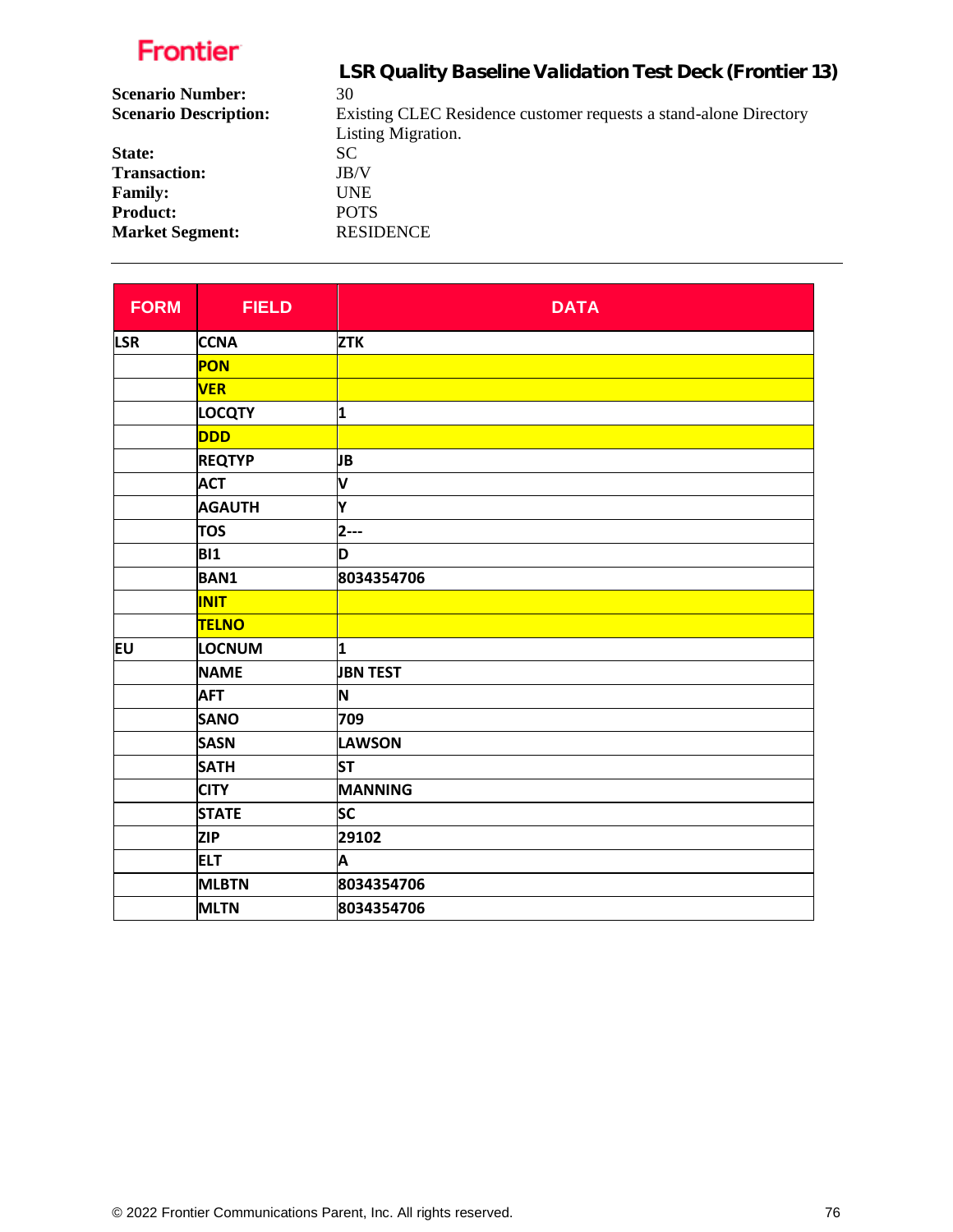**Frontier**

## LSR Quality Baseline Validation Test Deck (Frontier 13)

**Scenario Number:** 30
**Scenario Description:** Existing CLEC Residence customer requests a stand-alone Directory Listing Migration.
**State:** SC
**Transaction:** JB/V
**Family:** UNE
**Product:** POTS
**Market Segment:** RESIDENCE

---

| FORM | FIELD | DATA |
|---|---|---|
| LSR | CCNA | ZTK |
| | PON | |
| | VER | |
| | LOCQTY | 1 |
| | DDD | |
| | REQTYP | JB |
| | ACT | V |
| | AGAUTH | Y |
| | TOS | 2--- |
| | BI1 | D |
| | BAN1 | 8034354706 |
| | INIT | |
| | TELNO | |
| EU | LOCNUM | 1 |
| | NAME | JBN TEST |
| | AFT | N |
| | SANO | 709 |
| | SASN | LAWSON |
| | SATH | ST |
| | CITY | MANNING |
| | STATE | SC |
| | ZIP | 29102 |
| | ELT | A |
| | MLBTN | 8034354706 |
| | MLTN | 8034354706 |

© 2022 Frontier Communications Parent, Inc. All rights reserved.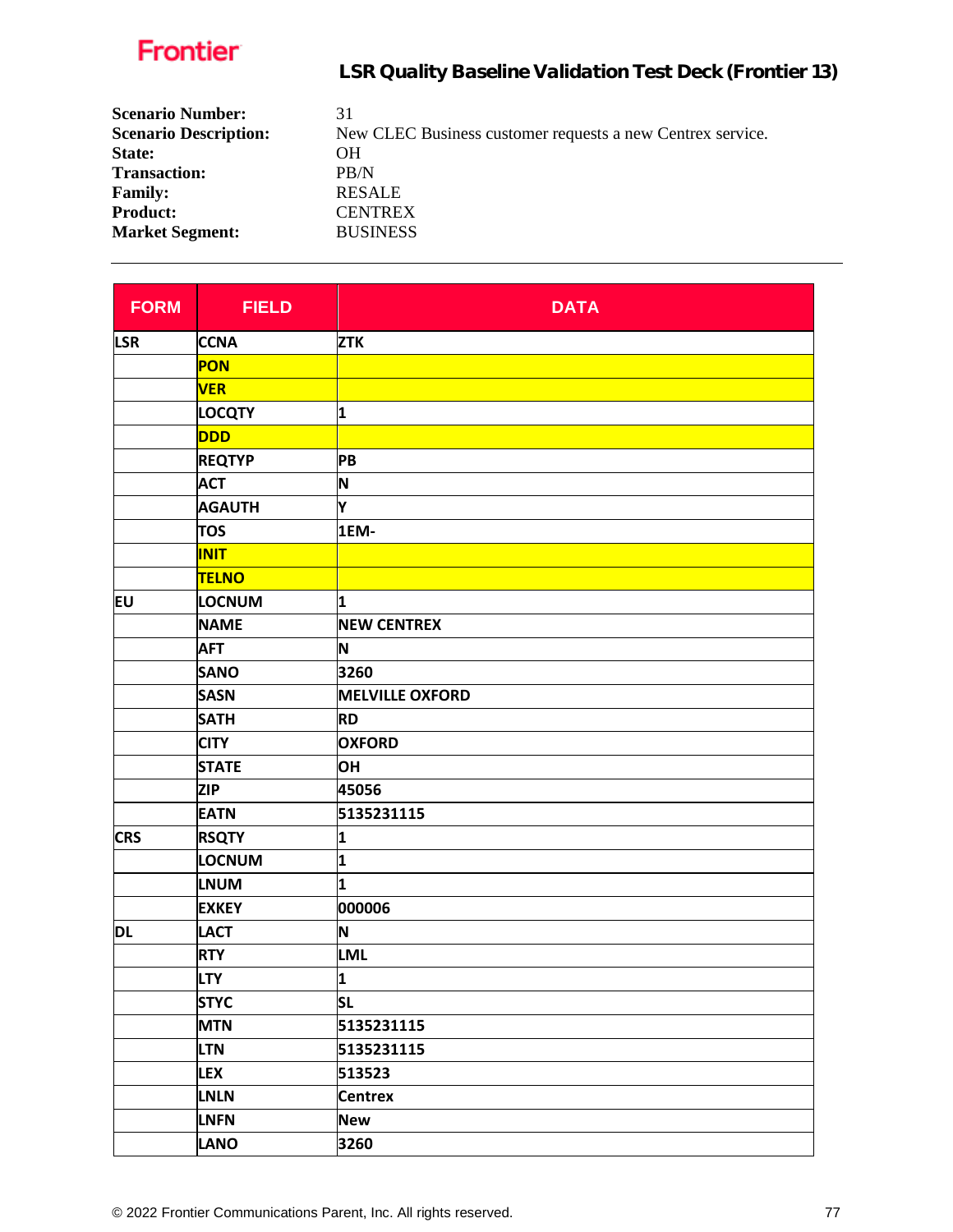| | |
|---|---|
| **Scenario Number:** | 31 |
| **Scenario Description:** | New CLEC Business customer requests a new Centrex service. |
| **State:** | OH |
| **Transaction:** | PB/N |
| **Family:** | RESALE |
| **Product:** | CENTREX |
| **Market Segment:** | BUSINESS |

---

| FORM | FIELD | DATA |
|---|---|---|
| LSR | CCNA | ZTK |
| | PON | |
| | VER | |
| | LOCQTY | 1 |
| | DDD | |
| | REQTYP | PB |
| | ACT | N |
| | AGAUTH | Y |
| | TOS | 1EM- |
| | INIT | |
| | TELNO | |
| EU | LOCNUM | 1 |
| | NAME | NEW CENTREX |
| | AFT | N |
| | SANO | 3260 |
| | SASN | MELVILLE OXFORD |
| | SATH | RD |
| | CITY | OXFORD |
| | STATE | OH |
| | ZIP | 45056 |
| | EATN | 5135231115 |
| CRS | RSQTY | 1 |
| | LOCNUM | 1 |
| | LNUM | 1 |
| | EXKEY | 000006 |
| DL | LACT | N |
| | RTY | LML |
| | LTY | 1 |
| | STYC | SL |
| | MTN | 5135231115 |
| | LTN | 5135231115 |
| | LEX | 513523 |
| | LNLN | Centrex |
| | LNFN | New |
| | LANO | 3260 |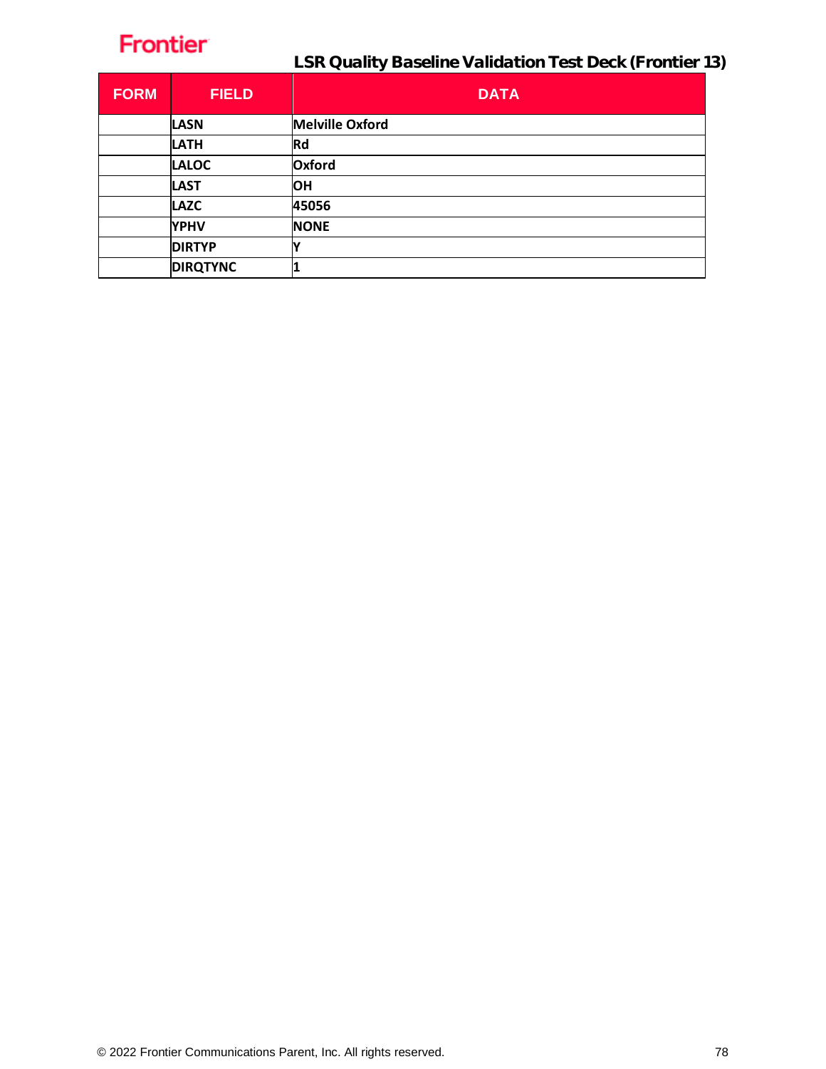| FORM | FIELD | DATA |
|---|---|---|
| | LASN | Melville Oxford |
| | LATH | Rd |
| | LALOC | Oxford |
| | LAST | OH |
| | LAZC | 45056 |
| | YPHV | NONE |
| | DIRTYP | Y |
| | DIRQTYNC | 1 |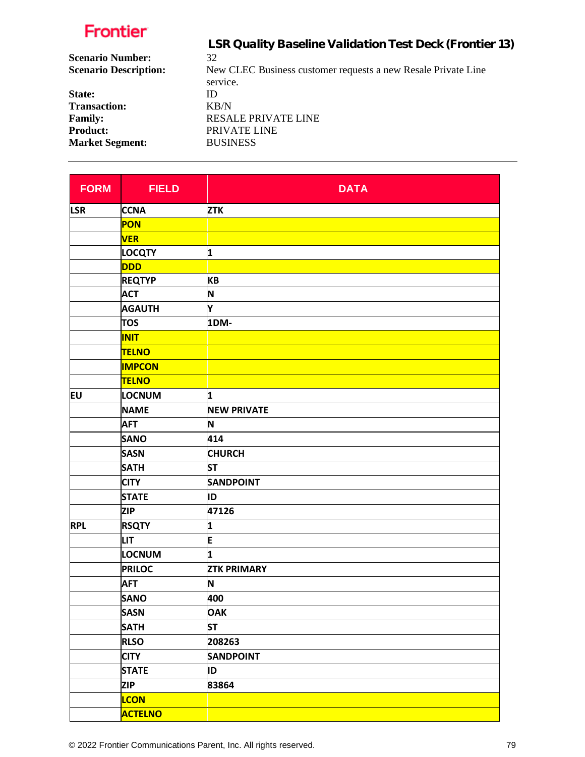**Frontier**

## LSR Quality Baseline Validation Test Deck (Frontier 13)

**Scenario Number:** 32
**Scenario Description:** New CLEC Business customer requests a new Resale Private Line service.
**State:** ID
**Transaction:** KB/N
**Family:** RESALE PRIVATE LINE
**Product:** PRIVATE LINE
**Market Segment:** BUSINESS

---

| FORM | FIELD | DATA |
|---|---|---|
| LSR | CCNA | ZTK |
| | PON | |
| | VER | |
| | LOCQTY | 1 |
| | DDD | |
| | REQTYP | KB |
| | ACT | N |
| | AGAUTH | Y |
| | TOS | 1DM- |
| | INIT | |
| | TELNO | |
| | IMPCON | |
| | TELNO | |
| EU | LOCNUM | 1 |
| | NAME | NEW PRIVATE |
| | AFT | N |
| | SANO | 414 |
| | SASN | CHURCH |
| | SATH | ST |
| | CITY | SANDPOINT |
| | STATE | ID |
| | ZIP | 47126 |
| RPL | RSQTY | 1 |
| | LIT | E |
| | LOCNUM | 1 |
| | PRILOC | ZTK PRIMARY |
| | AFT | N |
| | SANO | 400 |
| | SASN | OAK |
| | SATH | ST |
| | RLSO | 208263 |
| | CITY | SANDPOINT |
| | STATE | ID |
| | ZIP | 83864 |
| | LCON | |
| | ACTELNO | |

© 2022 Frontier Communications Parent, Inc. All rights reserved.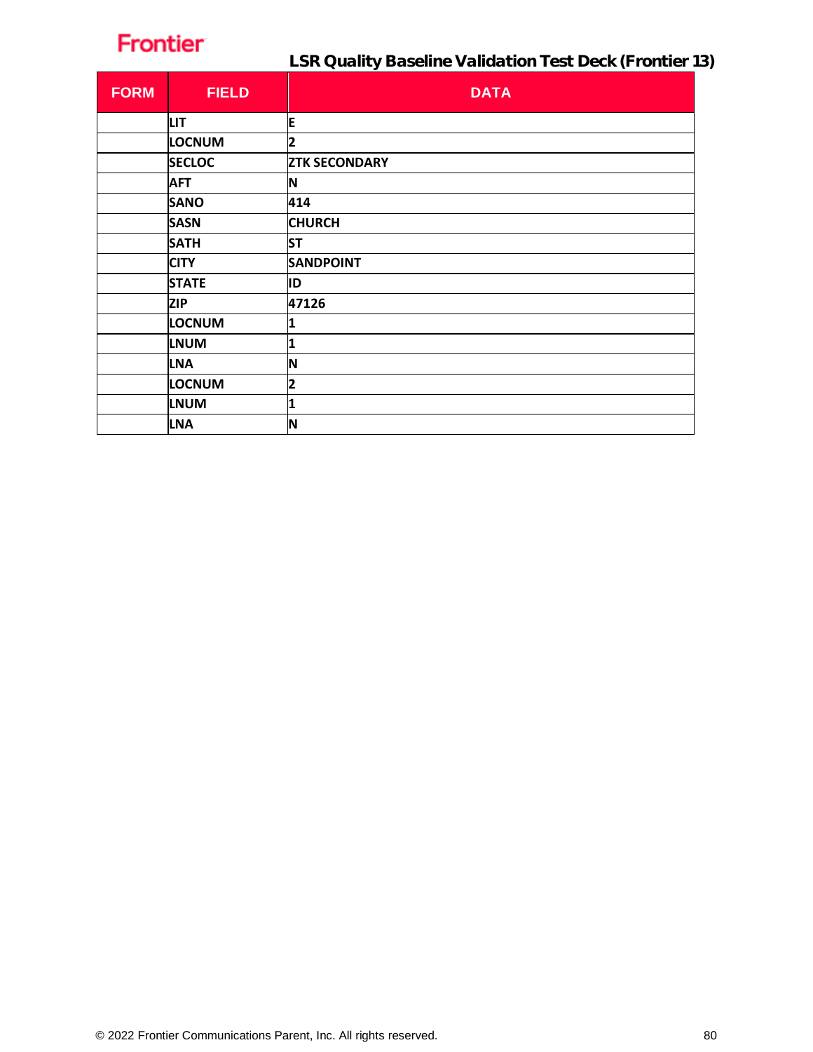## LSR Quality Baseline Validation Test Deck (Frontier 13)

| FORM | FIELD | DATA |
|---|---|---|
| | LIT | E |
| | LOCNUM | 2 |
| | SECLOC | ZTK SECONDARY |
| | AFT | N |
| | SANO | 414 |
| | SASN | CHURCH |
| | SATH | ST |
| | CITY | SANDPOINT |
| | STATE | ID |
| | ZIP | 47126 |
| | LOCNUM | 1 |
| | LNUM | 1 |
| | LNA | N |
| | LOCNUM | 2 |
| | LNUM | 1 |
| | LNA | N |

© 2022 Frontier Communications Parent, Inc. All rights reserved.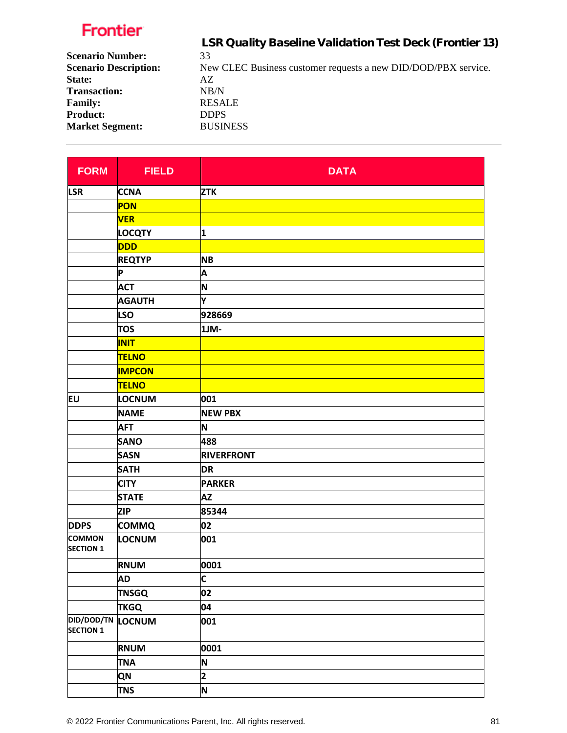## LSR Quality Baseline Validation Test Deck (Frontier 13)

**Scenario Number:** 33
**Scenario Description:** New CLEC Business customer requests a new DID/DOD/PBX service.
**State:** AZ
**Transaction:** NB/N
**Family:** RESALE
**Product:** DDPS
**Market Segment:** BUSINESS

---

| FORM | FIELD | DATA |
|---|---|---|
| LSR | CCNA | ZTK |
| | PON | |
| | VER | |
| | LOCQTY | 1 |
| | DDD | |
| | REQTYP | NB |
| | P | A |
| | ACT | N |
| | AGAUTH | Y |
| | LSO | 928669 |
| | TOS | 1JM- |
| | INIT | |
| | TELNO | |
| | IMPCON | |
| | TELNO | |
| EU | LOCNUM | 001 |
| | NAME | NEW PBX |
| | AFT | N |
| | SANO | 488 |
| | SASN | RIVERFRONT |
| | SATH | DR |
| | CITY | PARKER |
| | STATE | AZ |
| | ZIP | 85344 |
| DDPS | COMMQ | 02 |
| COMMON SECTION 1 | LOCNUM | 001 |
| | RNUM | 0001 |
| | AD | C |
| | TNSGQ | 02 |
| | TKGQ | 04 |
| DID/DOD/TN SECTION 1 | LOCNUM | 001 |
| | RNUM | 0001 |
| | TNA | N |
| | QN | 2 |
| | TNS | N |

© 2022 Frontier Communications Parent, Inc. All rights reserved.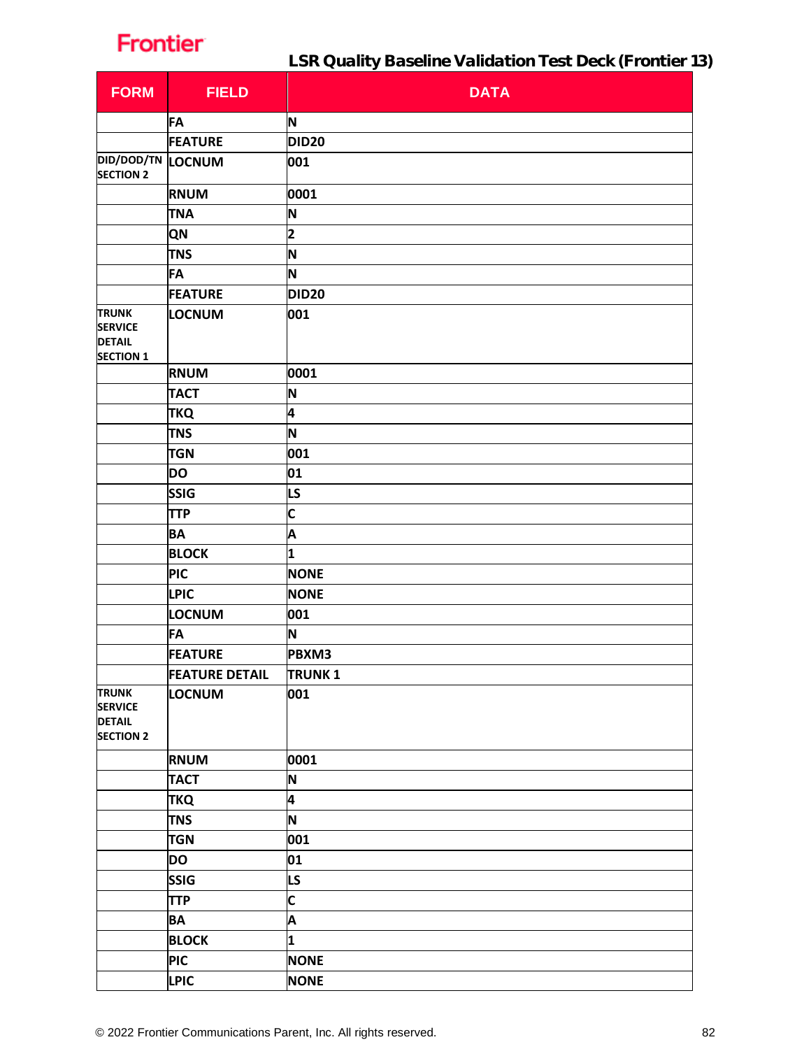| FORM | FIELD | DATA |
| --- | --- | --- |
| | FA | N |
| | FEATURE | DID20 |
| DID/DOD/TN SECTION 2 | LOCNUM | 001 |
| | RNUM | 0001 |
| | TNA | N |
| | QN | 2 |
| | TNS | N |
| | FA | N |
| | FEATURE | DID20 |
| TRUNK SERVICE DETAIL SECTION 1 | LOCNUM | 001 |
| | RNUM | 0001 |
| | TACT | N |
| | TKQ | 4 |
| | TNS | N |
| | TGN | 001 |
| | DO | 01 |
| | SSIG | LS |
| | TTP | C |
| | BA | A |
| | BLOCK | 1 |
| | PIC | NONE |
| | LPIC | NONE |
| | LOCNUM | 001 |
| | FA | N |
| | FEATURE | PBXM3 |
| | FEATURE DETAIL | TRUNK 1 |
| TRUNK SERVICE DETAIL SECTION 2 | LOCNUM | 001 |
| | RNUM | 0001 |
| | TACT | N |
| | TKQ | 4 |
| | TNS | N |
| | TGN | 001 |
| | DO | 01 |
| | SSIG | LS |
| | TTP | C |
| | BA | A |
| | BLOCK | 1 |
| | PIC | NONE |
| | LPIC | NONE |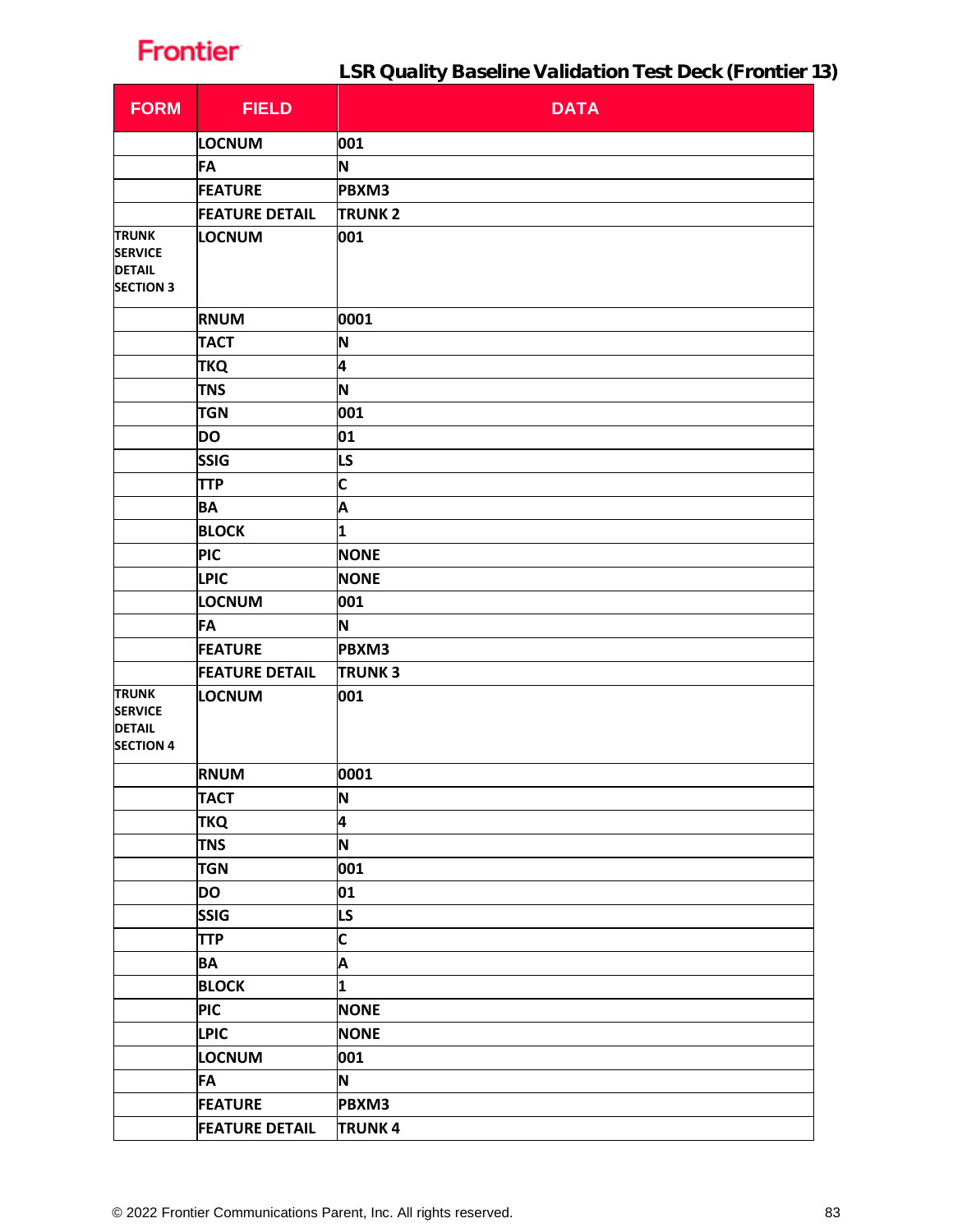| FORM | FIELD | DATA |
|---|---|---|
| | LOCNUM | 001 |
| | FA | N |
| | FEATURE | PBXM3 |
| | FEATURE DETAIL | TRUNK 2 |
| TRUNK SERVICE DETAIL SECTION 3 | LOCNUM | 001 |
| | RNUM | 0001 |
| | TACT | N |
| | TKQ | 4 |
| | TNS | N |
| | TGN | 001 |
| | DO | 01 |
| | SSIG | LS |
| | TTP | C |
| | BA | A |
| | BLOCK | 1 |
| | PIC | NONE |
| | LPIC | NONE |
| | LOCNUM | 001 |
| | FA | N |
| | FEATURE | PBXM3 |
| | FEATURE DETAIL | TRUNK 3 |
| TRUNK SERVICE DETAIL SECTION 4 | LOCNUM | 001 |
| | RNUM | 0001 |
| | TACT | N |
| | TKQ | 4 |
| | TNS | N |
| | TGN | 001 |
| | DO | 01 |
| | SSIG | LS |
| | TTP | C |
| | BA | A |
| | BLOCK | 1 |
| | PIC | NONE |
| | LPIC | NONE |
| | LOCNUM | 001 |
| | FA | N |
| | FEATURE | PBXM3 |
| | FEATURE DETAIL | TRUNK 4 |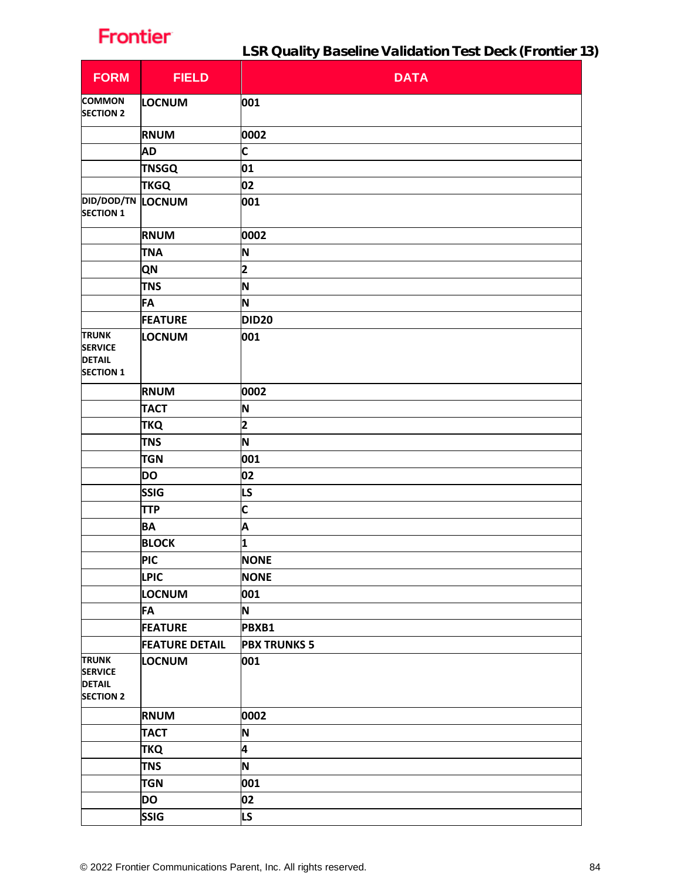# LSR Quality Baseline Validation Test Deck (Frontier 13)

| FORM | FIELD | DATA |
|---|---|---|
| COMMON SECTION 2 | LOCNUM | 001 |
| | RNUM | 0002 |
| | AD | C |
| | TNSGQ | 01 |
| | TKGQ | 02 |
| DID/DOD/TN SECTION 1 | LOCNUM | 001 |
| | RNUM | 0002 |
| | TNA | N |
| | QN | 2 |
| | TNS | N |
| | FA | N |
| | FEATURE | DID20 |
| TRUNK SERVICE DETAIL SECTION 1 | LOCNUM | 001 |
| | RNUM | 0002 |
| | TACT | N |
| | TKQ | 2 |
| | TNS | N |
| | TGN | 001 |
| | DO | 02 |
| | SSIG | LS |
| | TTP | C |
| | BA | A |
| | BLOCK | 1 |
| | PIC | NONE |
| | LPIC | NONE |
| | LOCNUM | 001 |
| | FA | N |
| | FEATURE | PBXB1 |
| | FEATURE DETAIL | PBX TRUNKS 5 |
| TRUNK SERVICE DETAIL SECTION 2 | LOCNUM | 001 |
| | RNUM | 0002 |
| | TACT | N |
| | TKQ | 4 |
| | TNS | N |
| | TGN | 001 |
| | DO | 02 |
| | SSIG | LS |

© 2022 Frontier Communications Parent, Inc. All rights reserved.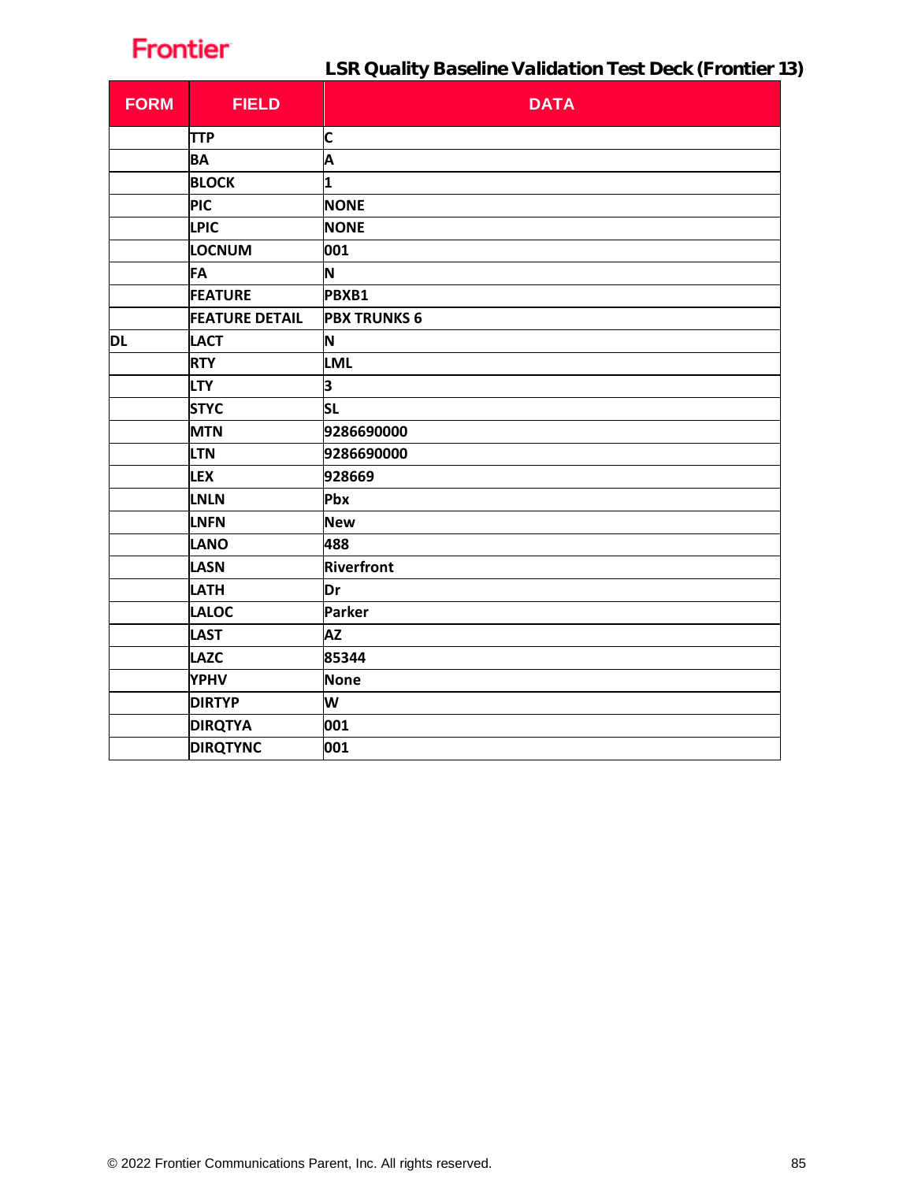# LSR Quality Baseline Validation Test Deck (Frontier 13)

| FORM | FIELD | DATA |
|---|---|---|
| | TTP | C |
| | BA | A |
| | BLOCK | 1 |
| | PIC | NONE |
| | LPIC | NONE |
| | LOCNUM | 001 |
| | FA | N |
| | FEATURE | PBXB1 |
| | FEATURE DETAIL | PBX TRUNKS 6 |
| DL | LACT | N |
| | RTY | LML |
| | LTY | 3 |
| | STYC | SL |
| | MTN | 9286690000 |
| | LTN | 9286690000 |
| | LEX | 928669 |
| | LNLN | Pbx |
| | LNFN | New |
| | LANO | 488 |
| | LASN | Riverfront |
| | LATH | Dr |
| | LALOC | Parker |
| | LAST | AZ |
| | LAZC | 85344 |
| | YPHV | None |
| | DIRTYP | W |
| | DIRQTYA | 001 |
| | DIRQTYNC | 001 |

© 2022 Frontier Communications Parent, Inc. All rights reserved.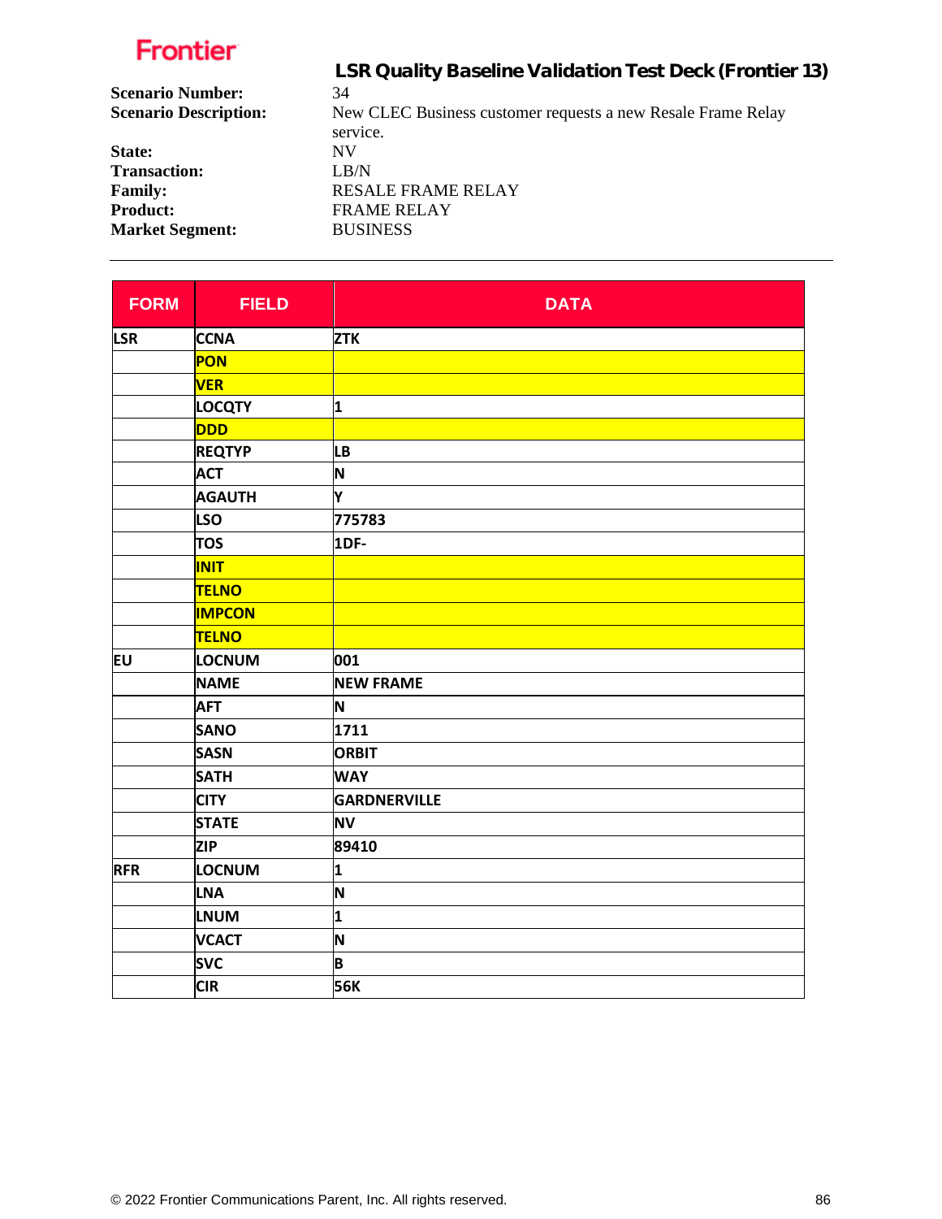Frontier

**LSR Quality Baseline Validation Test Deck (Frontier 13)**

| | |
|---|---|
| **Scenario Number:** | 34 |
| **Scenario Description:** | New CLEC Business customer requests a new Resale Frame Relay service. |
| **State:** | NV |
| **Transaction:** | LB/N |
| **Family:** | RESALE FRAME RELAY |
| **Product:** | FRAME RELAY |
| **Market Segment:** | BUSINESS |

---

| FORM | FIELD | DATA |
|---|---|---|
| LSR | CCNA | ZTK |
| | PON | |
| | VER | |
| | LOCQTY | 1 |
| | DDD | |
| | REQTYP | LB |
| | ACT | N |
| | AGAUTH | Y |
| | LSO | 775783 |
| | TOS | 1DF- |
| | INIT | |
| | TELNO | |
| | IMPCON | |
| | TELNO | |
| EU | LOCNUM | 001 |
| | NAME | NEW FRAME |
| | AFT | N |
| | SANO | 1711 |
| | SASN | ORBIT |
| | SATH | WAY |
| | CITY | GARDNERVILLE |
| | STATE | NV |
| | ZIP | 89410 |
| RFR | LOCNUM | 1 |
| | LNA | N |
| | LNUM | 1 |
| | VCACT | N |
| | SVC | B |
| | CIR | 56K |

© 2022 Frontier Communications Parent, Inc. All rights reserved.